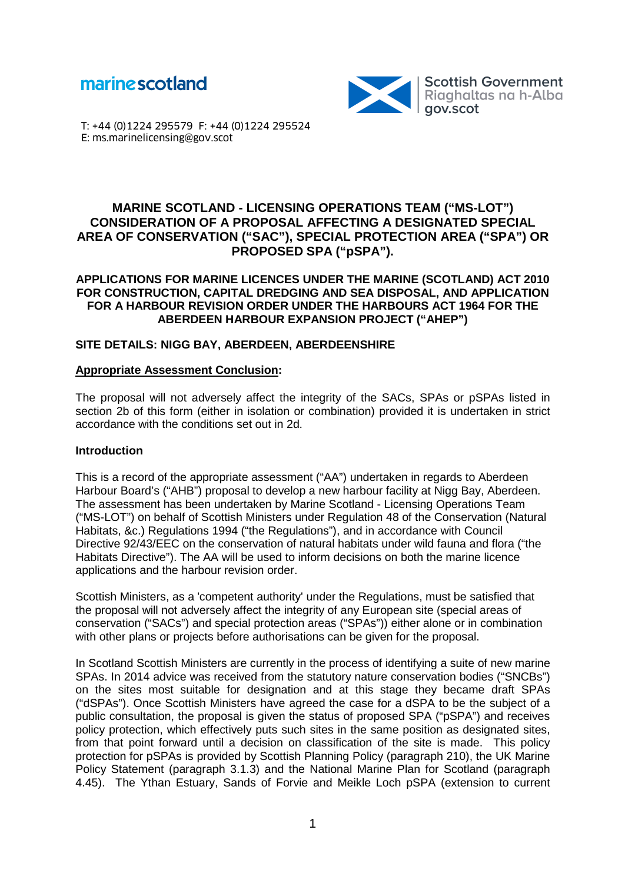marine scotland

Scottish Government
Riaghaltas na h-Alba
gov.scot

T: +44 (0)1224 295579 F: +44 (0)1224 295524
E: ms.marinelicensing@gov.scot

# MARINE SCOTLAND - LICENSING OPERATIONS TEAM ("MS-LOT") CONSIDERATION OF A PROPOSAL AFFECTING A DESIGNATED SPECIAL AREA OF CONSERVATION ("SAC"), SPECIAL PROTECTION AREA ("SPA") OR PROPOSED SPA ("pSPA").

## APPLICATIONS FOR MARINE LICENCES UNDER THE MARINE (SCOTLAND) ACT 2010 FOR CONSTRUCTION, CAPITAL DREDGING AND SEA DISPOSAL, AND APPLICATION FOR A HARBOUR REVISION ORDER UNDER THE HARBOURS ACT 1964 FOR THE ABERDEEN HARBOUR EXPANSION PROJECT ("AHEP")

**SITE DETAILS: NIGG BAY, ABERDEEN, ABERDEENSHIRE**

**Appropriate Assessment Conclusion:**

The proposal will not adversely affect the integrity of the SACs, SPAs or pSPAs listed in section 2b of this form (either in isolation or combination) provided it is undertaken in strict accordance with the conditions set out in 2d.

**Introduction**

This is a record of the appropriate assessment ("AA") undertaken in regards to Aberdeen Harbour Board's ("AHB") proposal to develop a new harbour facility at Nigg Bay, Aberdeen. The assessment has been undertaken by Marine Scotland - Licensing Operations Team ("MS-LOT") on behalf of Scottish Ministers under Regulation 48 of the Conservation (Natural Habitats, &c.) Regulations 1994 ("the Regulations"), and in accordance with Council Directive 92/43/EEC on the conservation of natural habitats under wild fauna and flora ("the Habitats Directive"). The AA will be used to inform decisions on both the marine licence applications and the harbour revision order.

Scottish Ministers, as a 'competent authority' under the Regulations, must be satisfied that the proposal will not adversely affect the integrity of any European site (special areas of conservation ("SACs") and special protection areas ("SPAs")) either alone or in combination with other plans or projects before authorisations can be given for the proposal.

In Scotland Scottish Ministers are currently in the process of identifying a suite of new marine SPAs. In 2014 advice was received from the statutory nature conservation bodies ("SNCBs") on the sites most suitable for designation and at this stage they became draft SPAs ("dSPAs"). Once Scottish Ministers have agreed the case for a dSPA to be the subject of a public consultation, the proposal is given the status of proposed SPA ("pSPA") and receives policy protection, which effectively puts such sites in the same position as designated sites, from that point forward until a decision on classification of the site is made. This policy protection for pSPAs is provided by Scottish Planning Policy (paragraph 210), the UK Marine Policy Statement (paragraph 3.1.3) and the National Marine Plan for Scotland (paragraph 4.45). The Ythan Estuary, Sands of Forvie and Meikle Loch pSPA (extension to current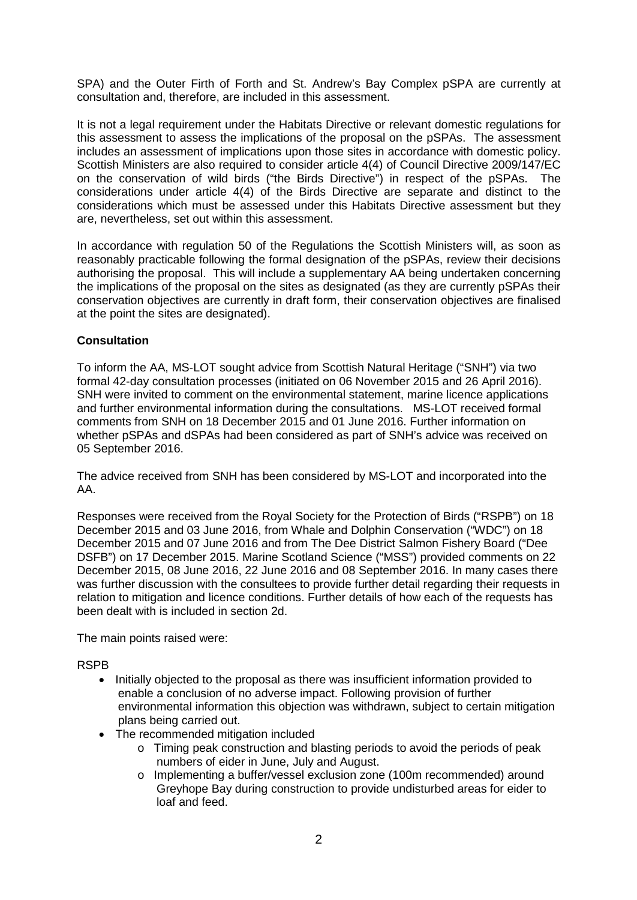SPA) and the Outer Firth of Forth and St. Andrew's Bay Complex pSPA are currently at consultation and, therefore, are included in this assessment.

It is not a legal requirement under the Habitats Directive or relevant domestic regulations for this assessment to assess the implications of the proposal on the pSPAs. The assessment includes an assessment of implications upon those sites in accordance with domestic policy. Scottish Ministers are also required to consider article 4(4) of Council Directive 2009/147/EC on the conservation of wild birds ("the Birds Directive") in respect of the pSPAs. The considerations under article 4(4) of the Birds Directive are separate and distinct to the considerations which must be assessed under this Habitats Directive assessment but they are, nevertheless, set out within this assessment.

In accordance with regulation 50 of the Regulations the Scottish Ministers will, as soon as reasonably practicable following the formal designation of the pSPAs, review their decisions authorising the proposal. This will include a supplementary AA being undertaken concerning the implications of the proposal on the sites as designated (as they are currently pSPAs their conservation objectives are currently in draft form, their conservation objectives are finalised at the point the sites are designated).

**Consultation**

To inform the AA, MS-LOT sought advice from Scottish Natural Heritage ("SNH") via two formal 42-day consultation processes (initiated on 06 November 2015 and 26 April 2016). SNH were invited to comment on the environmental statement, marine licence applications and further environmental information during the consultations. MS-LOT received formal comments from SNH on 18 December 2015 and 01 June 2016. Further information on whether pSPAs and dSPAs had been considered as part of SNH's advice was received on 05 September 2016.

The advice received from SNH has been considered by MS-LOT and incorporated into the AA.

Responses were received from the Royal Society for the Protection of Birds ("RSPB") on 18 December 2015 and 03 June 2016, from Whale and Dolphin Conservation ("WDC") on 18 December 2015 and 07 June 2016 and from The Dee District Salmon Fishery Board ("Dee DSFB") on 17 December 2015. Marine Scotland Science ("MSS") provided comments on 22 December 2015, 08 June 2016, 22 June 2016 and 08 September 2016. In many cases there was further discussion with the consultees to provide further detail regarding their requests in relation to mitigation and licence conditions. Further details of how each of the requests has been dealt with is included in section 2d.

The main points raised were:

RSPB

- Initially objected to the proposal as there was insufficient information provided to enable a conclusion of no adverse impact. Following provision of further environmental information this objection was withdrawn, subject to certain mitigation plans being carried out.
- The recommended mitigation included
  - Timing peak construction and blasting periods to avoid the periods of peak numbers of eider in June, July and August.
  - Implementing a buffer/vessel exclusion zone (100m recommended) around Greyhope Bay during construction to provide undisturbed areas for eider to loaf and feed.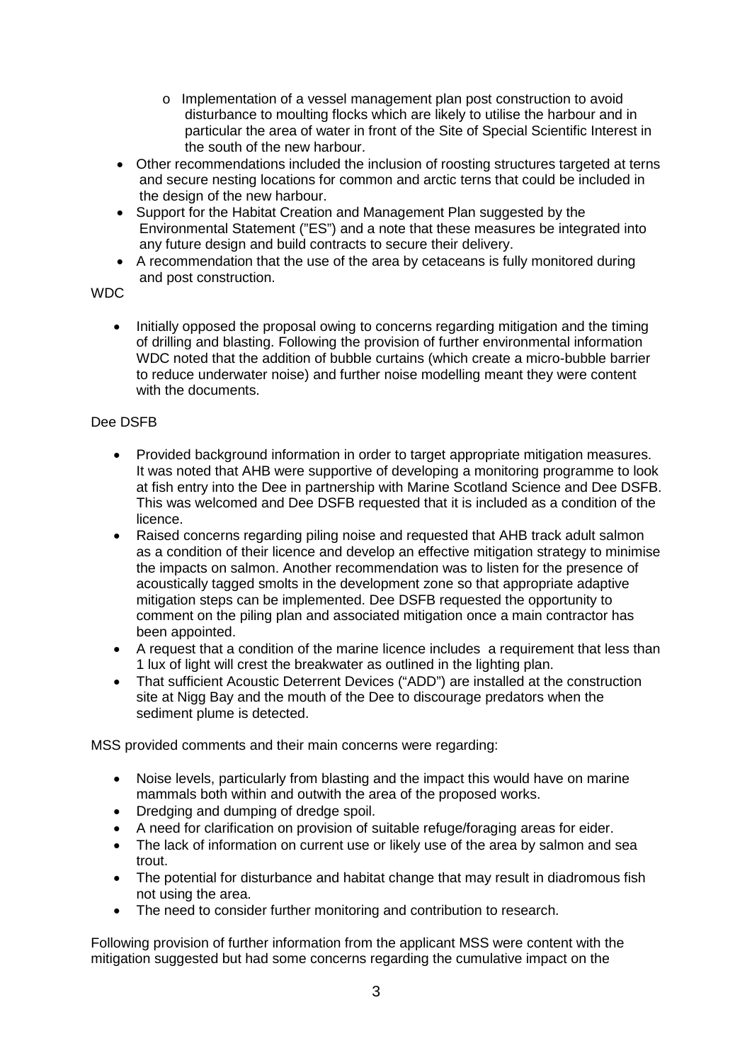- Implementation of a vessel management plan post construction to avoid disturbance to moulting flocks which are likely to utilise the harbour and in particular the area of water in front of the Site of Special Scientific Interest in the south of the new harbour.
- Other recommendations included the inclusion of roosting structures targeted at terns and secure nesting locations for common and arctic terns that could be included in the design of the new harbour.
- Support for the Habitat Creation and Management Plan suggested by the Environmental Statement ("ES") and a note that these measures be integrated into any future design and build contracts to secure their delivery.
- A recommendation that the use of the area by cetaceans is fully monitored during and post construction.

WDC

- Initially opposed the proposal owing to concerns regarding mitigation and the timing of drilling and blasting. Following the provision of further environmental information WDC noted that the addition of bubble curtains (which create a micro-bubble barrier to reduce underwater noise) and further noise modelling meant they were content with the documents.

Dee DSFB

- Provided background information in order to target appropriate mitigation measures. It was noted that AHB were supportive of developing a monitoring programme to look at fish entry into the Dee in partnership with Marine Scotland Science and Dee DSFB. This was welcomed and Dee DSFB requested that it is included as a condition of the licence.
- Raised concerns regarding piling noise and requested that AHB track adult salmon as a condition of their licence and develop an effective mitigation strategy to minimise the impacts on salmon. Another recommendation was to listen for the presence of acoustically tagged smolts in the development zone so that appropriate adaptive mitigation steps can be implemented. Dee DSFB requested the opportunity to comment on the piling plan and associated mitigation once a main contractor has been appointed.
- A request that a condition of the marine licence includes a requirement that less than 1 lux of light will crest the breakwater as outlined in the lighting plan.
- That sufficient Acoustic Deterrent Devices ("ADD") are installed at the construction site at Nigg Bay and the mouth of the Dee to discourage predators when the sediment plume is detected.

MSS provided comments and their main concerns were regarding:

- Noise levels, particularly from blasting and the impact this would have on marine mammals both within and outwith the area of the proposed works.
- Dredging and dumping of dredge spoil.
- A need for clarification on provision of suitable refuge/foraging areas for eider.
- The lack of information on current use or likely use of the area by salmon and sea trout.
- The potential for disturbance and habitat change that may result in diadromous fish not using the area.
- The need to consider further monitoring and contribution to research.

Following provision of further information from the applicant MSS were content with the mitigation suggested but had some concerns regarding the cumulative impact on the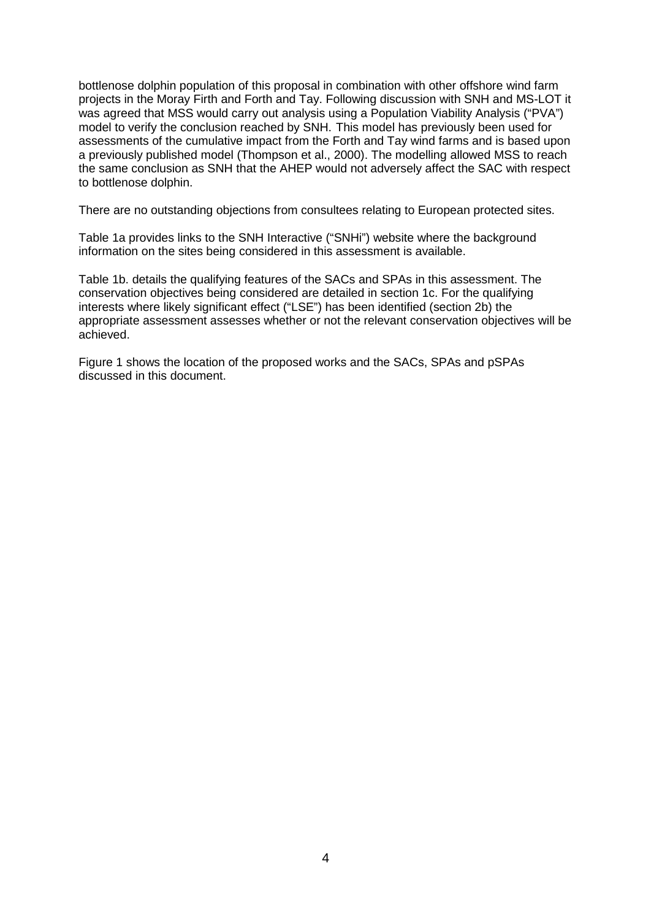bottlenose dolphin population of this proposal in combination with other offshore wind farm projects in the Moray Firth and Forth and Tay. Following discussion with SNH and MS-LOT it was agreed that MSS would carry out analysis using a Population Viability Analysis ("PVA") model to verify the conclusion reached by SNH. This model has previously been used for assessments of the cumulative impact from the Forth and Tay wind farms and is based upon a previously published model (Thompson et al., 2000). The modelling allowed MSS to reach the same conclusion as SNH that the AHEP would not adversely affect the SAC with respect to bottlenose dolphin.

There are no outstanding objections from consultees relating to European protected sites.

Table 1a provides links to the SNH Interactive ("SNHi") website where the background information on the sites being considered in this assessment is available.

Table 1b. details the qualifying features of the SACs and SPAs in this assessment. The conservation objectives being considered are detailed in section 1c. For the qualifying interests where likely significant effect ("LSE") has been identified (section 2b) the appropriate assessment assesses whether or not the relevant conservation objectives will be achieved.

Figure 1 shows the location of the proposed works and the SACs, SPAs and pSPAs discussed in this document.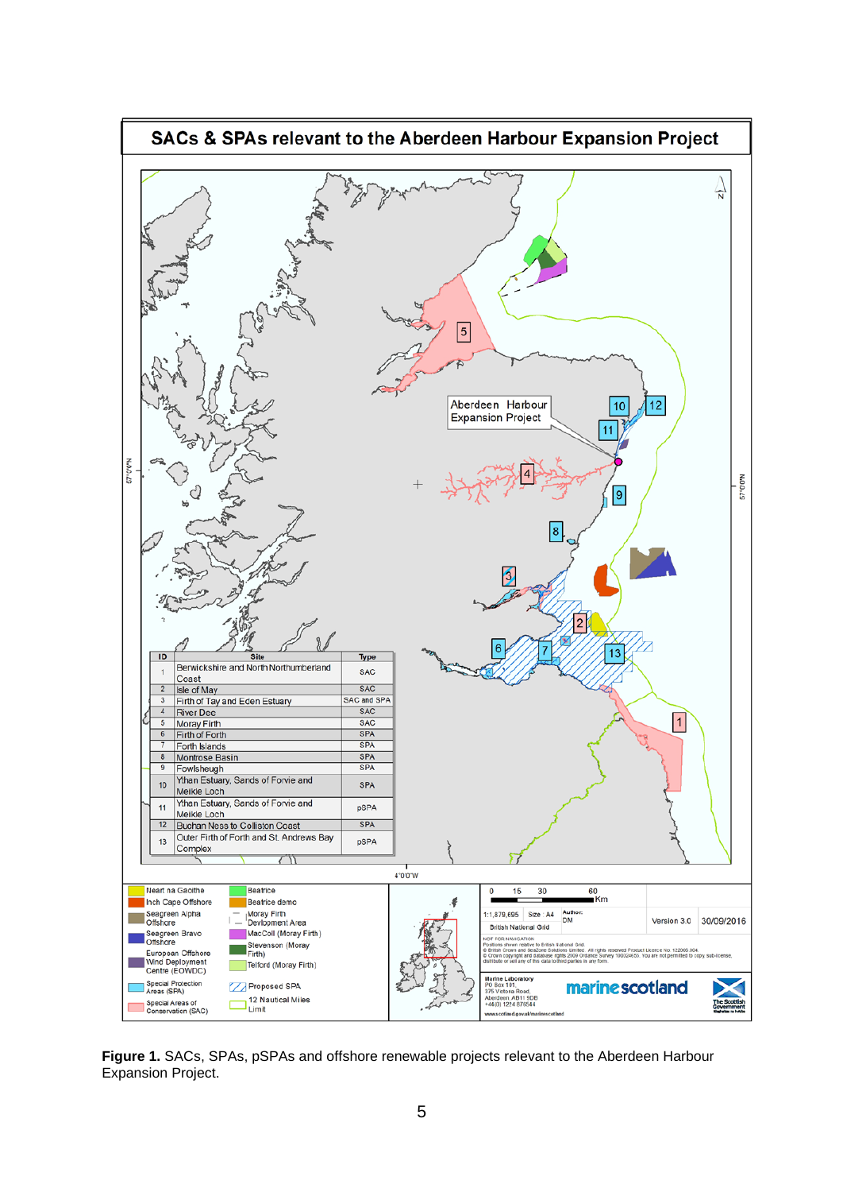# SACs & SPAs relevant to the Aberdeen Harbour Expansion Project

| ID | Site | Type |
|---|---|---|
| 1 | Berwickshire and North Northumberland Coast | SAC |
| 2 | Isle of May | SAC |
| 3 | Firth of Tay and Eden Estuary | SAC and SPA |
| 4 | River Dee | SAC |
| 5 | Moray Firth | SAC |
| 6 | Firth of Forth | SPA |
| 7 | Forth Islands | SPA |
| 8 | Montrose Basin | SPA |
| 9 | Fowlsheugh | SPA |
| 10 | Ythan Estuary, Sands of Forvie and Meikle Loch | SPA |
| 11 | Ythan Estuary, Sands of Forvie and Meikle Loch | pSPA |
| 12 | Buchan Ness to Collieston Coast | SPA |
| 13 | Outer Firth of Forth and St. Andrews Bay Complex | pSPA |

Legend: Neart na Gaoithe; Inch Cape Offshore; Seagreen Alpha Offshore; Seagreen Bravo Offshore; European Offshore Wind Deployment Centre (EOWDC); Special Protection Areas (SPA); Special Areas of Conservation (SAC); Beatrice; Beatrice demo; Moray Firth Devlopment Area; MacColl (Moray Firth); Stevenson (Moray Firth); Telford (Moray Firth); Proposed SPA; 12 Nautical Miles Limit

Aberdeen Harbour Expansion Project

0 15 30 60 Km

1:1,879,695 | Size: A4 | Author: DM | Version 3.0 | 30/09/2016

British National Grid

NOT FOR NAVIGATION
Positions shown relative to British National Grid.
© British Crown and SeaZone Solutions Limited. All rights reserved Product Licence No. 122005.004.
© Crown copyright and database rights 2009 Ordnance Survey 100024655. You are not permitted to copy, sub-license, distribute or sell any of this data to third parties in any form.

Marine Laboratory
PO Box 101,
375 Victoria Road,
Aberdeen, AB11 9DB
+44(0) 1224 876544
www.scotland.gov.uk/marinescotland

marinescotland

The Scottish Government

**Figure 1.** SACs, SPAs, pSPAs and offshore renewable projects relevant to the Aberdeen Harbour Expansion Project.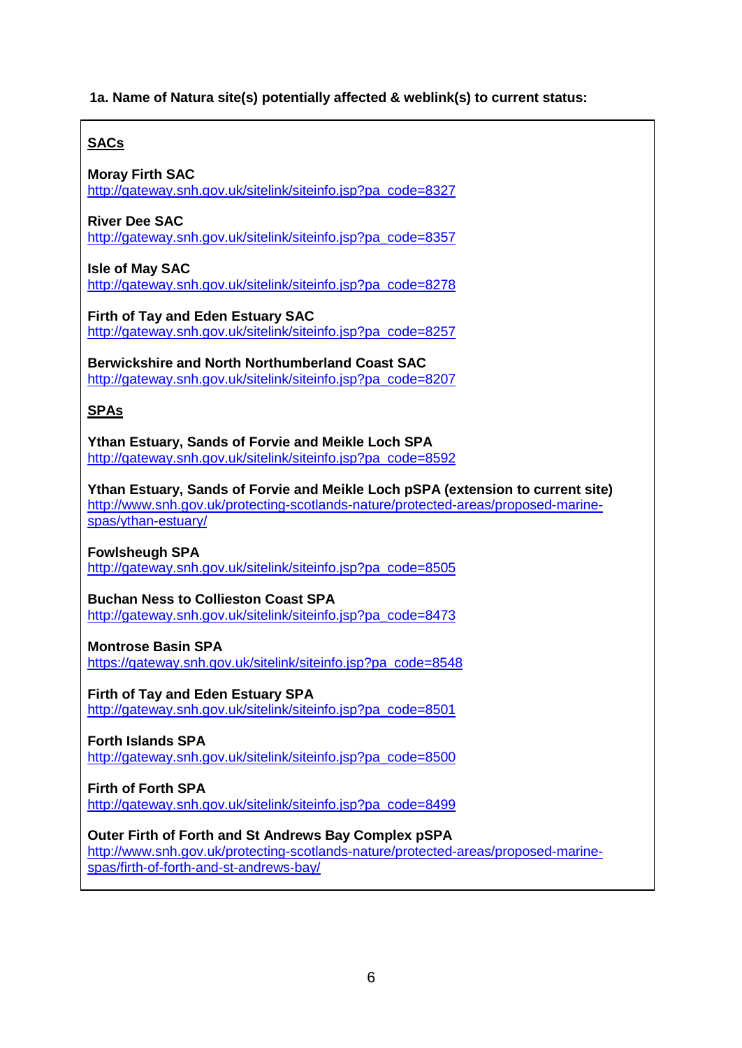**1a. Name of Natura site(s) potentially affected & weblink(s) to current status:**

**SACs**

**Moray Firth SAC**
http://gateway.snh.gov.uk/sitelink/siteinfo.jsp?pa_code=8327

**River Dee SAC**
http://gateway.snh.gov.uk/sitelink/siteinfo.jsp?pa_code=8357

**Isle of May SAC**
http://gateway.snh.gov.uk/sitelink/siteinfo.jsp?pa_code=8278

**Firth of Tay and Eden Estuary SAC**
http://gateway.snh.gov.uk/sitelink/siteinfo.jsp?pa_code=8257

**Berwickshire and North Northumberland Coast SAC**
http://gateway.snh.gov.uk/sitelink/siteinfo.jsp?pa_code=8207

**SPAs**

**Ythan Estuary, Sands of Forvie and Meikle Loch SPA**
http://gateway.snh.gov.uk/sitelink/siteinfo.jsp?pa_code=8592

**Ythan Estuary, Sands of Forvie and Meikle Loch pSPA (extension to current site)**
http://www.snh.gov.uk/protecting-scotlands-nature/protected-areas/proposed-marine-spas/ythan-estuary/

**Fowlsheugh SPA**
http://gateway.snh.gov.uk/sitelink/siteinfo.jsp?pa_code=8505

**Buchan Ness to Collieston Coast SPA**
http://gateway.snh.gov.uk/sitelink/siteinfo.jsp?pa_code=8473

**Montrose Basin SPA**
https://gateway.snh.gov.uk/sitelink/siteinfo.jsp?pa_code=8548

**Firth of Tay and Eden Estuary SPA**
http://gateway.snh.gov.uk/sitelink/siteinfo.jsp?pa_code=8501

**Forth Islands SPA**
http://gateway.snh.gov.uk/sitelink/siteinfo.jsp?pa_code=8500

**Firth of Forth SPA**
http://gateway.snh.gov.uk/sitelink/siteinfo.jsp?pa_code=8499

**Outer Firth of Forth and St Andrews Bay Complex pSPA**
http://www.snh.gov.uk/protecting-scotlands-nature/protected-areas/proposed-marine-spas/firth-of-forth-and-st-andrews-bay/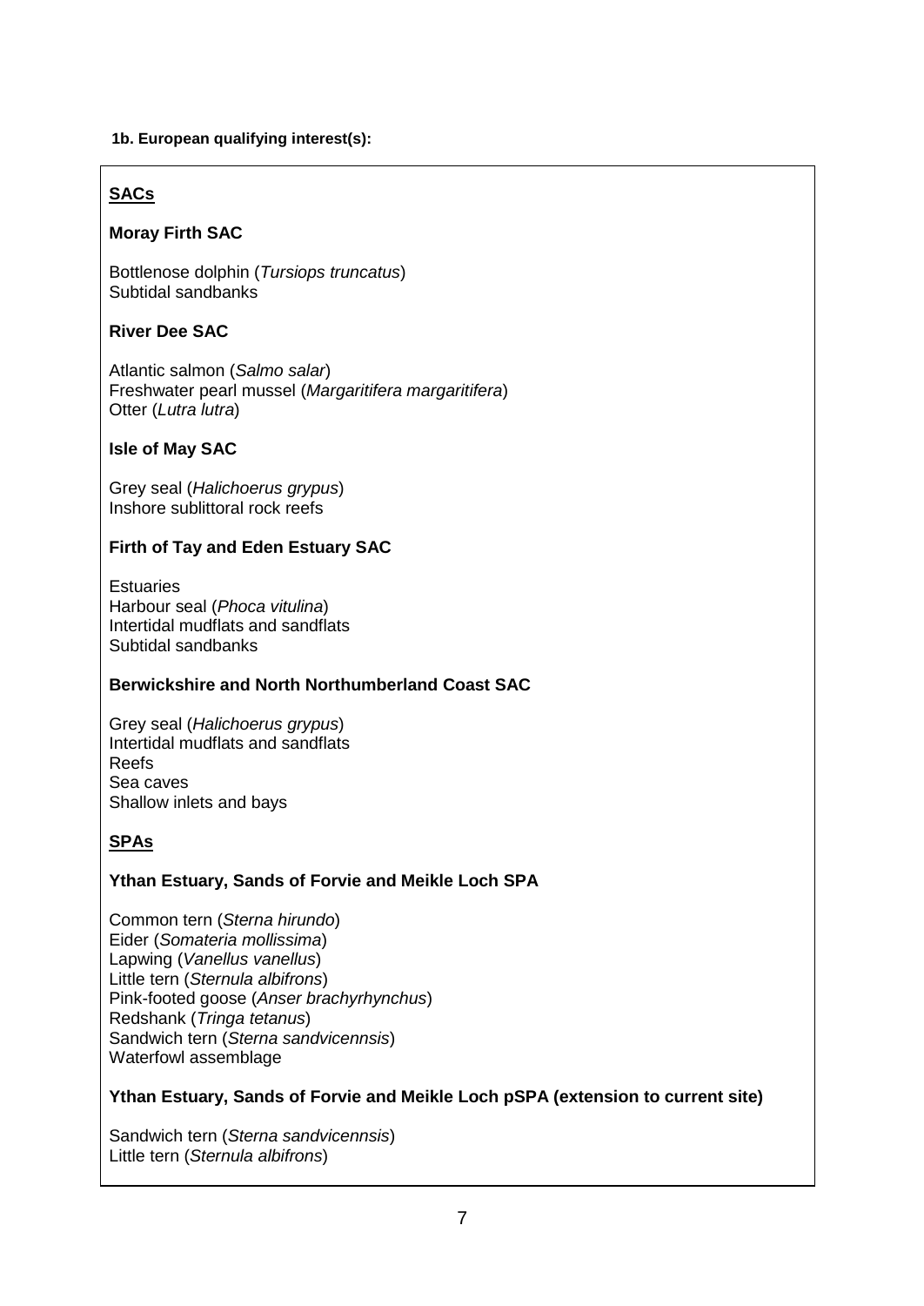**1b. European qualifying interest(s):**

**SACs**

**Moray Firth SAC**

Bottlenose dolphin (*Tursiops truncatus*)
Subtidal sandbanks

**River Dee SAC**

Atlantic salmon (*Salmo salar*)
Freshwater pearl mussel (*Margaritifera margaritifera*)
Otter (*Lutra lutra*)

**Isle of May SAC**

Grey seal (*Halichoerus grypus*)
Inshore sublittoral rock reefs

**Firth of Tay and Eden Estuary SAC**

Estuaries
Harbour seal (*Phoca vitulina*)
Intertidal mudflats and sandflats
Subtidal sandbanks

**Berwickshire and North Northumberland Coast SAC**

Grey seal (*Halichoerus grypus*)
Intertidal mudflats and sandflats
Reefs
Sea caves
Shallow inlets and bays

**SPAs**

**Ythan Estuary, Sands of Forvie and Meikle Loch SPA**

Common tern (*Sterna hirundo*)
Eider (*Somateria mollissima*)
Lapwing (*Vanellus vanellus*)
Little tern (*Sternula albifrons*)
Pink-footed goose (*Anser brachyrhynchus*)
Redshank (*Tringa tetanus*)
Sandwich tern (*Sterna sandvicennsis*)
Waterfowl assemblage

**Ythan Estuary, Sands of Forvie and Meikle Loch pSPA (extension to current site)**

Sandwich tern (*Sterna sandvicennsis*)
Little tern (*Sternula albifrons*)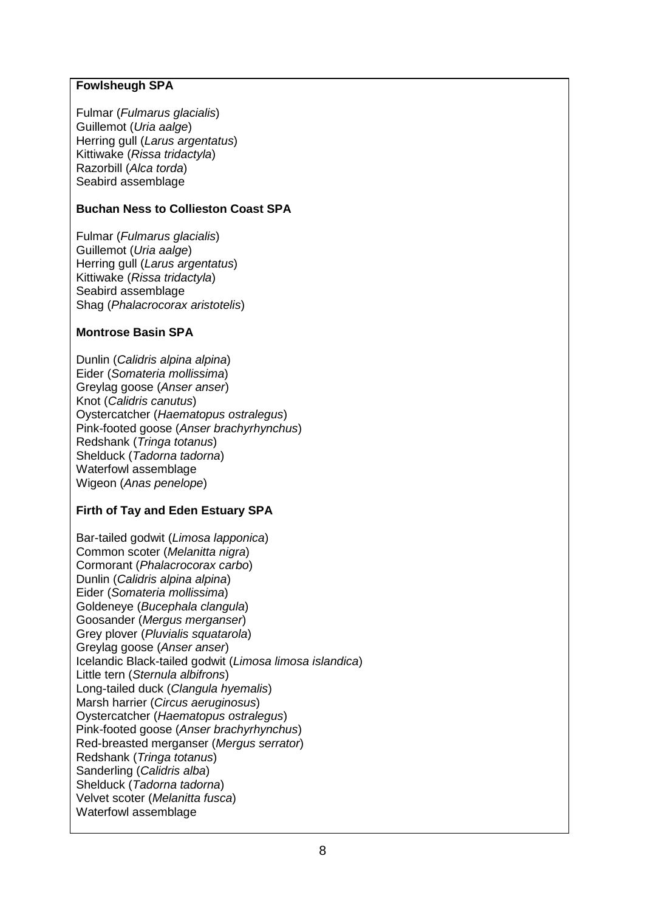**Fowlsheugh SPA**

Fulmar (*Fulmarus glacialis*)
Guillemot (*Uria aalge*)
Herring gull (*Larus argentatus*)
Kittiwake (*Rissa tridactyla*)
Razorbill (*Alca torda*)
Seabird assemblage

**Buchan Ness to Collieston Coast SPA**

Fulmar (*Fulmarus glacialis*)
Guillemot (*Uria aalge*)
Herring gull (*Larus argentatus*)
Kittiwake (*Rissa tridactyla*)
Seabird assemblage
Shag (*Phalacrocorax aristotelis*)

**Montrose Basin SPA**

Dunlin (*Calidris alpina alpina*)
Eider (*Somateria mollissima*)
Greylag goose (*Anser anser*)
Knot (*Calidris canutus*)
Oystercatcher (*Haematopus ostralegus*)
Pink-footed goose (*Anser brachyrhynchus*)
Redshank (*Tringa totanus*)
Shelduck (*Tadorna tadorna*)
Waterfowl assemblage
Wigeon (*Anas penelope*)

**Firth of Tay and Eden Estuary SPA**

Bar-tailed godwit (*Limosa lapponica*)
Common scoter (*Melanitta nigra*)
Cormorant (*Phalacrocorax carbo*)
Dunlin (*Calidris alpina alpina*)
Eider (*Somateria mollissima*)
Goldeneye (*Bucephala clangula*)
Goosander (*Mergus merganser*)
Grey plover (*Pluvialis squatarola*)
Greylag goose (*Anser anser*)
Icelandic Black-tailed godwit (*Limosa limosa islandica*)
Little tern (*Sternula albifrons*)
Long-tailed duck (*Clangula hyemalis*)
Marsh harrier (*Circus aeruginosus*)
Oystercatcher (*Haematopus ostralegus*)
Pink-footed goose (*Anser brachyrhynchus*)
Red-breasted merganser (*Mergus serrator*)
Redshank (*Tringa totanus*)
Sanderling (*Calidris alba*)
Shelduck (*Tadorna tadorna*)
Velvet scoter (*Melanitta fusca*)
Waterfowl assemblage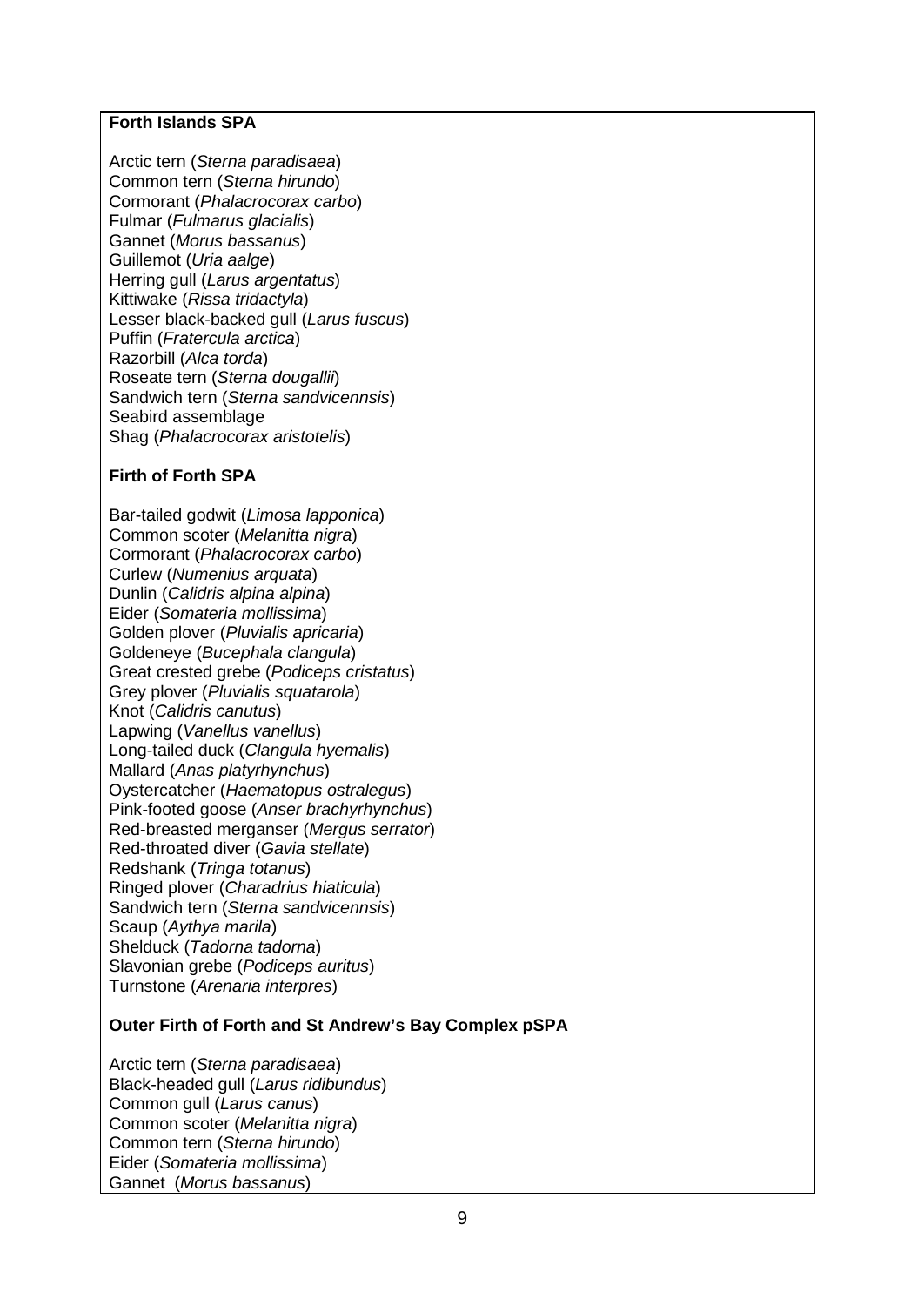**Forth Islands SPA**

Arctic tern (*Sterna paradisaea*)
Common tern (*Sterna hirundo*)
Cormorant (*Phalacrocorax carbo*)
Fulmar (*Fulmarus glacialis*)
Gannet (*Morus bassanus*)
Guillemot (*Uria aalge*)
Herring gull (*Larus argentatus*)
Kittiwake (*Rissa tridactyla*)
Lesser black-backed gull (*Larus fuscus*)
Puffin (*Fratercula arctica*)
Razorbill (*Alca torda*)
Roseate tern (*Sterna dougallii*)
Sandwich tern (*Sterna sandvicennsis*)
Seabird assemblage
Shag (*Phalacrocorax aristotelis*)

**Firth of Forth SPA**

Bar-tailed godwit (*Limosa lapponica*)
Common scoter (*Melanitta nigra*)
Cormorant (*Phalacrocorax carbo*)
Curlew (*Numenius arquata*)
Dunlin (*Calidris alpina alpina*)
Eider (*Somateria mollissima*)
Golden plover (*Pluvialis apricaria*)
Goldeneye (*Bucephala clangula*)
Great crested grebe (*Podiceps cristatus*)
Grey plover (*Pluvialis squatarola*)
Knot (*Calidris canutus*)
Lapwing (*Vanellus vanellus*)
Long-tailed duck (*Clangula hyemalis*)
Mallard (*Anas platyrhynchus*)
Oystercatcher (*Haematopus ostralegus*)
Pink-footed goose (*Anser brachyrhynchus*)
Red-breasted merganser (*Mergus serrator*)
Red-throated diver (*Gavia stellate*)
Redshank (*Tringa totanus*)
Ringed plover (*Charadrius hiaticula*)
Sandwich tern (*Sterna sandvicennsis*)
Scaup (*Aythya marila*)
Shelduck (*Tadorna tadorna*)
Slavonian grebe (*Podiceps auritus*)
Turnstone (*Arenaria interpres*)

**Outer Firth of Forth and St Andrew's Bay Complex pSPA**

Arctic tern (*Sterna paradisaea*)
Black-headed gull (*Larus ridibundus*)
Common gull (*Larus canus*)
Common scoter (*Melanitta nigra*)
Common tern (*Sterna hirundo*)
Eider (*Somateria mollissima*)
Gannet (*Morus bassanus*)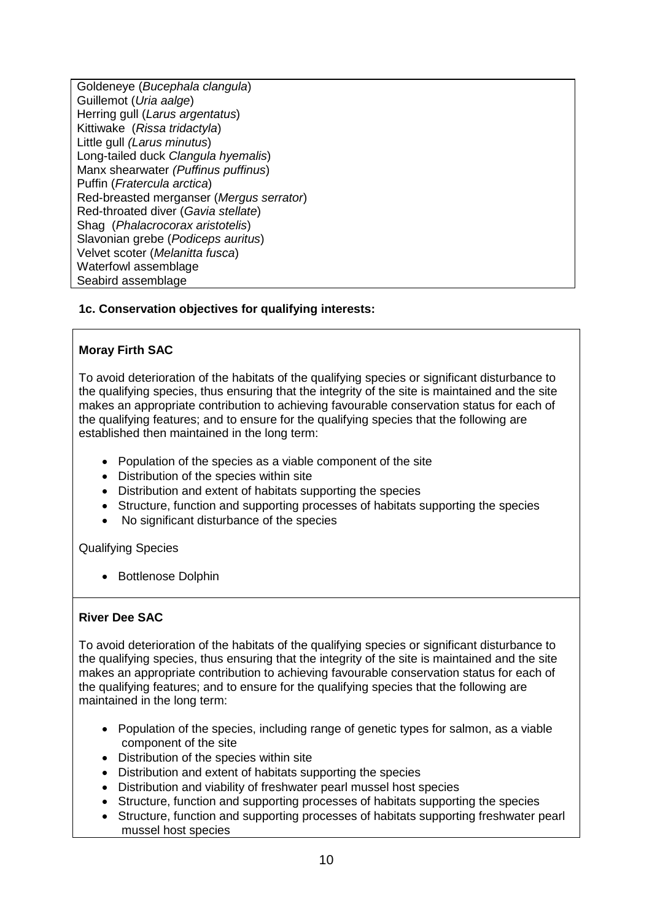Goldeneye (*Bucephala clangula*)
Guillemot (*Uria aalge*)
Herring gull (*Larus argentatus*)
Kittiwake (*Rissa tridactyla*)
Little gull *(Larus minutus*)
Long-tailed duck *Clangula hyemalis*)
Manx shearwater *(Puffinus puffinus*)
Puffin (*Fratercula arctica*)
Red-breasted merganser (*Mergus serrator*)
Red-throated diver (*Gavia stellate*)
Shag (*Phalacrocorax aristotelis*)
Slavonian grebe (*Podiceps auritus*)
Velvet scoter (*Melanitta fusca*)
Waterfowl assemblage
Seabird assemblage

**1c. Conservation objectives for qualifying interests:**

**Moray Firth SAC**

To avoid deterioration of the habitats of the qualifying species or significant disturbance to the qualifying species, thus ensuring that the integrity of the site is maintained and the site makes an appropriate contribution to achieving favourable conservation status for each of the qualifying features; and to ensure for the qualifying species that the following are established then maintained in the long term:

- Population of the species as a viable component of the site
- Distribution of the species within site
- Distribution and extent of habitats supporting the species
- Structure, function and supporting processes of habitats supporting the species
- No significant disturbance of the species

Qualifying Species

- Bottlenose Dolphin

**River Dee SAC**

To avoid deterioration of the habitats of the qualifying species or significant disturbance to the qualifying species, thus ensuring that the integrity of the site is maintained and the site makes an appropriate contribution to achieving favourable conservation status for each of the qualifying features; and to ensure for the qualifying species that the following are maintained in the long term:

- Population of the species, including range of genetic types for salmon, as a viable component of the site
- Distribution of the species within site
- Distribution and extent of habitats supporting the species
- Distribution and viability of freshwater pearl mussel host species
- Structure, function and supporting processes of habitats supporting the species
- Structure, function and supporting processes of habitats supporting freshwater pearl mussel host species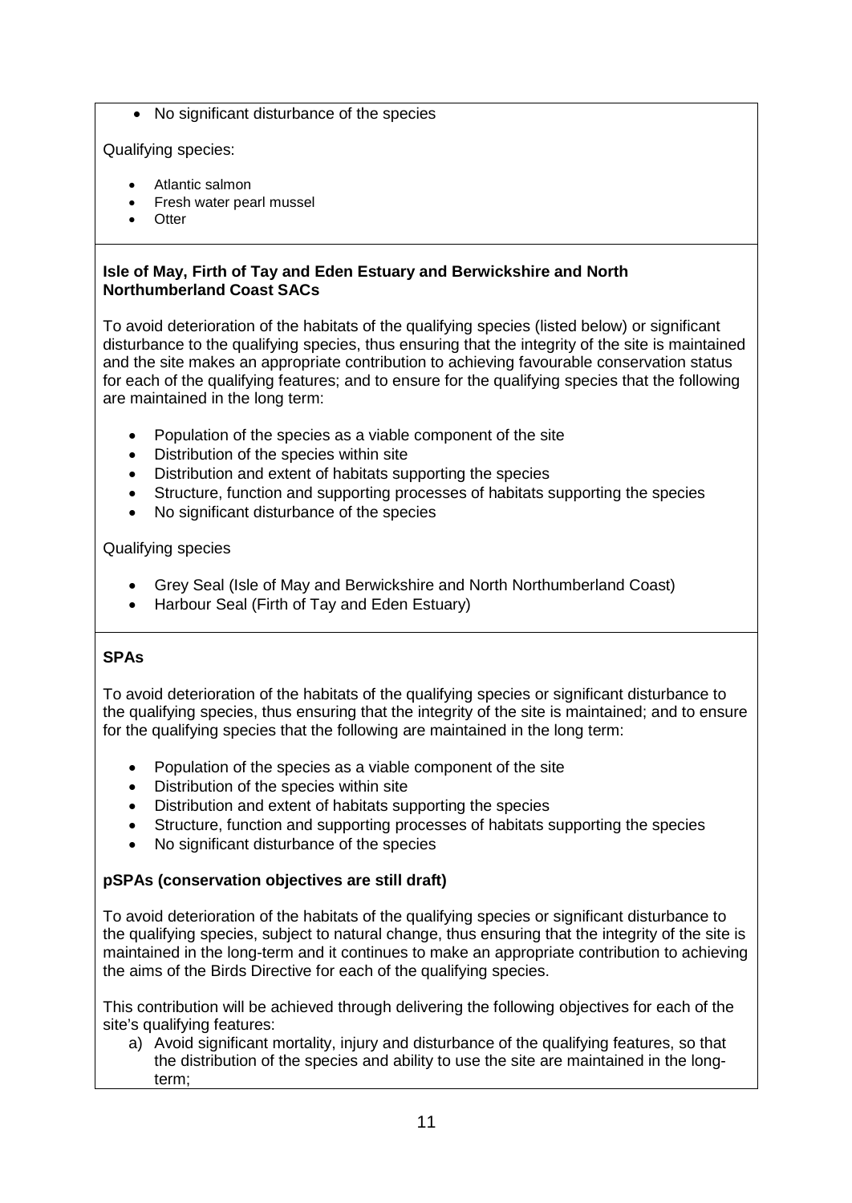- No significant disturbance of the species

Qualifying species:

- Atlantic salmon
- Fresh water pearl mussel
- Otter

**Isle of May, Firth of Tay and Eden Estuary and Berwickshire and North Northumberland Coast SACs**

To avoid deterioration of the habitats of the qualifying species (listed below) or significant disturbance to the qualifying species, thus ensuring that the integrity of the site is maintained and the site makes an appropriate contribution to achieving favourable conservation status for each of the qualifying features; and to ensure for the qualifying species that the following are maintained in the long term:

- Population of the species as a viable component of the site
- Distribution of the species within site
- Distribution and extent of habitats supporting the species
- Structure, function and supporting processes of habitats supporting the species
- No significant disturbance of the species

Qualifying species

- Grey Seal (Isle of May and Berwickshire and North Northumberland Coast)
- Harbour Seal (Firth of Tay and Eden Estuary)

**SPAs**

To avoid deterioration of the habitats of the qualifying species or significant disturbance to the qualifying species, thus ensuring that the integrity of the site is maintained; and to ensure for the qualifying species that the following are maintained in the long term:

- Population of the species as a viable component of the site
- Distribution of the species within site
- Distribution and extent of habitats supporting the species
- Structure, function and supporting processes of habitats supporting the species
- No significant disturbance of the species

**pSPAs (conservation objectives are still draft)**

To avoid deterioration of the habitats of the qualifying species or significant disturbance to the qualifying species, subject to natural change, thus ensuring that the integrity of the site is maintained in the long-term and it continues to make an appropriate contribution to achieving the aims of the Birds Directive for each of the qualifying species.

This contribution will be achieved through delivering the following objectives for each of the site's qualifying features:

a) Avoid significant mortality, injury and disturbance of the qualifying features, so that the distribution of the species and ability to use the site are maintained in the long-term;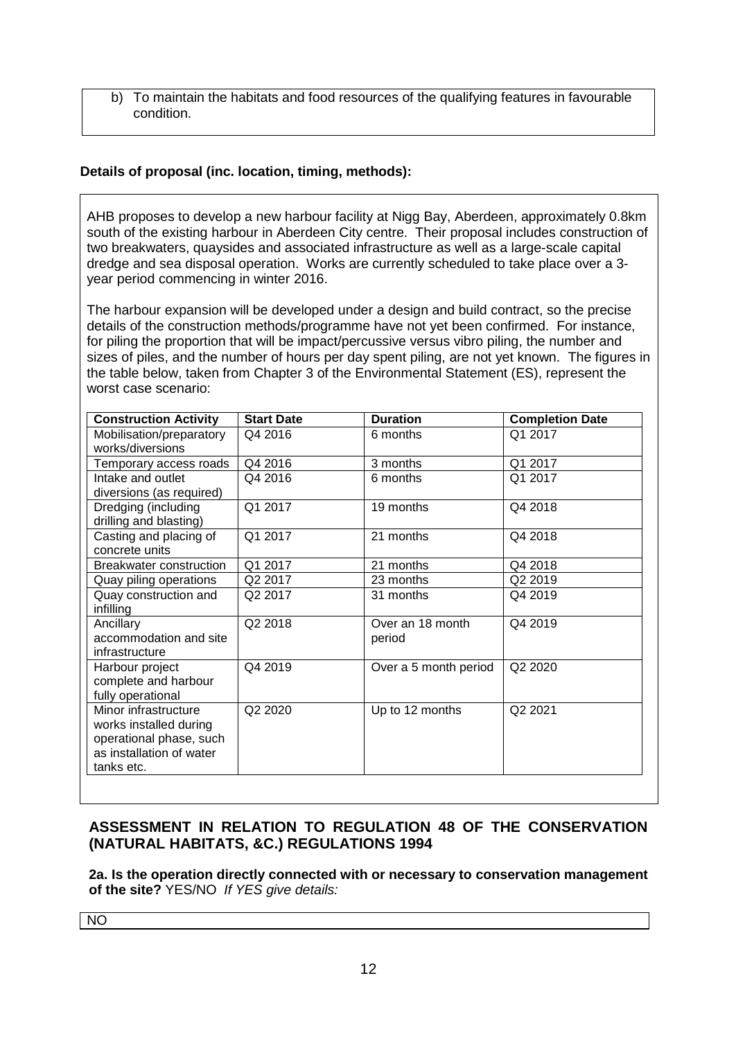b) To maintain the habitats and food resources of the qualifying features in favourable condition.

**Details of proposal (inc. location, timing, methods):**

AHB proposes to develop a new harbour facility at Nigg Bay, Aberdeen, approximately 0.8km south of the existing harbour in Aberdeen City centre. Their proposal includes construction of two breakwaters, quaysides and associated infrastructure as well as a large-scale capital dredge and sea disposal operation. Works are currently scheduled to take place over a 3-year period commencing in winter 2016.

The harbour expansion will be developed under a design and build contract, so the precise details of the construction methods/programme have not yet been confirmed. For instance, for piling the proportion that will be impact/percussive versus vibro piling, the number and sizes of piles, and the number of hours per day spent piling, are not yet known. The figures in the table below, taken from Chapter 3 of the Environmental Statement (ES), represent the worst case scenario:

| Construction Activity | Start Date | Duration | Completion Date |
|---|---|---|---|
| Mobilisation/preparatory works/diversions | Q4 2016 | 6 months | Q1 2017 |
| Temporary access roads | Q4 2016 | 3 months | Q1 2017 |
| Intake and outlet diversions (as required) | Q4 2016 | 6 months | Q1 2017 |
| Dredging (including drilling and blasting) | Q1 2017 | 19 months | Q4 2018 |
| Casting and placing of concrete units | Q1 2017 | 21 months | Q4 2018 |
| Breakwater construction | Q1 2017 | 21 months | Q4 2018 |
| Quay piling operations | Q2 2017 | 23 months | Q2 2019 |
| Quay construction and infilling | Q2 2017 | 31 months | Q4 2019 |
| Ancillary accommodation and site infrastructure | Q2 2018 | Over an 18 month period | Q4 2019 |
| Harbour project complete and harbour fully operational | Q4 2019 | Over a 5 month period | Q2 2020 |
| Minor infrastructure works installed during operational phase, such as installation of water tanks etc. | Q2 2020 | Up to 12 months | Q2 2021 |

## ASSESSMENT IN RELATION TO REGULATION 48 OF THE CONSERVATION (NATURAL HABITATS, &C.) REGULATIONS 1994

**2a. Is the operation directly connected with or necessary to conservation management of the site?** YES/NO *If YES give details:*

NO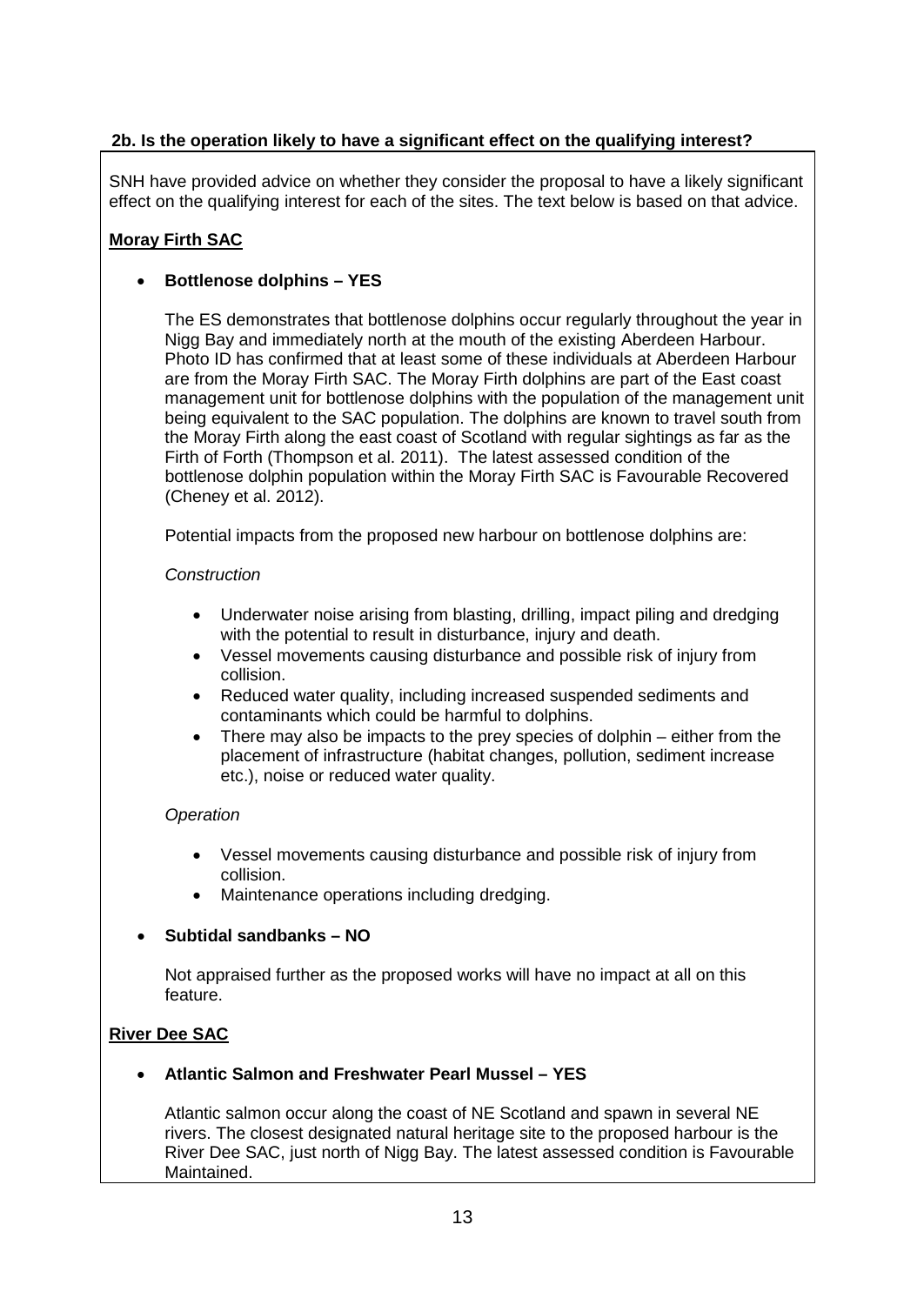**2b. Is the operation likely to have a significant effect on the qualifying interest?**

SNH have provided advice on whether they consider the proposal to have a likely significant effect on the qualifying interest for each of the sites. The text below is based on that advice.

**Moray Firth SAC**

- **Bottlenose dolphins – YES**

  The ES demonstrates that bottlenose dolphins occur regularly throughout the year in Nigg Bay and immediately north at the mouth of the existing Aberdeen Harbour. Photo ID has confirmed that at least some of these individuals at Aberdeen Harbour are from the Moray Firth SAC. The Moray Firth dolphins are part of the East coast management unit for bottlenose dolphins with the population of the management unit being equivalent to the SAC population. The dolphins are known to travel south from the Moray Firth along the east coast of Scotland with regular sightings as far as the Firth of Forth (Thompson et al. 2011). The latest assessed condition of the bottlenose dolphin population within the Moray Firth SAC is Favourable Recovered (Cheney et al. 2012).

  Potential impacts from the proposed new harbour on bottlenose dolphins are:

  *Construction*

  - Underwater noise arising from blasting, drilling, impact piling and dredging with the potential to result in disturbance, injury and death.
  - Vessel movements causing disturbance and possible risk of injury from collision.
  - Reduced water quality, including increased suspended sediments and contaminants which could be harmful to dolphins.
  - There may also be impacts to the prey species of dolphin – either from the placement of infrastructure (habitat changes, pollution, sediment increase etc.), noise or reduced water quality.

  *Operation*

  - Vessel movements causing disturbance and possible risk of injury from collision.
  - Maintenance operations including dredging.

- **Subtidal sandbanks – NO**

  Not appraised further as the proposed works will have no impact at all on this feature.

**River Dee SAC**

- **Atlantic Salmon and Freshwater Pearl Mussel – YES**

  Atlantic salmon occur along the coast of NE Scotland and spawn in several NE rivers. The closest designated natural heritage site to the proposed harbour is the River Dee SAC, just north of Nigg Bay. The latest assessed condition is Favourable Maintained.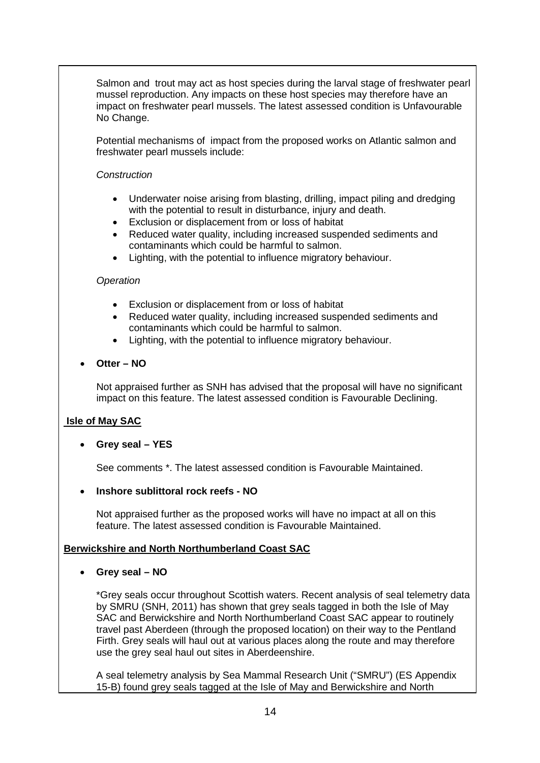Salmon and trout may act as host species during the larval stage of freshwater pearl mussel reproduction. Any impacts on these host species may therefore have an impact on freshwater pearl mussels. The latest assessed condition is Unfavourable No Change.

Potential mechanisms of impact from the proposed works on Atlantic salmon and freshwater pearl mussels include:

*Construction*

- Underwater noise arising from blasting, drilling, impact piling and dredging with the potential to result in disturbance, injury and death.
- Exclusion or displacement from or loss of habitat
- Reduced water quality, including increased suspended sediments and contaminants which could be harmful to salmon.
- Lighting, with the potential to influence migratory behaviour.

*Operation*

- Exclusion or displacement from or loss of habitat
- Reduced water quality, including increased suspended sediments and contaminants which could be harmful to salmon.
- Lighting, with the potential to influence migratory behaviour.

- **Otter – NO**

  Not appraised further as SNH has advised that the proposal will have no significant impact on this feature. The latest assessed condition is Favourable Declining.

**Isle of May SAC**

- **Grey seal – YES**

  See comments *. The latest assessed condition is Favourable Maintained.

- **Inshore sublittoral rock reefs - NO**

  Not appraised further as the proposed works will have no impact at all on this feature. The latest assessed condition is Favourable Maintained.

**Berwickshire and North Northumberland Coast SAC**

- **Grey seal – NO**

  *Grey seals occur throughout Scottish waters. Recent analysis of seal telemetry data by SMRU (SNH, 2011) has shown that grey seals tagged in both the Isle of May SAC and Berwickshire and North Northumberland Coast SAC appear to routinely travel past Aberdeen (through the proposed location) on their way to the Pentland Firth. Grey seals will haul out at various places along the route and may therefore use the grey seal haul out sites in Aberdeenshire.

  A seal telemetry analysis by Sea Mammal Research Unit ("SMRU") (ES Appendix 15-B) found grey seals tagged at the Isle of May and Berwickshire and North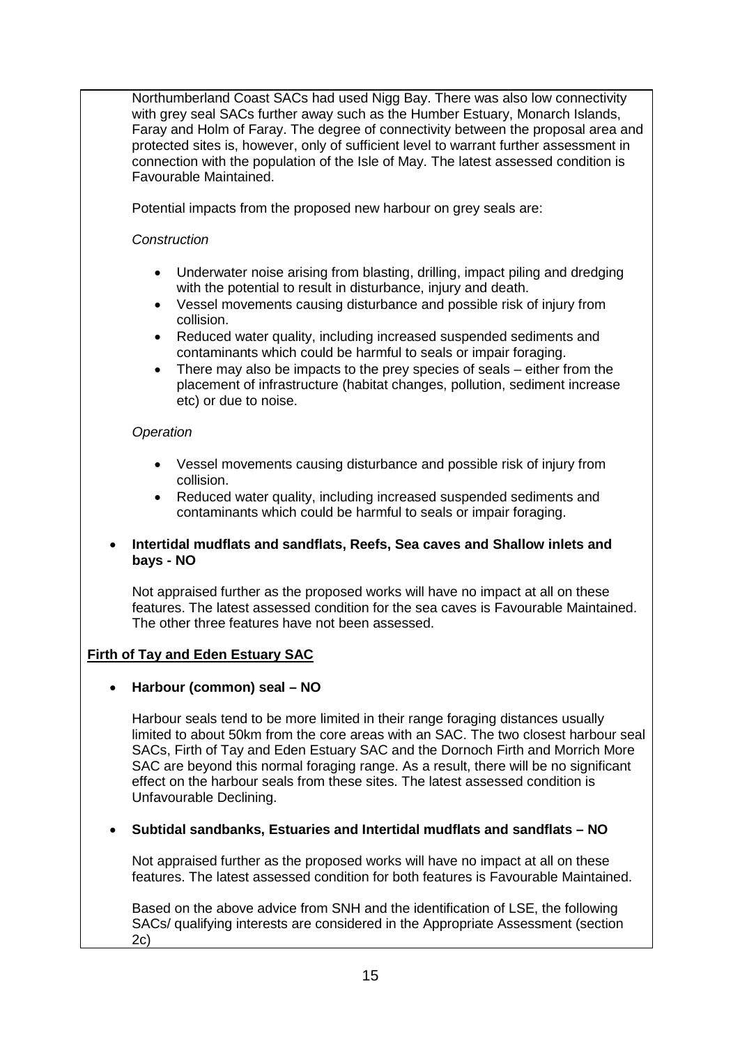Northumberland Coast SACs had used Nigg Bay. There was also low connectivity with grey seal SACs further away such as the Humber Estuary, Monarch Islands, Faray and Holm of Faray. The degree of connectivity between the proposal area and protected sites is, however, only of sufficient level to warrant further assessment in connection with the population of the Isle of May. The latest assessed condition is Favourable Maintained.

Potential impacts from the proposed new harbour on grey seals are:

*Construction*

- Underwater noise arising from blasting, drilling, impact piling and dredging with the potential to result in disturbance, injury and death.
- Vessel movements causing disturbance and possible risk of injury from collision.
- Reduced water quality, including increased suspended sediments and contaminants which could be harmful to seals or impair foraging.
- There may also be impacts to the prey species of seals – either from the placement of infrastructure (habitat changes, pollution, sediment increase etc) or due to noise.

*Operation*

- Vessel movements causing disturbance and possible risk of injury from collision.
- Reduced water quality, including increased suspended sediments and contaminants which could be harmful to seals or impair foraging.

- **Intertidal mudflats and sandflats, Reefs, Sea caves and Shallow inlets and bays - NO**

  Not appraised further as the proposed works will have no impact at all on these features. The latest assessed condition for the sea caves is Favourable Maintained. The other three features have not been assessed.

**Firth of Tay and Eden Estuary SAC**

- **Harbour (common) seal – NO**

  Harbour seals tend to be more limited in their range foraging distances usually limited to about 50km from the core areas with an SAC. The two closest harbour seal SACs, Firth of Tay and Eden Estuary SAC and the Dornoch Firth and Morrich More SAC are beyond this normal foraging range. As a result, there will be no significant effect on the harbour seals from these sites. The latest assessed condition is Unfavourable Declining.

- **Subtidal sandbanks, Estuaries and Intertidal mudflats and sandflats – NO**

  Not appraised further as the proposed works will have no impact at all on these features. The latest assessed condition for both features is Favourable Maintained.

  Based on the above advice from SNH and the identification of LSE, the following SACs/ qualifying interests are considered in the Appropriate Assessment (section 2c)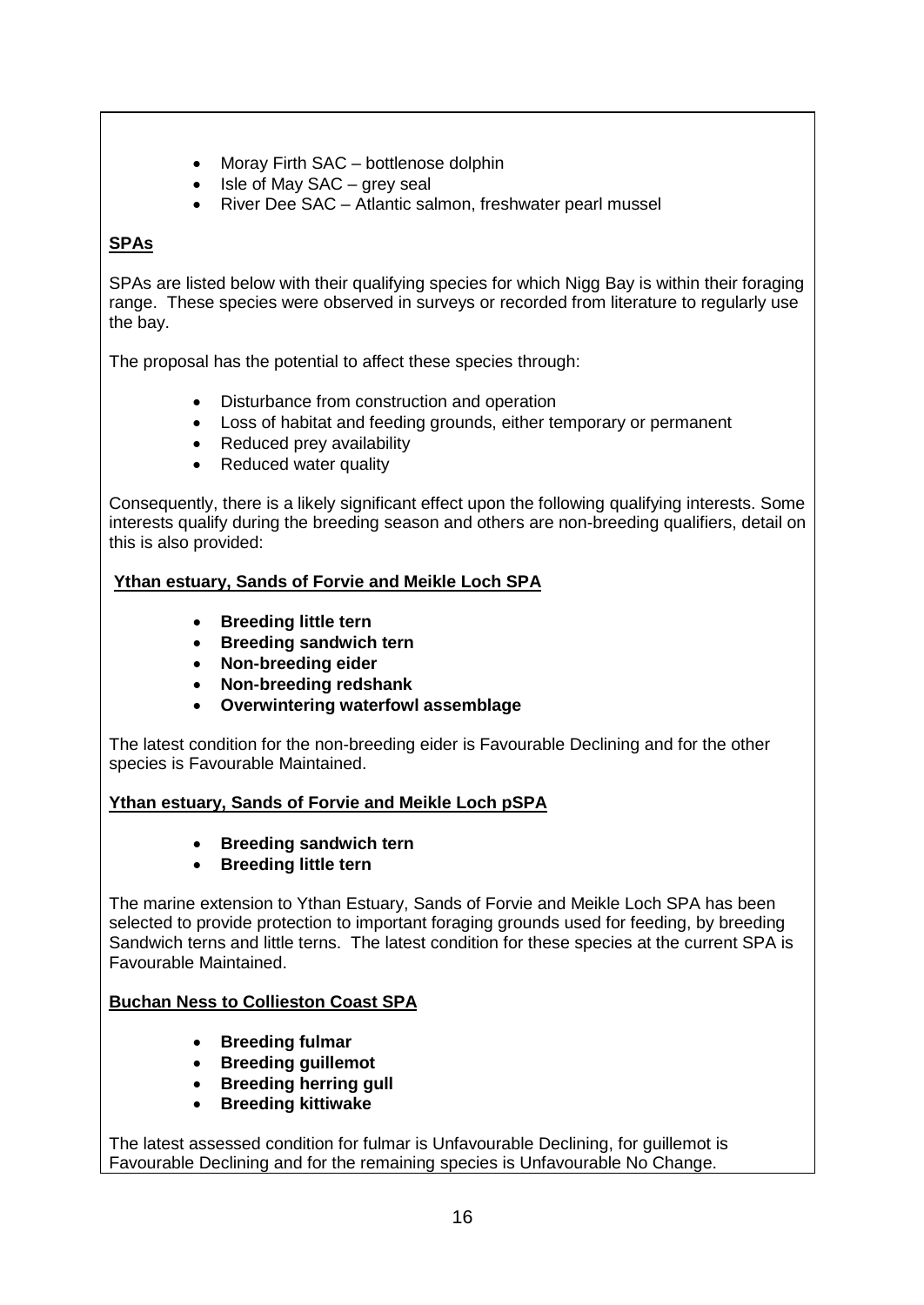- Moray Firth SAC – bottlenose dolphin
- Isle of May SAC – grey seal
- River Dee SAC – Atlantic salmon, freshwater pearl mussel

**SPAs**

SPAs are listed below with their qualifying species for which Nigg Bay is within their foraging range. These species were observed in surveys or recorded from literature to regularly use the bay.

The proposal has the potential to affect these species through:

- Disturbance from construction and operation
- Loss of habitat and feeding grounds, either temporary or permanent
- Reduced prey availability
- Reduced water quality

Consequently, there is a likely significant effect upon the following qualifying interests. Some interests qualify during the breeding season and others are non-breeding qualifiers, detail on this is also provided:

**Ythan estuary, Sands of Forvie and Meikle Loch SPA**

- **Breeding little tern**
- **Breeding sandwich tern**
- **Non-breeding eider**
- **Non-breeding redshank**
- **Overwintering waterfowl assemblage**

The latest condition for the non-breeding eider is Favourable Declining and for the other species is Favourable Maintained.

**Ythan estuary, Sands of Forvie and Meikle Loch pSPA**

- **Breeding sandwich tern**
- **Breeding little tern**

The marine extension to Ythan Estuary, Sands of Forvie and Meikle Loch SPA has been selected to provide protection to important foraging grounds used for feeding, by breeding Sandwich terns and little terns. The latest condition for these species at the current SPA is Favourable Maintained.

**Buchan Ness to Collieston Coast SPA**

- **Breeding fulmar**
- **Breeding guillemot**
- **Breeding herring gull**
- **Breeding kittiwake**

The latest assessed condition for fulmar is Unfavourable Declining, for guillemot is Favourable Declining and for the remaining species is Unfavourable No Change.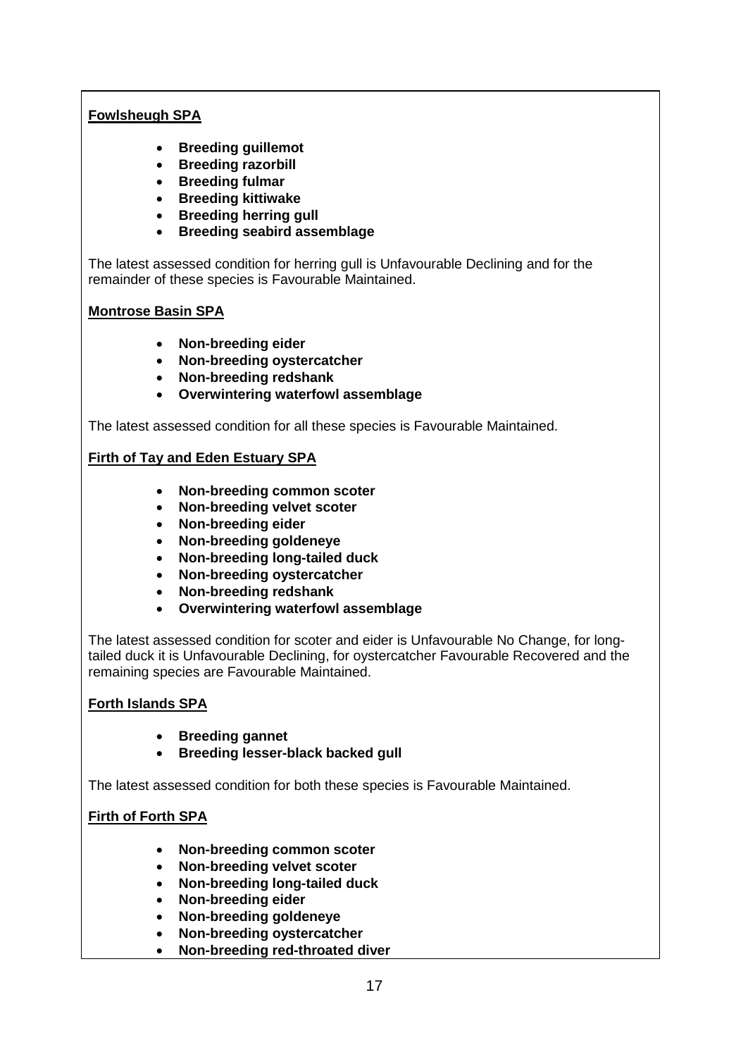**Fowlsheugh SPA**

- **Breeding guillemot**
- **Breeding razorbill**
- **Breeding fulmar**
- **Breeding kittiwake**
- **Breeding herring gull**
- **Breeding seabird assemblage**

The latest assessed condition for herring gull is Unfavourable Declining and for the remainder of these species is Favourable Maintained.

**Montrose Basin SPA**

- **Non-breeding eider**
- **Non-breeding oystercatcher**
- **Non-breeding redshank**
- **Overwintering waterfowl assemblage**

The latest assessed condition for all these species is Favourable Maintained.

**Firth of Tay and Eden Estuary SPA**

- **Non-breeding common scoter**
- **Non-breeding velvet scoter**
- **Non-breeding eider**
- **Non-breeding goldeneye**
- **Non-breeding long-tailed duck**
- **Non-breeding oystercatcher**
- **Non-breeding redshank**
- **Overwintering waterfowl assemblage**

The latest assessed condition for scoter and eider is Unfavourable No Change, for long-tailed duck it is Unfavourable Declining, for oystercatcher Favourable Recovered and the remaining species are Favourable Maintained.

**Forth Islands SPA**

- **Breeding gannet**
- **Breeding lesser-black backed gull**

The latest assessed condition for both these species is Favourable Maintained.

**Firth of Forth SPA**

- **Non-breeding common scoter**
- **Non-breeding velvet scoter**
- **Non-breeding long-tailed duck**
- **Non-breeding eider**
- **Non-breeding goldeneye**
- **Non-breeding oystercatcher**
- **Non-breeding red-throated diver**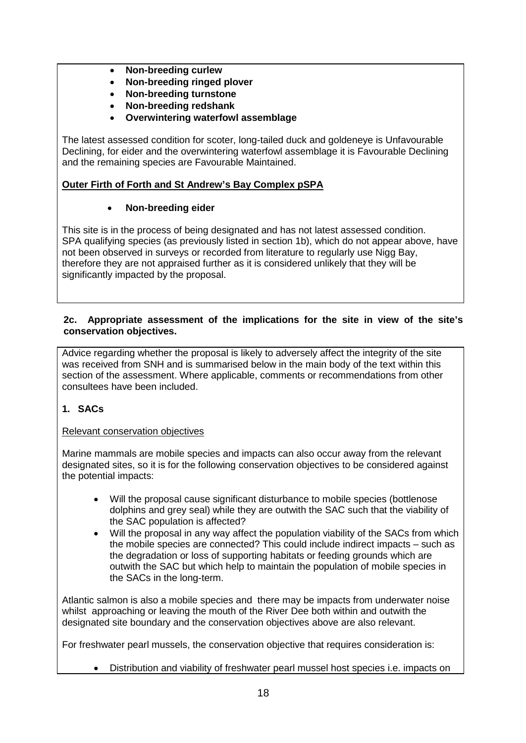- **Non-breeding curlew**
- **Non-breeding ringed plover**
- **Non-breeding turnstone**
- **Non-breeding redshank**
- **Overwintering waterfowl assemblage**

The latest assessed condition for scoter, long-tailed duck and goldeneye is Unfavourable Declining, for eider and the overwintering waterfowl assemblage it is Favourable Declining and the remaining species are Favourable Maintained.

**Outer Firth of Forth and St Andrew's Bay Complex pSPA**

- **Non-breeding eider**

This site is in the process of being designated and has not latest assessed condition. SPA qualifying species (as previously listed in section 1b), which do not appear above, have not been observed in surveys or recorded from literature to regularly use Nigg Bay, therefore they are not appraised further as it is considered unlikely that they will be significantly impacted by the proposal.

### 2c. Appropriate assessment of the implications for the site in view of the site's conservation objectives.

Advice regarding whether the proposal is likely to adversely affect the integrity of the site was received from SNH and is summarised below in the main body of the text within this section of the assessment. Where applicable, comments or recommendations from other consultees have been included.

**1. SACs**

Relevant conservation objectives

Marine mammals are mobile species and impacts can also occur away from the relevant designated sites, so it is for the following conservation objectives to be considered against the potential impacts:

- Will the proposal cause significant disturbance to mobile species (bottlenose dolphins and grey seal) while they are outwith the SAC such that the viability of the SAC population is affected?
- Will the proposal in any way affect the population viability of the SACs from which the mobile species are connected? This could include indirect impacts – such as the degradation or loss of supporting habitats or feeding grounds which are outwith the SAC but which help to maintain the population of mobile species in the SACs in the long-term.

Atlantic salmon is also a mobile species and there may be impacts from underwater noise whilst approaching or leaving the mouth of the River Dee both within and outwith the designated site boundary and the conservation objectives above are also relevant.

For freshwater pearl mussels, the conservation objective that requires consideration is:

- Distribution and viability of freshwater pearl mussel host species i.e. impacts on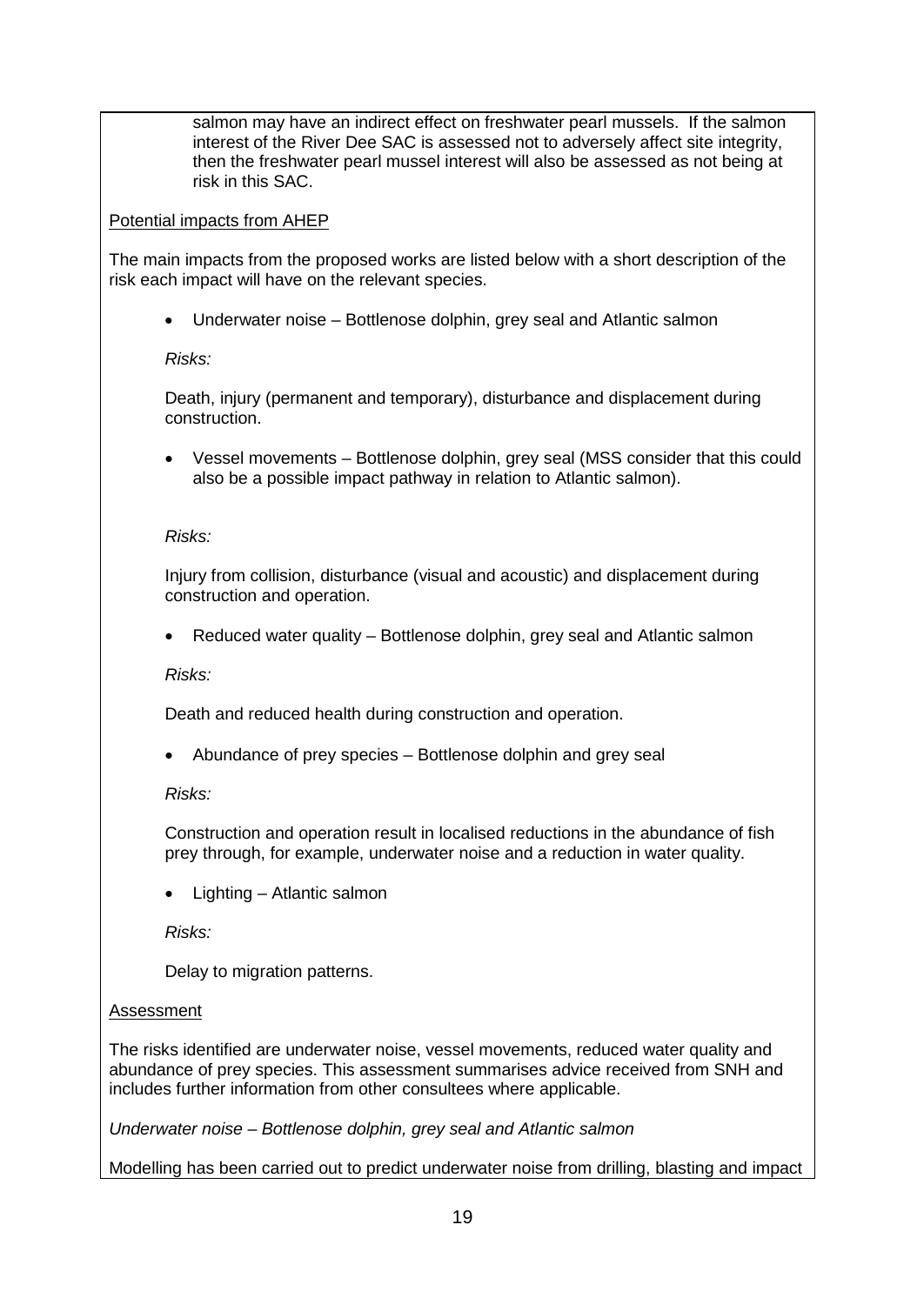salmon may have an indirect effect on freshwater pearl mussels. If the salmon interest of the River Dee SAC is assessed not to adversely affect site integrity, then the freshwater pearl mussel interest will also be assessed as not being at risk in this SAC.

Potential impacts from AHEP

The main impacts from the proposed works are listed below with a short description of the risk each impact will have on the relevant species.

- Underwater noise – Bottlenose dolphin, grey seal and Atlantic salmon

  *Risks:*

  Death, injury (permanent and temporary), disturbance and displacement during construction.

- Vessel movements – Bottlenose dolphin, grey seal (MSS consider that this could also be a possible impact pathway in relation to Atlantic salmon).

  *Risks:*

  Injury from collision, disturbance (visual and acoustic) and displacement during construction and operation.

- Reduced water quality – Bottlenose dolphin, grey seal and Atlantic salmon

  *Risks:*

  Death and reduced health during construction and operation.

- Abundance of prey species – Bottlenose dolphin and grey seal

  *Risks:*

  Construction and operation result in localised reductions in the abundance of fish prey through, for example, underwater noise and a reduction in water quality.

- Lighting – Atlantic salmon

  *Risks:*

  Delay to migration patterns.

Assessment

The risks identified are underwater noise, vessel movements, reduced water quality and abundance of prey species. This assessment summarises advice received from SNH and includes further information from other consultees where applicable.

*Underwater noise – Bottlenose dolphin, grey seal and Atlantic salmon*

Modelling has been carried out to predict underwater noise from drilling, blasting and impact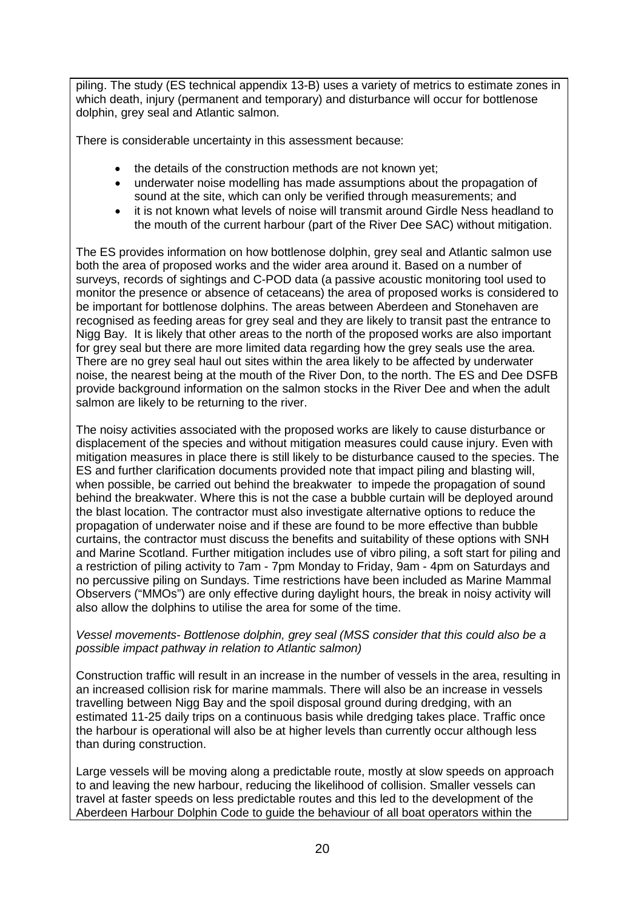piling. The study (ES technical appendix 13-B) uses a variety of metrics to estimate zones in which death, injury (permanent and temporary) and disturbance will occur for bottlenose dolphin, grey seal and Atlantic salmon.

There is considerable uncertainty in this assessment because:

- the details of the construction methods are not known yet;
- underwater noise modelling has made assumptions about the propagation of sound at the site, which can only be verified through measurements; and
- it is not known what levels of noise will transmit around Girdle Ness headland to the mouth of the current harbour (part of the River Dee SAC) without mitigation.

The ES provides information on how bottlenose dolphin, grey seal and Atlantic salmon use both the area of proposed works and the wider area around it. Based on a number of surveys, records of sightings and C-POD data (a passive acoustic monitoring tool used to monitor the presence or absence of cetaceans) the area of proposed works is considered to be important for bottlenose dolphins. The areas between Aberdeen and Stonehaven are recognised as feeding areas for grey seal and they are likely to transit past the entrance to Nigg Bay. It is likely that other areas to the north of the proposed works are also important for grey seal but there are more limited data regarding how the grey seals use the area. There are no grey seal haul out sites within the area likely to be affected by underwater noise, the nearest being at the mouth of the River Don, to the north. The ES and Dee DSFB provide background information on the salmon stocks in the River Dee and when the adult salmon are likely to be returning to the river.

The noisy activities associated with the proposed works are likely to cause disturbance or displacement of the species and without mitigation measures could cause injury. Even with mitigation measures in place there is still likely to be disturbance caused to the species. The ES and further clarification documents provided note that impact piling and blasting will, when possible, be carried out behind the breakwater to impede the propagation of sound behind the breakwater. Where this is not the case a bubble curtain will be deployed around the blast location. The contractor must also investigate alternative options to reduce the propagation of underwater noise and if these are found to be more effective than bubble curtains, the contractor must discuss the benefits and suitability of these options with SNH and Marine Scotland. Further mitigation includes use of vibro piling, a soft start for piling and a restriction of piling activity to 7am - 7pm Monday to Friday, 9am - 4pm on Saturdays and no percussive piling on Sundays. Time restrictions have been included as Marine Mammal Observers ("MMOs") are only effective during daylight hours, the break in noisy activity will also allow the dolphins to utilise the area for some of the time.

*Vessel movements- Bottlenose dolphin, grey seal (MSS consider that this could also be a possible impact pathway in relation to Atlantic salmon)*

Construction traffic will result in an increase in the number of vessels in the area, resulting in an increased collision risk for marine mammals. There will also be an increase in vessels travelling between Nigg Bay and the spoil disposal ground during dredging, with an estimated 11-25 daily trips on a continuous basis while dredging takes place. Traffic once the harbour is operational will also be at higher levels than currently occur although less than during construction.

Large vessels will be moving along a predictable route, mostly at slow speeds on approach to and leaving the new harbour, reducing the likelihood of collision. Smaller vessels can travel at faster speeds on less predictable routes and this led to the development of the Aberdeen Harbour Dolphin Code to guide the behaviour of all boat operators within the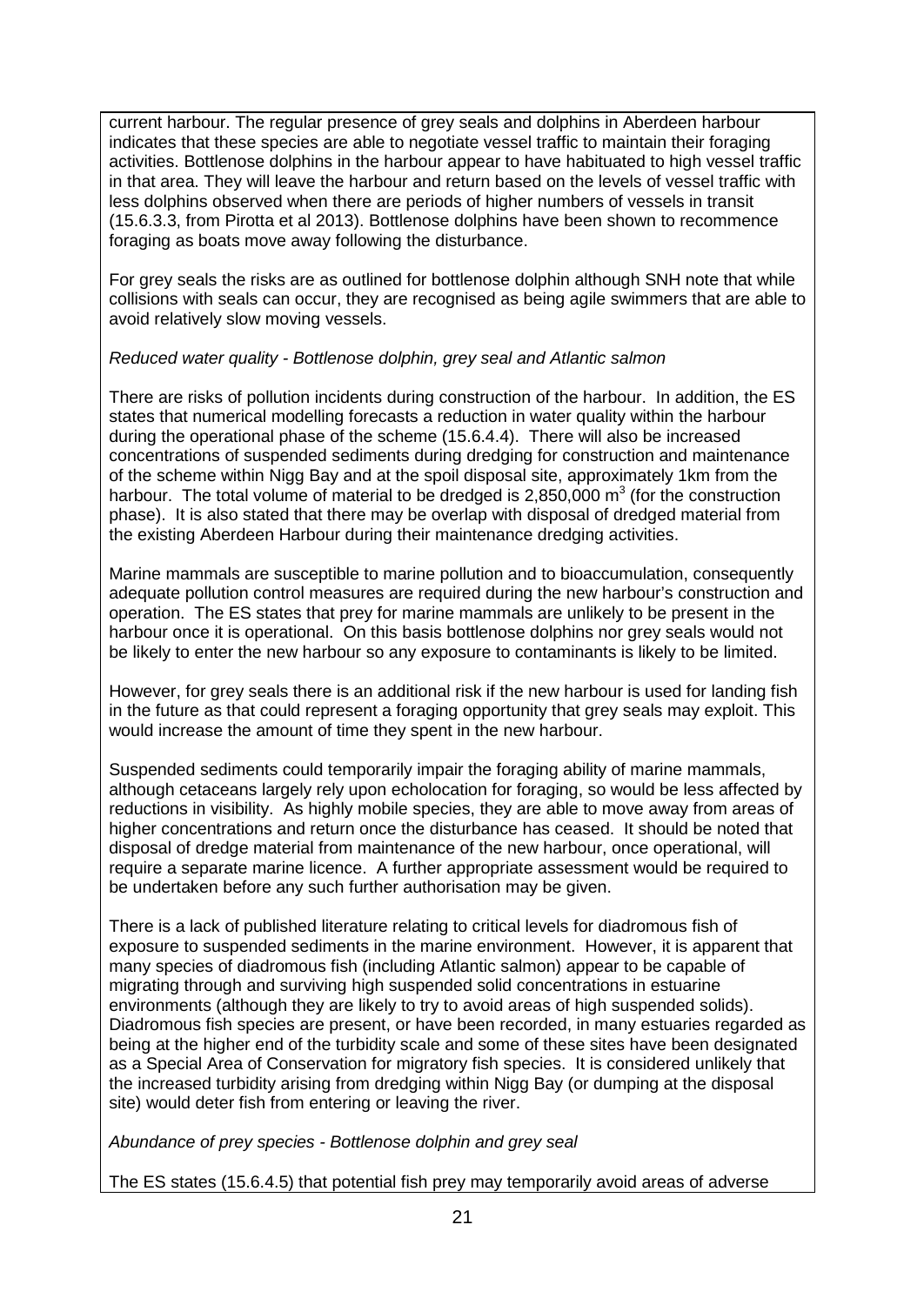current harbour. The regular presence of grey seals and dolphins in Aberdeen harbour indicates that these species are able to negotiate vessel traffic to maintain their foraging activities. Bottlenose dolphins in the harbour appear to have habituated to high vessel traffic in that area. They will leave the harbour and return based on the levels of vessel traffic with less dolphins observed when there are periods of higher numbers of vessels in transit (15.6.3.3, from Pirotta et al 2013). Bottlenose dolphins have been shown to recommence foraging as boats move away following the disturbance.

For grey seals the risks are as outlined for bottlenose dolphin although SNH note that while collisions with seals can occur, they are recognised as being agile swimmers that are able to avoid relatively slow moving vessels.

*Reduced water quality - Bottlenose dolphin, grey seal and Atlantic salmon*

There are risks of pollution incidents during construction of the harbour. In addition, the ES states that numerical modelling forecasts a reduction in water quality within the harbour during the operational phase of the scheme (15.6.4.4). There will also be increased concentrations of suspended sediments during dredging for construction and maintenance of the scheme within Nigg Bay and at the spoil disposal site, approximately 1km from the harbour. The total volume of material to be dredged is 2,850,000 $m^3$ (for the construction phase). It is also stated that there may be overlap with disposal of dredged material from the existing Aberdeen Harbour during their maintenance dredging activities.

Marine mammals are susceptible to marine pollution and to bioaccumulation, consequently adequate pollution control measures are required during the new harbour's construction and operation. The ES states that prey for marine mammals are unlikely to be present in the harbour once it is operational. On this basis bottlenose dolphins nor grey seals would not be likely to enter the new harbour so any exposure to contaminants is likely to be limited.

However, for grey seals there is an additional risk if the new harbour is used for landing fish in the future as that could represent a foraging opportunity that grey seals may exploit. This would increase the amount of time they spent in the new harbour.

Suspended sediments could temporarily impair the foraging ability of marine mammals, although cetaceans largely rely upon echolocation for foraging, so would be less affected by reductions in visibility. As highly mobile species, they are able to move away from areas of higher concentrations and return once the disturbance has ceased. It should be noted that disposal of dredge material from maintenance of the new harbour, once operational, will require a separate marine licence. A further appropriate assessment would be required to be undertaken before any such further authorisation may be given.

There is a lack of published literature relating to critical levels for diadromous fish of exposure to suspended sediments in the marine environment. However, it is apparent that many species of diadromous fish (including Atlantic salmon) appear to be capable of migrating through and surviving high suspended solid concentrations in estuarine environments (although they are likely to try to avoid areas of high suspended solids). Diadromous fish species are present, or have been recorded, in many estuaries regarded as being at the higher end of the turbidity scale and some of these sites have been designated as a Special Area of Conservation for migratory fish species. It is considered unlikely that the increased turbidity arising from dredging within Nigg Bay (or dumping at the disposal site) would deter fish from entering or leaving the river.

*Abundance of prey species - Bottlenose dolphin and grey seal*

The ES states (15.6.4.5) that potential fish prey may temporarily avoid areas of adverse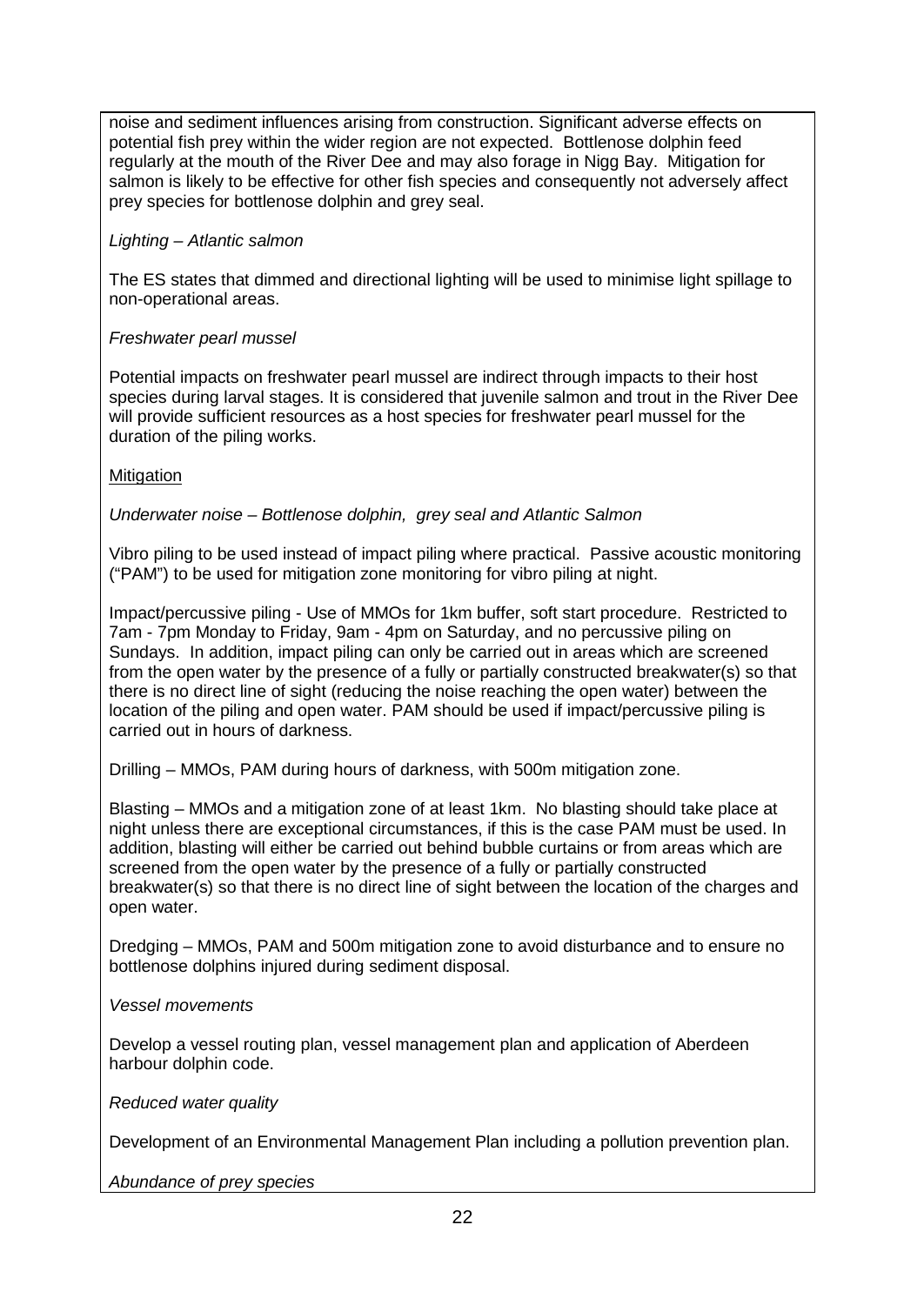noise and sediment influences arising from construction. Significant adverse effects on potential fish prey within the wider region are not expected. Bottlenose dolphin feed regularly at the mouth of the River Dee and may also forage in Nigg Bay. Mitigation for salmon is likely to be effective for other fish species and consequently not adversely affect prey species for bottlenose dolphin and grey seal.

*Lighting – Atlantic salmon*

The ES states that dimmed and directional lighting will be used to minimise light spillage to non-operational areas.

*Freshwater pearl mussel*

Potential impacts on freshwater pearl mussel are indirect through impacts to their host species during larval stages. It is considered that juvenile salmon and trout in the River Dee will provide sufficient resources as a host species for freshwater pearl mussel for the duration of the piling works.

<u>Mitigation</u>

*Underwater noise – Bottlenose dolphin, grey seal and Atlantic Salmon*

Vibro piling to be used instead of impact piling where practical. Passive acoustic monitoring ("PAM") to be used for mitigation zone monitoring for vibro piling at night.

Impact/percussive piling - Use of MMOs for 1km buffer, soft start procedure. Restricted to 7am - 7pm Monday to Friday, 9am - 4pm on Saturday, and no percussive piling on Sundays. In addition, impact piling can only be carried out in areas which are screened from the open water by the presence of a fully or partially constructed breakwater(s) so that there is no direct line of sight (reducing the noise reaching the open water) between the location of the piling and open water. PAM should be used if impact/percussive piling is carried out in hours of darkness.

Drilling – MMOs, PAM during hours of darkness, with 500m mitigation zone.

Blasting – MMOs and a mitigation zone of at least 1km. No blasting should take place at night unless there are exceptional circumstances, if this is the case PAM must be used. In addition, blasting will either be carried out behind bubble curtains or from areas which are screened from the open water by the presence of a fully or partially constructed breakwater(s) so that there is no direct line of sight between the location of the charges and open water.

Dredging – MMOs, PAM and 500m mitigation zone to avoid disturbance and to ensure no bottlenose dolphins injured during sediment disposal.

*Vessel movements*

Develop a vessel routing plan, vessel management plan and application of Aberdeen harbour dolphin code.

*Reduced water quality*

Development of an Environmental Management Plan including a pollution prevention plan.

*Abundance of prey species*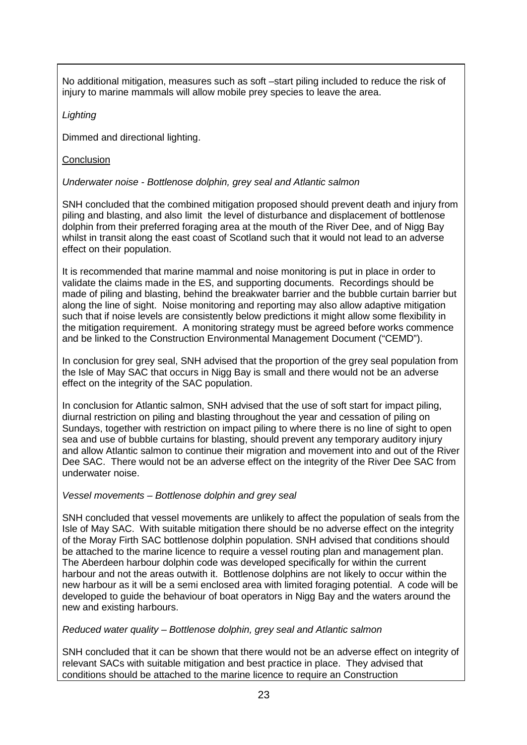No additional mitigation, measures such as soft –start piling included to reduce the risk of injury to marine mammals will allow mobile prey species to leave the area.

*Lighting*

Dimmed and directional lighting.

Conclusion

*Underwater noise - Bottlenose dolphin, grey seal and Atlantic salmon*

SNH concluded that the combined mitigation proposed should prevent death and injury from piling and blasting, and also limit the level of disturbance and displacement of bottlenose dolphin from their preferred foraging area at the mouth of the River Dee, and of Nigg Bay whilst in transit along the east coast of Scotland such that it would not lead to an adverse effect on their population.

It is recommended that marine mammal and noise monitoring is put in place in order to validate the claims made in the ES, and supporting documents. Recordings should be made of piling and blasting, behind the breakwater barrier and the bubble curtain barrier but along the line of sight. Noise monitoring and reporting may also allow adaptive mitigation such that if noise levels are consistently below predictions it might allow some flexibility in the mitigation requirement. A monitoring strategy must be agreed before works commence and be linked to the Construction Environmental Management Document ("CEMD").

In conclusion for grey seal, SNH advised that the proportion of the grey seal population from the Isle of May SAC that occurs in Nigg Bay is small and there would not be an adverse effect on the integrity of the SAC population.

In conclusion for Atlantic salmon, SNH advised that the use of soft start for impact piling, diurnal restriction on piling and blasting throughout the year and cessation of piling on Sundays, together with restriction on impact piling to where there is no line of sight to open sea and use of bubble curtains for blasting, should prevent any temporary auditory injury and allow Atlantic salmon to continue their migration and movement into and out of the River Dee SAC. There would not be an adverse effect on the integrity of the River Dee SAC from underwater noise.

*Vessel movements – Bottlenose dolphin and grey seal*

SNH concluded that vessel movements are unlikely to affect the population of seals from the Isle of May SAC. With suitable mitigation there should be no adverse effect on the integrity of the Moray Firth SAC bottlenose dolphin population. SNH advised that conditions should be attached to the marine licence to require a vessel routing plan and management plan. The Aberdeen harbour dolphin code was developed specifically for within the current harbour and not the areas outwith it. Bottlenose dolphins are not likely to occur within the new harbour as it will be a semi enclosed area with limited foraging potential. A code will be developed to guide the behaviour of boat operators in Nigg Bay and the waters around the new and existing harbours.

*Reduced water quality – Bottlenose dolphin, grey seal and Atlantic salmon*

SNH concluded that it can be shown that there would not be an adverse effect on integrity of relevant SACs with suitable mitigation and best practice in place. They advised that conditions should be attached to the marine licence to require an Construction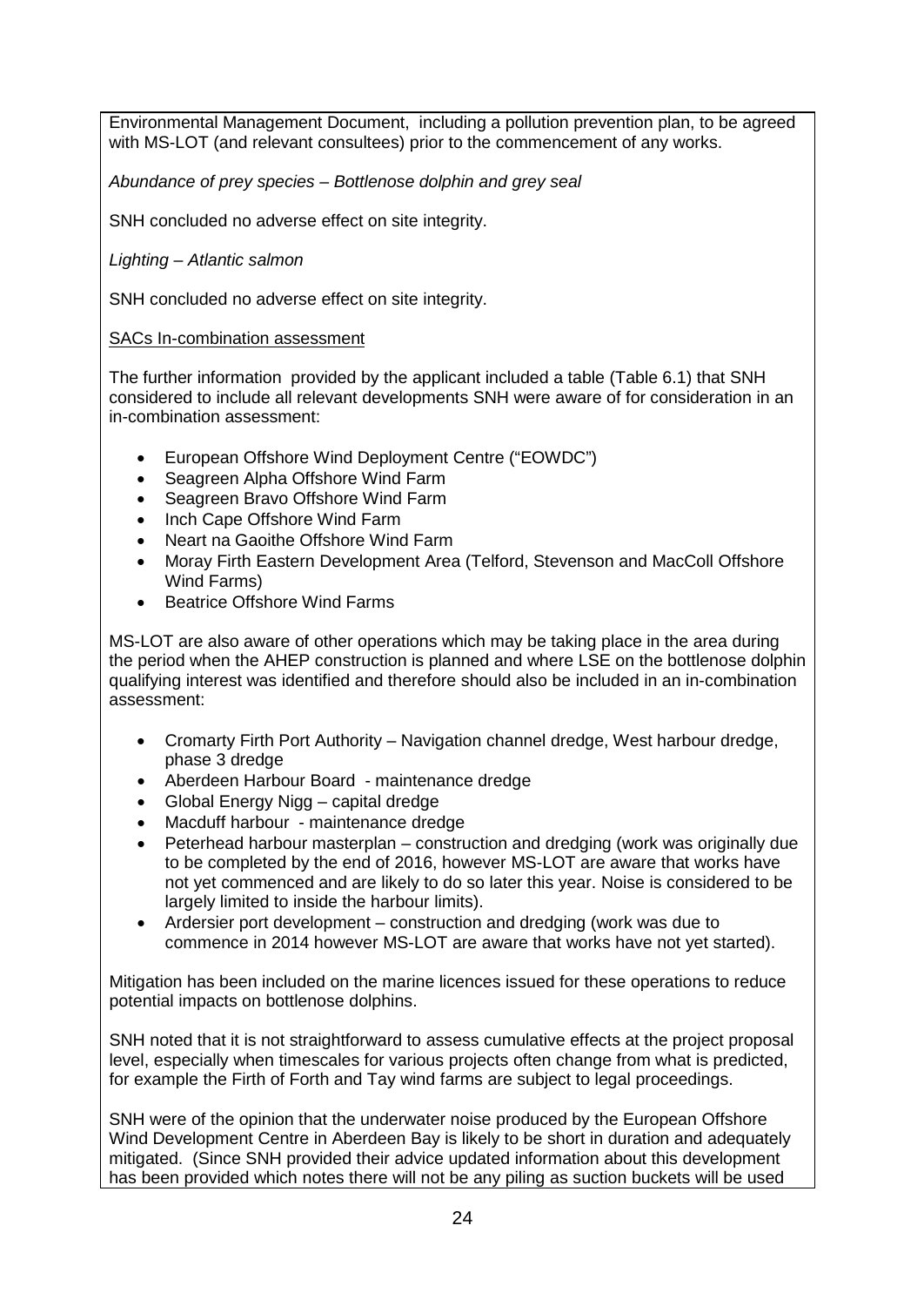Environmental Management Document, including a pollution prevention plan, to be agreed with MS-LOT (and relevant consultees) prior to the commencement of any works.

*Abundance of prey species – Bottlenose dolphin and grey seal*

SNH concluded no adverse effect on site integrity.

*Lighting – Atlantic salmon*

SNH concluded no adverse effect on site integrity.

SACs In-combination assessment

The further information provided by the applicant included a table (Table 6.1) that SNH considered to include all relevant developments SNH were aware of for consideration in an in-combination assessment:

- European Offshore Wind Deployment Centre ("EOWDC")
- Seagreen Alpha Offshore Wind Farm
- Seagreen Bravo Offshore Wind Farm
- Inch Cape Offshore Wind Farm
- Neart na Gaoithe Offshore Wind Farm
- Moray Firth Eastern Development Area (Telford, Stevenson and MacColl Offshore Wind Farms)
- Beatrice Offshore Wind Farms

MS-LOT are also aware of other operations which may be taking place in the area during the period when the AHEP construction is planned and where LSE on the bottlenose dolphin qualifying interest was identified and therefore should also be included in an in-combination assessment:

- Cromarty Firth Port Authority – Navigation channel dredge, West harbour dredge, phase 3 dredge
- Aberdeen Harbour Board - maintenance dredge
- Global Energy Nigg – capital dredge
- Macduff harbour - maintenance dredge
- Peterhead harbour masterplan – construction and dredging (work was originally due to be completed by the end of 2016, however MS-LOT are aware that works have not yet commenced and are likely to do so later this year. Noise is considered to be largely limited to inside the harbour limits).
- Ardersier port development – construction and dredging (work was due to commence in 2014 however MS-LOT are aware that works have not yet started).

Mitigation has been included on the marine licences issued for these operations to reduce potential impacts on bottlenose dolphins.

SNH noted that it is not straightforward to assess cumulative effects at the project proposal level, especially when timescales for various projects often change from what is predicted, for example the Firth of Forth and Tay wind farms are subject to legal proceedings.

SNH were of the opinion that the underwater noise produced by the European Offshore Wind Development Centre in Aberdeen Bay is likely to be short in duration and adequately mitigated. (Since SNH provided their advice updated information about this development has been provided which notes there will not be any piling as suction buckets will be used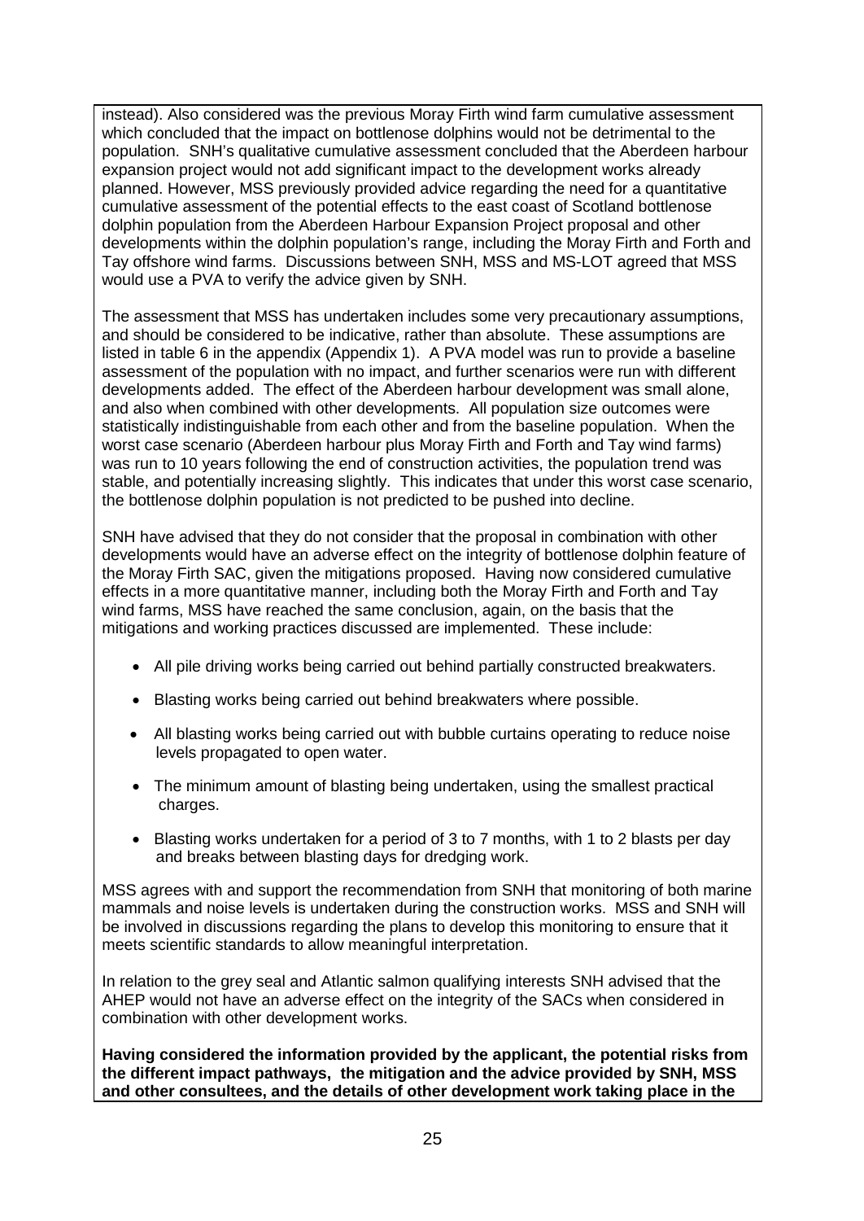instead). Also considered was the previous Moray Firth wind farm cumulative assessment which concluded that the impact on bottlenose dolphins would not be detrimental to the population. SNH's qualitative cumulative assessment concluded that the Aberdeen harbour expansion project would not add significant impact to the development works already planned. However, MSS previously provided advice regarding the need for a quantitative cumulative assessment of the potential effects to the east coast of Scotland bottlenose dolphin population from the Aberdeen Harbour Expansion Project proposal and other developments within the dolphin population's range, including the Moray Firth and Forth and Tay offshore wind farms. Discussions between SNH, MSS and MS-LOT agreed that MSS would use a PVA to verify the advice given by SNH.

The assessment that MSS has undertaken includes some very precautionary assumptions, and should be considered to be indicative, rather than absolute. These assumptions are listed in table 6 in the appendix (Appendix 1). A PVA model was run to provide a baseline assessment of the population with no impact, and further scenarios were run with different developments added. The effect of the Aberdeen harbour development was small alone, and also when combined with other developments. All population size outcomes were statistically indistinguishable from each other and from the baseline population. When the worst case scenario (Aberdeen harbour plus Moray Firth and Forth and Tay wind farms) was run to 10 years following the end of construction activities, the population trend was stable, and potentially increasing slightly. This indicates that under this worst case scenario, the bottlenose dolphin population is not predicted to be pushed into decline.

SNH have advised that they do not consider that the proposal in combination with other developments would have an adverse effect on the integrity of bottlenose dolphin feature of the Moray Firth SAC, given the mitigations proposed. Having now considered cumulative effects in a more quantitative manner, including both the Moray Firth and Forth and Tay wind farms, MSS have reached the same conclusion, again, on the basis that the mitigations and working practices discussed are implemented. These include:

- All pile driving works being carried out behind partially constructed breakwaters.
- Blasting works being carried out behind breakwaters where possible.
- All blasting works being carried out with bubble curtains operating to reduce noise levels propagated to open water.
- The minimum amount of blasting being undertaken, using the smallest practical charges.
- Blasting works undertaken for a period of 3 to 7 months, with 1 to 2 blasts per day and breaks between blasting days for dredging work.

MSS agrees with and support the recommendation from SNH that monitoring of both marine mammals and noise levels is undertaken during the construction works. MSS and SNH will be involved in discussions regarding the plans to develop this monitoring to ensure that it meets scientific standards to allow meaningful interpretation.

In relation to the grey seal and Atlantic salmon qualifying interests SNH advised that the AHEP would not have an adverse effect on the integrity of the SACs when considered in combination with other development works.

**Having considered the information provided by the applicant, the potential risks from the different impact pathways, the mitigation and the advice provided by SNH, MSS and other consultees, and the details of other development work taking place in the**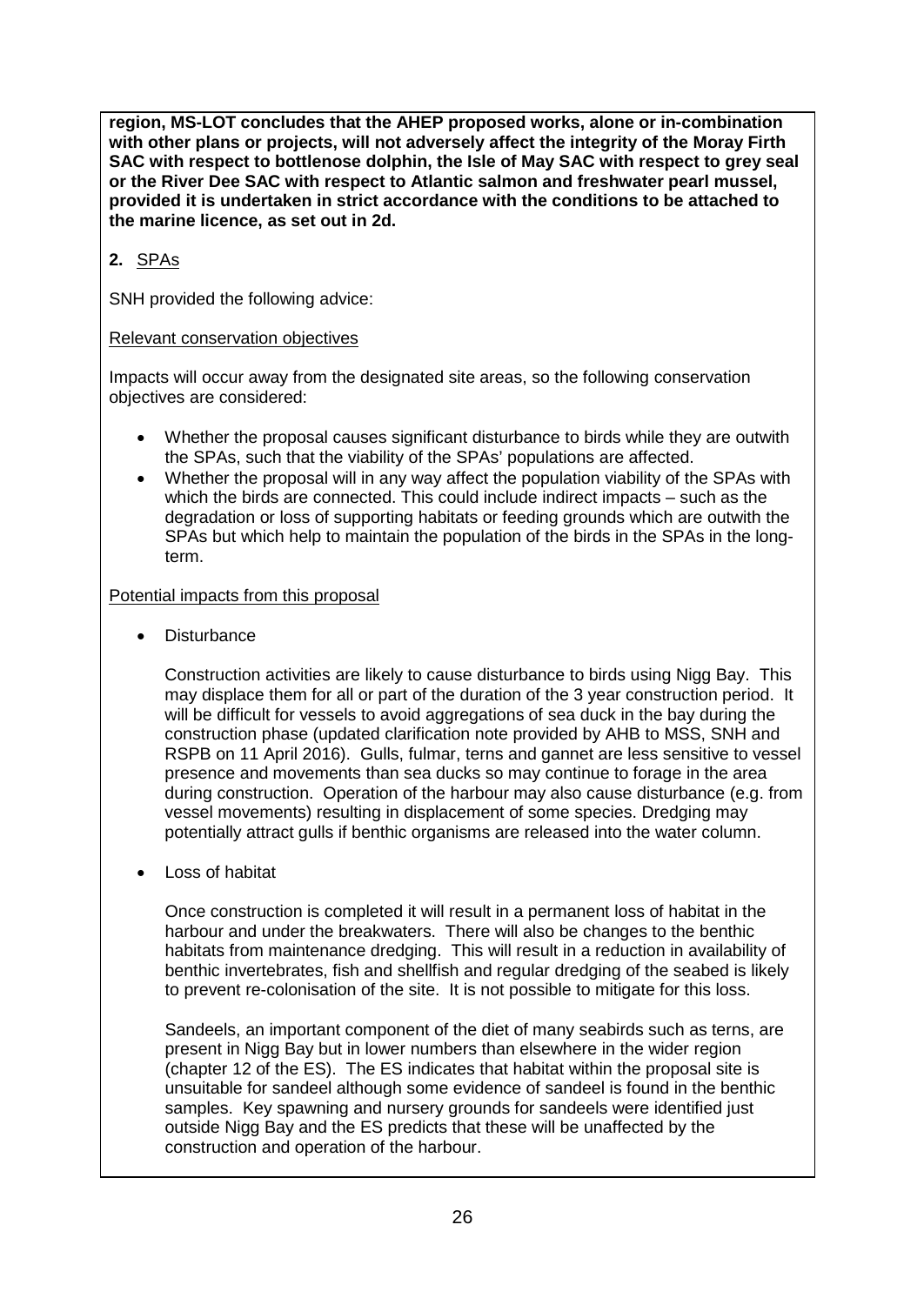**region, MS-LOT concludes that the AHEP proposed works, alone or in-combination with other plans or projects, will not adversely affect the integrity of the Moray Firth SAC with respect to bottlenose dolphin, the Isle of May SAC with respect to grey seal or the River Dee SAC with respect to Atlantic salmon and freshwater pearl mussel, provided it is undertaken in strict accordance with the conditions to be attached to the marine licence, as set out in 2d.**

**2.** SPAs

SNH provided the following advice:

Relevant conservation objectives

Impacts will occur away from the designated site areas, so the following conservation objectives are considered:

- Whether the proposal causes significant disturbance to birds while they are outwith the SPAs, such that the viability of the SPAs' populations are affected.
- Whether the proposal will in any way affect the population viability of the SPAs with which the birds are connected. This could include indirect impacts – such as the degradation or loss of supporting habitats or feeding grounds which are outwith the SPAs but which help to maintain the population of the birds in the SPAs in the long-term.

Potential impacts from this proposal

- Disturbance

  Construction activities are likely to cause disturbance to birds using Nigg Bay. This may displace them for all or part of the duration of the 3 year construction period. It will be difficult for vessels to avoid aggregations of sea duck in the bay during the construction phase (updated clarification note provided by AHB to MSS, SNH and RSPB on 11 April 2016). Gulls, fulmar, terns and gannet are less sensitive to vessel presence and movements than sea ducks so may continue to forage in the area during construction. Operation of the harbour may also cause disturbance (e.g. from vessel movements) resulting in displacement of some species. Dredging may potentially attract gulls if benthic organisms are released into the water column.

- Loss of habitat

  Once construction is completed it will result in a permanent loss of habitat in the harbour and under the breakwaters. There will also be changes to the benthic habitats from maintenance dredging. This will result in a reduction in availability of benthic invertebrates, fish and shellfish and regular dredging of the seabed is likely to prevent re-colonisation of the site. It is not possible to mitigate for this loss.

  Sandeels, an important component of the diet of many seabirds such as terns, are present in Nigg Bay but in lower numbers than elsewhere in the wider region (chapter 12 of the ES). The ES indicates that habitat within the proposal site is unsuitable for sandeel although some evidence of sandeel is found in the benthic samples. Key spawning and nursery grounds for sandeels were identified just outside Nigg Bay and the ES predicts that these will be unaffected by the construction and operation of the harbour.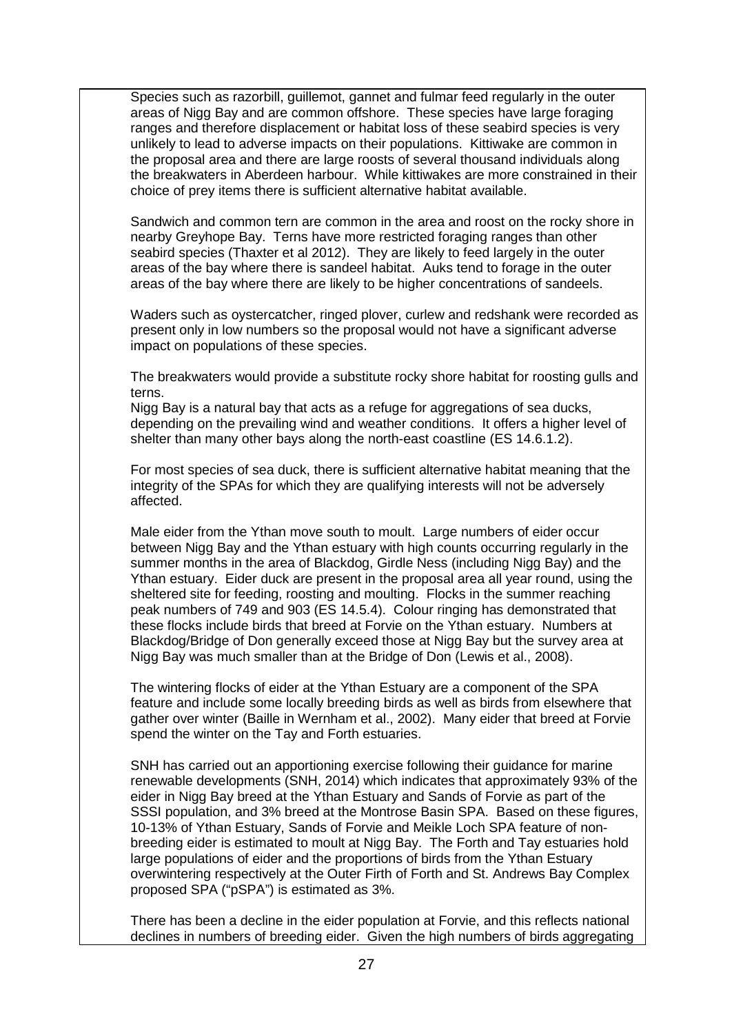Species such as razorbill, guillemot, gannet and fulmar feed regularly in the outer areas of Nigg Bay and are common offshore. These species have large foraging ranges and therefore displacement or habitat loss of these seabird species is very unlikely to lead to adverse impacts on their populations. Kittiwake are common in the proposal area and there are large roosts of several thousand individuals along the breakwaters in Aberdeen harbour. While kittiwakes are more constrained in their choice of prey items there is sufficient alternative habitat available.

Sandwich and common tern are common in the area and roost on the rocky shore in nearby Greyhope Bay. Terns have more restricted foraging ranges than other seabird species (Thaxter et al 2012). They are likely to feed largely in the outer areas of the bay where there is sandeel habitat. Auks tend to forage in the outer areas of the bay where there are likely to be higher concentrations of sandeels.

Waders such as oystercatcher, ringed plover, curlew and redshank were recorded as present only in low numbers so the proposal would not have a significant adverse impact on populations of these species.

The breakwaters would provide a substitute rocky shore habitat for roosting gulls and terns.

Nigg Bay is a natural bay that acts as a refuge for aggregations of sea ducks, depending on the prevailing wind and weather conditions. It offers a higher level of shelter than many other bays along the north-east coastline (ES 14.6.1.2).

For most species of sea duck, there is sufficient alternative habitat meaning that the integrity of the SPAs for which they are qualifying interests will not be adversely affected.

Male eider from the Ythan move south to moult. Large numbers of eider occur between Nigg Bay and the Ythan estuary with high counts occurring regularly in the summer months in the area of Blackdog, Girdle Ness (including Nigg Bay) and the Ythan estuary. Eider duck are present in the proposal area all year round, using the sheltered site for feeding, roosting and moulting. Flocks in the summer reaching peak numbers of 749 and 903 (ES 14.5.4). Colour ringing has demonstrated that these flocks include birds that breed at Forvie on the Ythan estuary. Numbers at Blackdog/Bridge of Don generally exceed those at Nigg Bay but the survey area at Nigg Bay was much smaller than at the Bridge of Don (Lewis et al., 2008).

The wintering flocks of eider at the Ythan Estuary are a component of the SPA feature and include some locally breeding birds as well as birds from elsewhere that gather over winter (Baille in Wernham et al., 2002). Many eider that breed at Forvie spend the winter on the Tay and Forth estuaries.

SNH has carried out an apportioning exercise following their guidance for marine renewable developments (SNH, 2014) which indicates that approximately 93% of the eider in Nigg Bay breed at the Ythan Estuary and Sands of Forvie as part of the SSSI population, and 3% breed at the Montrose Basin SPA. Based on these figures, 10-13% of Ythan Estuary, Sands of Forvie and Meikle Loch SPA feature of non-breeding eider is estimated to moult at Nigg Bay. The Forth and Tay estuaries hold large populations of eider and the proportions of birds from the Ythan Estuary overwintering respectively at the Outer Firth of Forth and St. Andrews Bay Complex proposed SPA ("pSPA") is estimated as 3%.

There has been a decline in the eider population at Forvie, and this reflects national declines in numbers of breeding eider. Given the high numbers of birds aggregating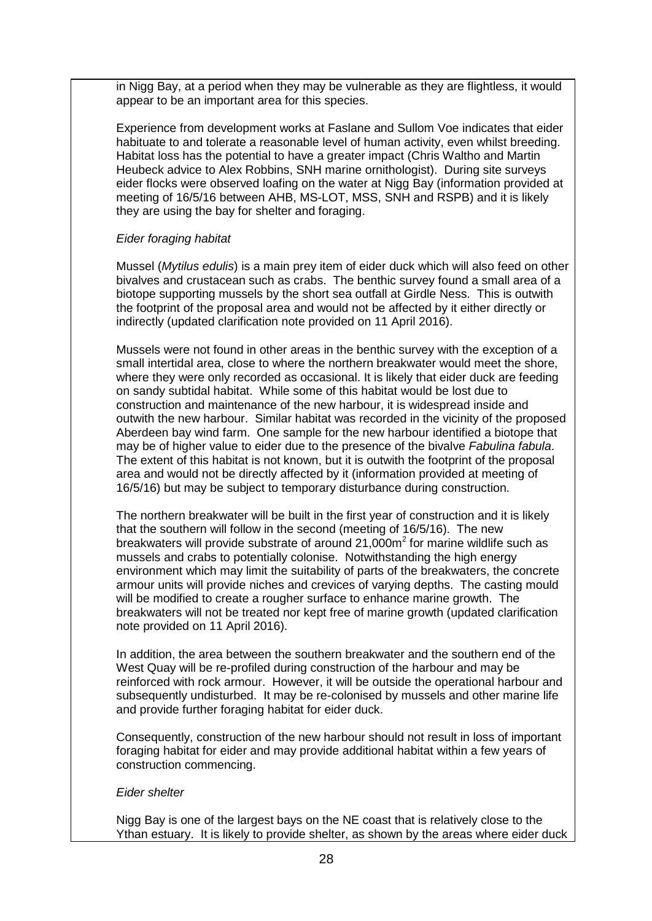in Nigg Bay, at a period when they may be vulnerable as they are flightless, it would appear to be an important area for this species.

Experience from development works at Faslane and Sullom Voe indicates that eider habituate to and tolerate a reasonable level of human activity, even whilst breeding. Habitat loss has the potential to have a greater impact (Chris Waltho and Martin Heubeck advice to Alex Robbins, SNH marine ornithologist). During site surveys eider flocks were observed loafing on the water at Nigg Bay (information provided at meeting of 16/5/16 between AHB, MS-LOT, MSS, SNH and RSPB) and it is likely they are using the bay for shelter and foraging.

*Eider foraging habitat*

Mussel (*Mytilus edulis*) is a main prey item of eider duck which will also feed on other bivalves and crustacean such as crabs. The benthic survey found a small area of a biotope supporting mussels by the short sea outfall at Girdle Ness. This is outwith the footprint of the proposal area and would not be affected by it either directly or indirectly (updated clarification note provided on 11 April 2016).

Mussels were not found in other areas in the benthic survey with the exception of a small intertidal area, close to where the northern breakwater would meet the shore, where they were only recorded as occasional. It is likely that eider duck are feeding on sandy subtidal habitat. While some of this habitat would be lost due to construction and maintenance of the new harbour, it is widespread inside and outwith the new harbour. Similar habitat was recorded in the vicinity of the proposed Aberdeen bay wind farm. One sample for the new harbour identified a biotope that may be of higher value to eider due to the presence of the bivalve *Fabulina fabula*. The extent of this habitat is not known, but it is outwith the footprint of the proposal area and would not be directly affected by it (information provided at meeting of 16/5/16) but may be subject to temporary disturbance during construction.

The northern breakwater will be built in the first year of construction and it is likely that the southern will follow in the second (meeting of 16/5/16). The new breakwaters will provide substrate of around 21,000m$^2$ for marine wildlife such as mussels and crabs to potentially colonise. Notwithstanding the high energy environment which may limit the suitability of parts of the breakwaters, the concrete armour units will provide niches and crevices of varying depths. The casting mould will be modified to create a rougher surface to enhance marine growth. The breakwaters will not be treated nor kept free of marine growth (updated clarification note provided on 11 April 2016).

In addition, the area between the southern breakwater and the southern end of the West Quay will be re-profiled during construction of the harbour and may be reinforced with rock armour. However, it will be outside the operational harbour and subsequently undisturbed. It may be re-colonised by mussels and other marine life and provide further foraging habitat for eider duck.

Consequently, construction of the new harbour should not result in loss of important foraging habitat for eider and may provide additional habitat within a few years of construction commencing.

*Eider shelter*

Nigg Bay is one of the largest bays on the NE coast that is relatively close to the Ythan estuary. It is likely to provide shelter, as shown by the areas where eider duck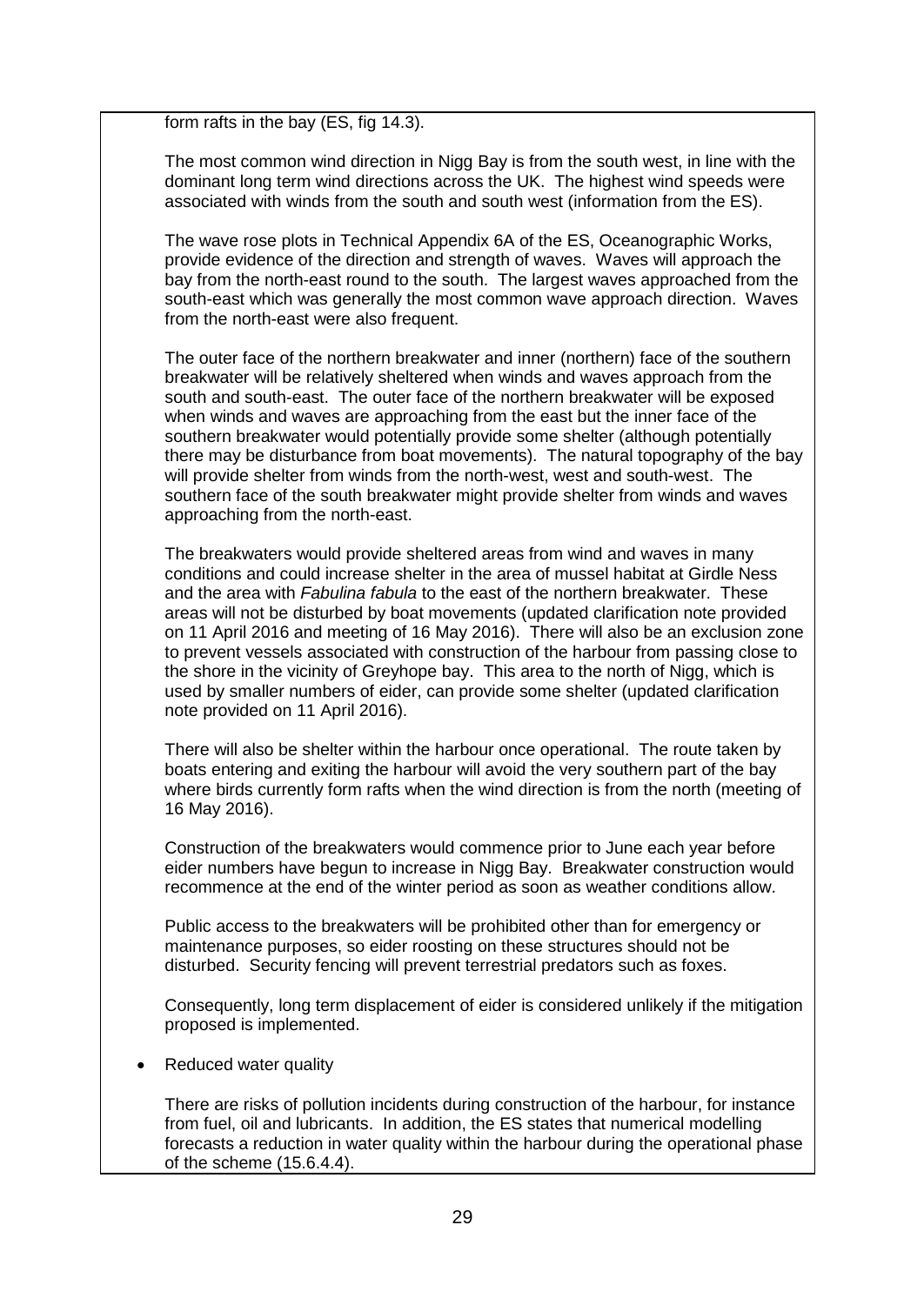form rafts in the bay (ES, fig 14.3).

The most common wind direction in Nigg Bay is from the south west, in line with the dominant long term wind directions across the UK. The highest wind speeds were associated with winds from the south and south west (information from the ES).

The wave rose plots in Technical Appendix 6A of the ES, Oceanographic Works, provide evidence of the direction and strength of waves. Waves will approach the bay from the north-east round to the south. The largest waves approached from the south-east which was generally the most common wave approach direction. Waves from the north-east were also frequent.

The outer face of the northern breakwater and inner (northern) face of the southern breakwater will be relatively sheltered when winds and waves approach from the south and south-east. The outer face of the northern breakwater will be exposed when winds and waves are approaching from the east but the inner face of the southern breakwater would potentially provide some shelter (although potentially there may be disturbance from boat movements). The natural topography of the bay will provide shelter from winds from the north-west, west and south-west. The southern face of the south breakwater might provide shelter from winds and waves approaching from the north-east.

The breakwaters would provide sheltered areas from wind and waves in many conditions and could increase shelter in the area of mussel habitat at Girdle Ness and the area with *Fabulina fabula* to the east of the northern breakwater. These areas will not be disturbed by boat movements (updated clarification note provided on 11 April 2016 and meeting of 16 May 2016). There will also be an exclusion zone to prevent vessels associated with construction of the harbour from passing close to the shore in the vicinity of Greyhope bay. This area to the north of Nigg, which is used by smaller numbers of eider, can provide some shelter (updated clarification note provided on 11 April 2016).

There will also be shelter within the harbour once operational. The route taken by boats entering and exiting the harbour will avoid the very southern part of the bay where birds currently form rafts when the wind direction is from the north (meeting of 16 May 2016).

Construction of the breakwaters would commence prior to June each year before eider numbers have begun to increase in Nigg Bay. Breakwater construction would recommence at the end of the winter period as soon as weather conditions allow.

Public access to the breakwaters will be prohibited other than for emergency or maintenance purposes, so eider roosting on these structures should not be disturbed. Security fencing will prevent terrestrial predators such as foxes.

Consequently, long term displacement of eider is considered unlikely if the mitigation proposed is implemented.

- Reduced water quality

There are risks of pollution incidents during construction of the harbour, for instance from fuel, oil and lubricants. In addition, the ES states that numerical modelling forecasts a reduction in water quality within the harbour during the operational phase of the scheme (15.6.4.4).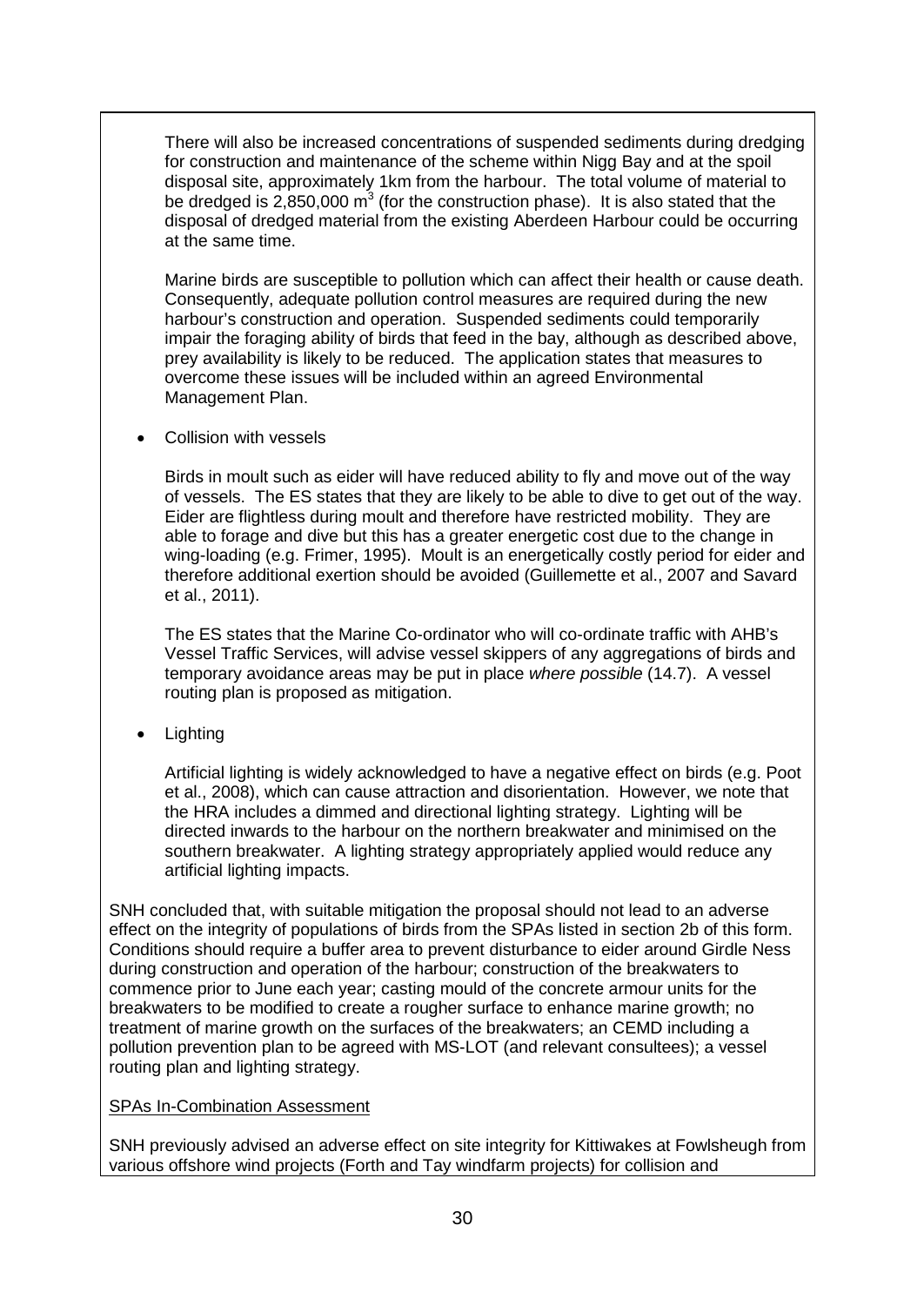There will also be increased concentrations of suspended sediments during dredging for construction and maintenance of the scheme within Nigg Bay and at the spoil disposal site, approximately 1km from the harbour. The total volume of material to be dredged is 2,850,000 $m^3$ (for the construction phase). It is also stated that the disposal of dredged material from the existing Aberdeen Harbour could be occurring at the same time.

Marine birds are susceptible to pollution which can affect their health or cause death. Consequently, adequate pollution control measures are required during the new harbour's construction and operation. Suspended sediments could temporarily impair the foraging ability of birds that feed in the bay, although as described above, prey availability is likely to be reduced. The application states that measures to overcome these issues will be included within an agreed Environmental Management Plan.

- Collision with vessels

  Birds in moult such as eider will have reduced ability to fly and move out of the way of vessels. The ES states that they are likely to be able to dive to get out of the way. Eider are flightless during moult and therefore have restricted mobility. They are able to forage and dive but this has a greater energetic cost due to the change in wing-loading (e.g. Frimer, 1995). Moult is an energetically costly period for eider and therefore additional exertion should be avoided (Guillemette et al., 2007 and Savard et al., 2011).

  The ES states that the Marine Co-ordinator who will co-ordinate traffic with AHB's Vessel Traffic Services, will advise vessel skippers of any aggregations of birds and temporary avoidance areas may be put in place *where possible* (14.7). A vessel routing plan is proposed as mitigation.

- Lighting

  Artificial lighting is widely acknowledged to have a negative effect on birds (e.g. Poot et al., 2008), which can cause attraction and disorientation. However, we note that the HRA includes a dimmed and directional lighting strategy. Lighting will be directed inwards to the harbour on the northern breakwater and minimised on the southern breakwater. A lighting strategy appropriately applied would reduce any artificial lighting impacts.

SNH concluded that, with suitable mitigation the proposal should not lead to an adverse effect on the integrity of populations of birds from the SPAs listed in section 2b of this form. Conditions should require a buffer area to prevent disturbance to eider around Girdle Ness during construction and operation of the harbour; construction of the breakwaters to commence prior to June each year; casting mould of the concrete armour units for the breakwaters to be modified to create a rougher surface to enhance marine growth; no treatment of marine growth on the surfaces of the breakwaters; an CEMD including a pollution prevention plan to be agreed with MS-LOT (and relevant consultees); a vessel routing plan and lighting strategy.

<u>SPAs In-Combination Assessment</u>

SNH previously advised an adverse effect on site integrity for Kittiwakes at Fowlsheugh from various offshore wind projects (Forth and Tay windfarm projects) for collision and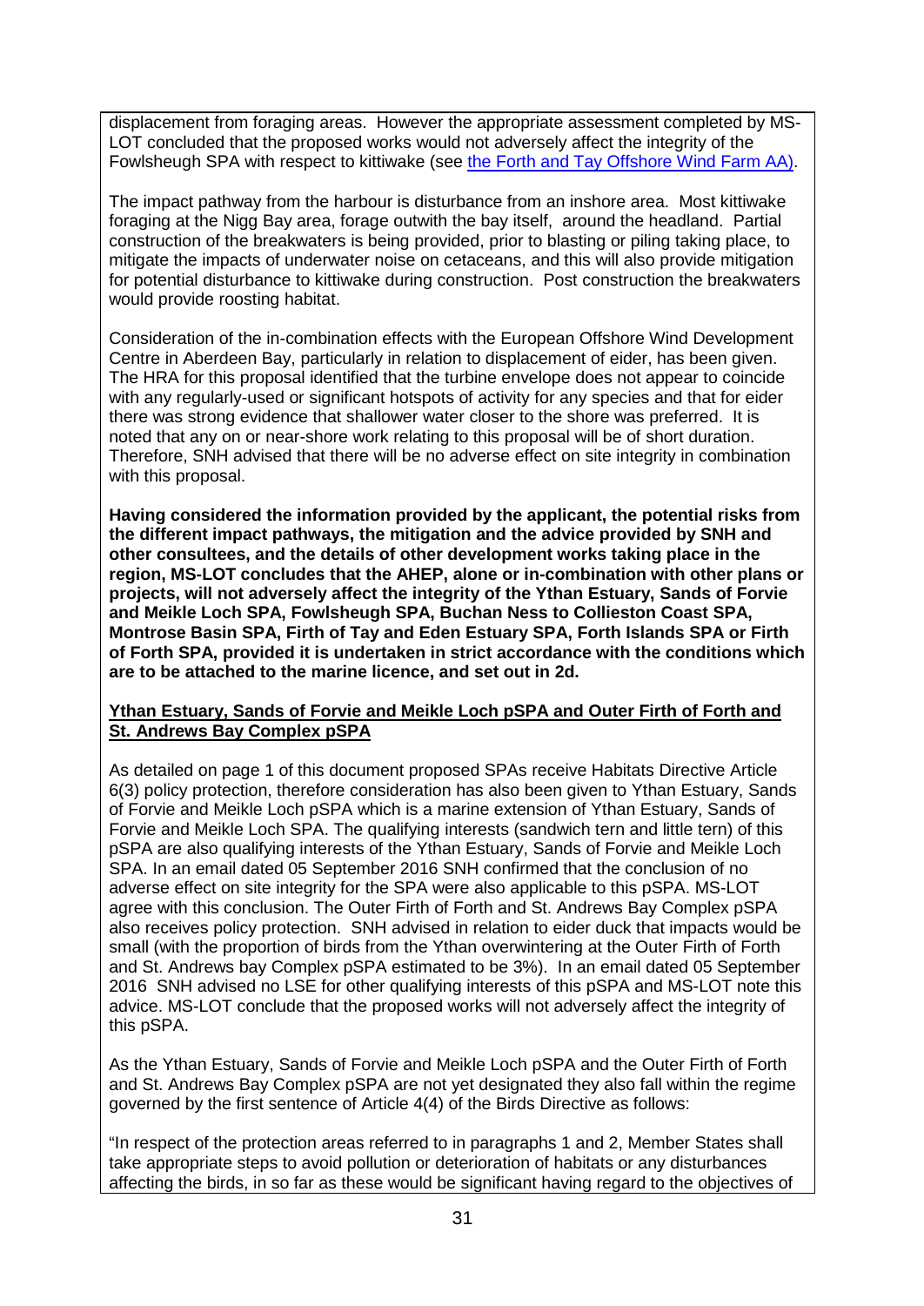displacement from foraging areas. However the appropriate assessment completed by MS-LOT concluded that the proposed works would not adversely affect the integrity of the Fowlsheugh SPA with respect to kittiwake (see [the Forth and Tay Offshore Wind Farm AA](#)).

The impact pathway from the harbour is disturbance from an inshore area. Most kittiwake foraging at the Nigg Bay area, forage outwith the bay itself, around the headland. Partial construction of the breakwaters is being provided, prior to blasting or piling taking place, to mitigate the impacts of underwater noise on cetaceans, and this will also provide mitigation for potential disturbance to kittiwake during construction. Post construction the breakwaters would provide roosting habitat.

Consideration of the in-combination effects with the European Offshore Wind Development Centre in Aberdeen Bay, particularly in relation to displacement of eider, has been given. The HRA for this proposal identified that the turbine envelope does not appear to coincide with any regularly-used or significant hotspots of activity for any species and that for eider there was strong evidence that shallower water closer to the shore was preferred. It is noted that any on or near-shore work relating to this proposal will be of short duration. Therefore, SNH advised that there will be no adverse effect on site integrity in combination with this proposal.

**Having considered the information provided by the applicant, the potential risks from the different impact pathways, the mitigation and the advice provided by SNH and other consultees, and the details of other development works taking place in the region, MS-LOT concludes that the AHEP, alone or in-combination with other plans or projects, will not adversely affect the integrity of the Ythan Estuary, Sands of Forvie and Meikle Loch SPA, Fowlsheugh SPA, Buchan Ness to Collieston Coast SPA, Montrose Basin SPA, Firth of Tay and Eden Estuary SPA, Forth Islands SPA or Firth of Forth SPA, provided it is undertaken in strict accordance with the conditions which are to be attached to the marine licence, and set out in 2d.**

**<u>Ythan Estuary, Sands of Forvie and Meikle Loch pSPA and Outer Firth of Forth and St. Andrews Bay Complex pSPA</u>**

As detailed on page 1 of this document proposed SPAs receive Habitats Directive Article 6(3) policy protection, therefore consideration has also been given to Ythan Estuary, Sands of Forvie and Meikle Loch pSPA which is a marine extension of Ythan Estuary, Sands of Forvie and Meikle Loch SPA. The qualifying interests (sandwich tern and little tern) of this pSPA are also qualifying interests of the Ythan Estuary, Sands of Forvie and Meikle Loch SPA. In an email dated 05 September 2016 SNH confirmed that the conclusion of no adverse effect on site integrity for the SPA were also applicable to this pSPA. MS-LOT agree with this conclusion. The Outer Firth of Forth and St. Andrews Bay Complex pSPA also receives policy protection. SNH advised in relation to eider duck that impacts would be small (with the proportion of birds from the Ythan overwintering at the Outer Firth of Forth and St. Andrews bay Complex pSPA estimated to be 3%). In an email dated 05 September 2016 SNH advised no LSE for other qualifying interests of this pSPA and MS-LOT note this advice. MS-LOT conclude that the proposed works will not adversely affect the integrity of this pSPA.

As the Ythan Estuary, Sands of Forvie and Meikle Loch pSPA and the Outer Firth of Forth and St. Andrews Bay Complex pSPA are not yet designated they also fall within the regime governed by the first sentence of Article 4(4) of the Birds Directive as follows:

"In respect of the protection areas referred to in paragraphs 1 and 2, Member States shall take appropriate steps to avoid pollution or deterioration of habitats or any disturbances affecting the birds, in so far as these would be significant having regard to the objectives of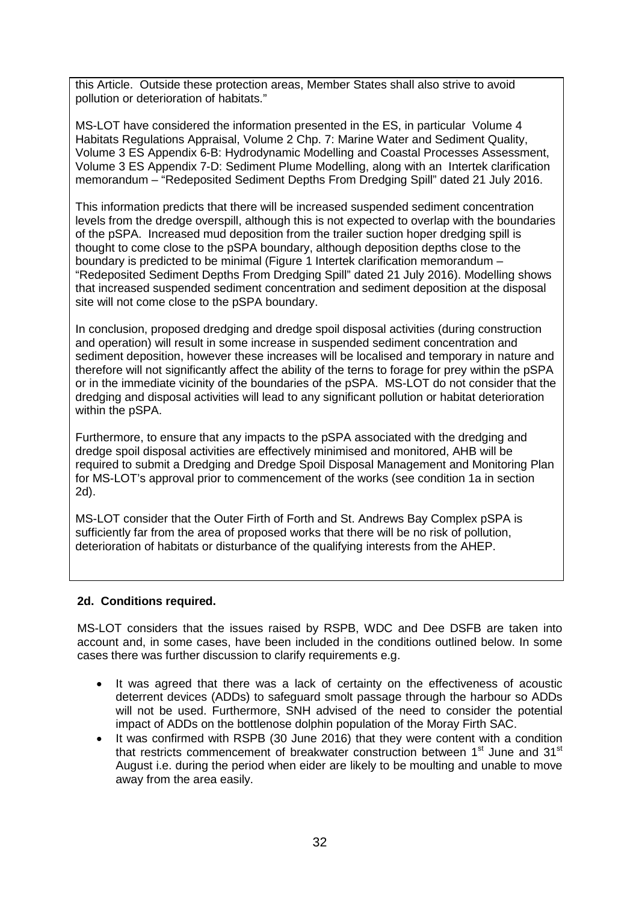this Article. Outside these protection areas, Member States shall also strive to avoid pollution or deterioration of habitats."

MS-LOT have considered the information presented in the ES, in particular Volume 4 Habitats Regulations Appraisal, Volume 2 Chp. 7: Marine Water and Sediment Quality, Volume 3 ES Appendix 6-B: Hydrodynamic Modelling and Coastal Processes Assessment, Volume 3 ES Appendix 7-D: Sediment Plume Modelling, along with an Intertek clarification memorandum – "Redeposited Sediment Depths From Dredging Spill" dated 21 July 2016.

This information predicts that there will be increased suspended sediment concentration levels from the dredge overspill, although this is not expected to overlap with the boundaries of the pSPA. Increased mud deposition from the trailer suction hoper dredging spill is thought to come close to the pSPA boundary, although deposition depths close to the boundary is predicted to be minimal (Figure 1 Intertek clarification memorandum – "Redeposited Sediment Depths From Dredging Spill" dated 21 July 2016). Modelling shows that increased suspended sediment concentration and sediment deposition at the disposal site will not come close to the pSPA boundary.

In conclusion, proposed dredging and dredge spoil disposal activities (during construction and operation) will result in some increase in suspended sediment concentration and sediment deposition, however these increases will be localised and temporary in nature and therefore will not significantly affect the ability of the terns to forage for prey within the pSPA or in the immediate vicinity of the boundaries of the pSPA. MS-LOT do not consider that the dredging and disposal activities will lead to any significant pollution or habitat deterioration within the pSPA.

Furthermore, to ensure that any impacts to the pSPA associated with the dredging and dredge spoil disposal activities are effectively minimised and monitored, AHB will be required to submit a Dredging and Dredge Spoil Disposal Management and Monitoring Plan for MS-LOT's approval prior to commencement of the works (see condition 1a in section 2d).

MS-LOT consider that the Outer Firth of Forth and St. Andrews Bay Complex pSPA is sufficiently far from the area of proposed works that there will be no risk of pollution, deterioration of habitats or disturbance of the qualifying interests from the AHEP.

**2d. Conditions required.**

MS-LOT considers that the issues raised by RSPB, WDC and Dee DSFB are taken into account and, in some cases, have been included in the conditions outlined below. In some cases there was further discussion to clarify requirements e.g.

- It was agreed that there was a lack of certainty on the effectiveness of acoustic deterrent devices (ADDs) to safeguard smolt passage through the harbour so ADDs will not be used. Furthermore, SNH advised of the need to consider the potential impact of ADDs on the bottlenose dolphin population of the Moray Firth SAC.
- It was confirmed with RSPB (30 June 2016) that they were content with a condition that restricts commencement of breakwater construction between 1st June and 31st August i.e. during the period when eider are likely to be moulting and unable to move away from the area easily.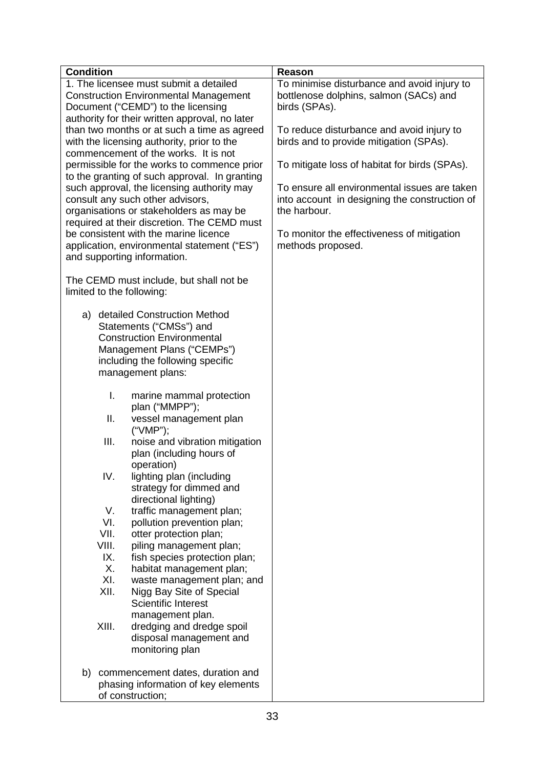| Condition | Reason |
|---|---|
| 1. The licensee must submit a detailed Construction Environmental Management Document ("CEMD") to the licensing authority for their written approval, no later than two months or at such a time as agreed with the licensing authority, prior to the commencement of the works. It is not permissible for the works to commence prior to the granting of such approval. In granting such approval, the licensing authority may consult any such other advisors, organisations or stakeholders as may be required at their discretion. The CEMD must be consistent with the marine licence application, environmental statement ("ES") and supporting information.<br><br>The CEMD must include, but shall not be limited to the following:<br><br>a) detailed Construction Method Statements ("CMSs") and Construction Environmental Management Plans ("CEMPs") including the following specific management plans:<br><br>I. marine mammal protection plan ("MMPP");<br>II. vessel management plan ("VMP");<br>III. noise and vibration mitigation plan (including hours of operation)<br>IV. lighting plan (including strategy for dimmed and directional lighting)<br>V. traffic management plan;<br>VI. pollution prevention plan;<br>VII. otter protection plan;<br>VIII. piling management plan;<br>IX. fish species protection plan;<br>X. habitat management plan;<br>XI. waste management plan; and<br>XII. Nigg Bay Site of Special Scientific Interest management plan.<br>XIII. dredging and dredge spoil disposal management and monitoring plan<br><br>b) commencement dates, duration and phasing information of key elements of construction; | To minimise disturbance and avoid injury to bottlenose dolphins, salmon (SACs) and birds (SPAs).<br><br>To reduce disturbance and avoid injury to birds and to provide mitigation (SPAs).<br><br>To mitigate loss of habitat for birds (SPAs).<br><br>To ensure all environmental issues are taken into account in designing the construction of the harbour.<br><br>To monitor the effectiveness of mitigation methods proposed. |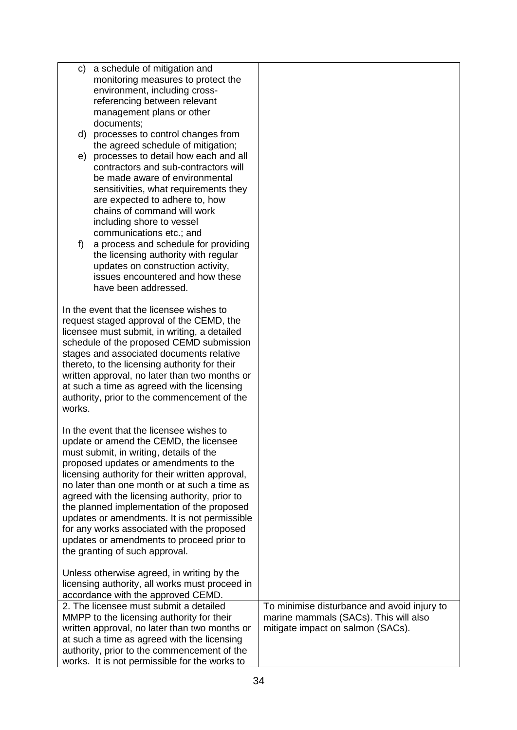| | |
|---|---|
| c) a schedule of mitigation and monitoring measures to protect the environment, including cross-referencing between relevant management plans or other documents;<br>d) processes to control changes from the agreed schedule of mitigation;<br>e) processes to detail how each and all contractors and sub-contractors will be made aware of environmental sensitivities, what requirements they are expected to adhere to, how chains of command will work including shore to vessel communications etc.; and<br>f) a process and schedule for providing the licensing authority with regular updates on construction activity, issues encountered and how these have been addressed.<br><br>In the event that the licensee wishes to request staged approval of the CEMD, the licensee must submit, in writing, a detailed schedule of the proposed CEMD submission stages and associated documents relative thereto, to the licensing authority for their written approval, no later than two months or at such a time as agreed with the licensing authority, prior to the commencement of the works.<br><br>In the event that the licensee wishes to update or amend the CEMD, the licensee must submit, in writing, details of the proposed updates or amendments to the licensing authority for their written approval, no later than one month or at such a time as agreed with the licensing authority, prior to the planned implementation of the proposed updates or amendments. It is not permissible for any works associated with the proposed updates or amendments to proceed prior to the granting of such approval.<br><br>Unless otherwise agreed, in writing by the licensing authority, all works must proceed in accordance with the approved CEMD. | |
| 2. The licensee must submit a detailed MMPP to the licensing authority for their written approval, no later than two months or at such a time as agreed with the licensing authority, prior to the commencement of the works. It is not permissible for the works to | To minimise disturbance and avoid injury to marine mammals (SACs). This will also mitigate impact on salmon (SACs). |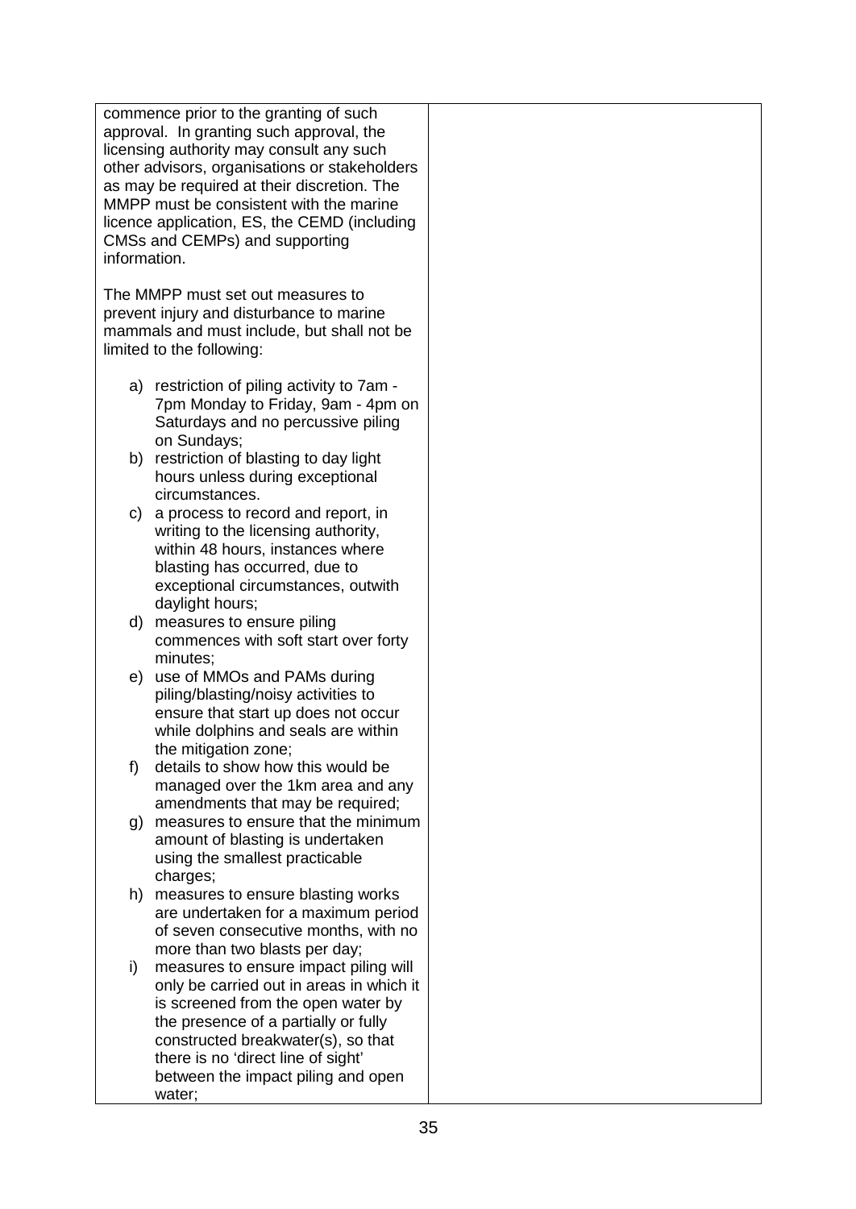| | |
|---|---|
| commence prior to the granting of such approval. In granting such approval, the licensing authority may consult any such other advisors, organisations or stakeholders as may be required at their discretion. The MMPP must be consistent with the marine licence application, ES, the CEMD (including CMSs and CEMPs) and supporting information.<br><br>The MMPP must set out measures to prevent injury and disturbance to marine mammals and must include, but shall not be limited to the following:<br><br>a) restriction of piling activity to 7am - 7pm Monday to Friday, 9am - 4pm on Saturdays and no percussive piling on Sundays;<br>b) restriction of blasting to day light hours unless during exceptional circumstances.<br>c) a process to record and report, in writing to the licensing authority, within 48 hours, instances where blasting has occurred, due to exceptional circumstances, outwith daylight hours;<br>d) measures to ensure piling commences with soft start over forty minutes;<br>e) use of MMOs and PAMs during piling/blasting/noisy activities to ensure that start up does not occur while dolphins and seals are within the mitigation zone;<br>f) details to show how this would be managed over the 1km area and any amendments that may be required;<br>g) measures to ensure that the minimum amount of blasting is undertaken using the smallest practicable charges;<br>h) measures to ensure blasting works are undertaken for a maximum period of seven consecutive months, with no more than two blasts per day;<br>i) measures to ensure impact piling will only be carried out in areas in which it is screened from the open water by the presence of a partially or fully constructed breakwater(s), so that there is no 'direct line of sight' between the impact piling and open water; | |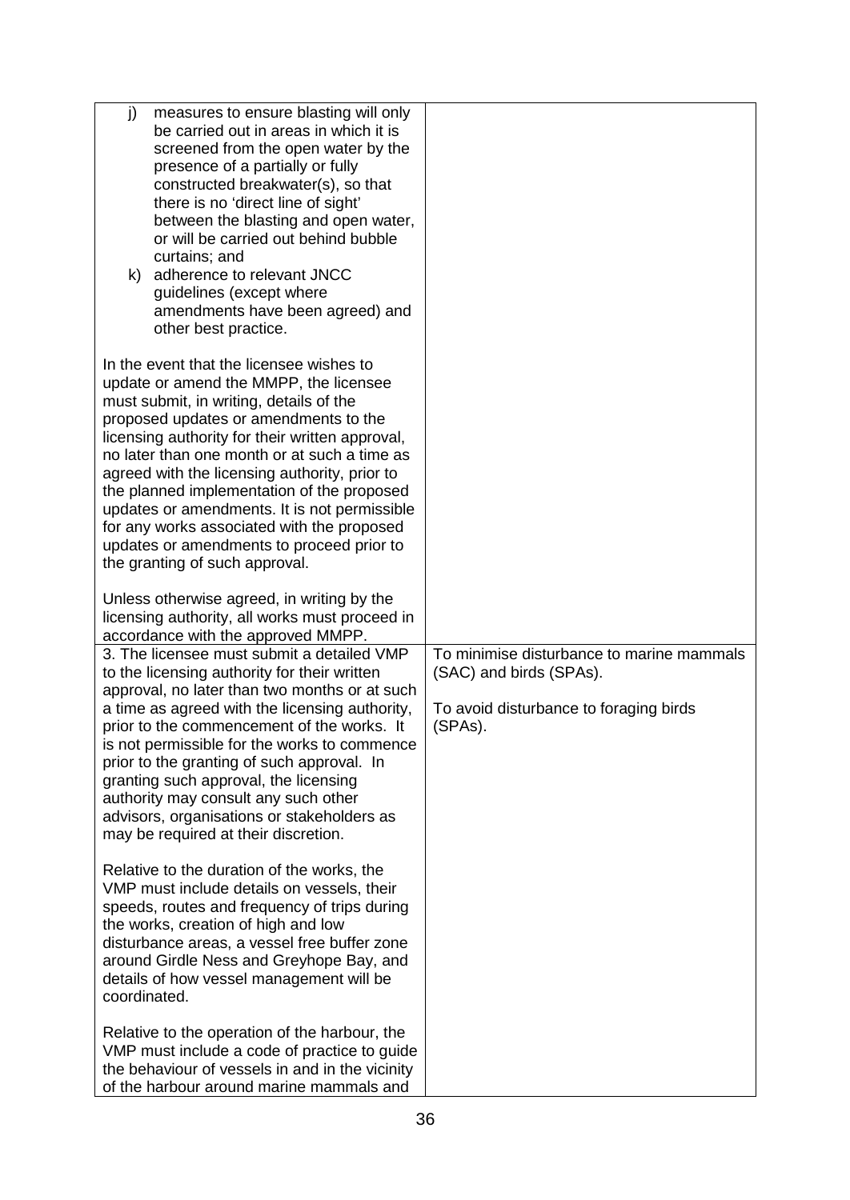| | |
|---|---|
| j) measures to ensure blasting will only be carried out in areas in which it is screened from the open water by the presence of a partially or fully constructed breakwater(s), so that there is no 'direct line of sight' between the blasting and open water, or will be carried out behind bubble curtains; and<br>k) adherence to relevant JNCC guidelines (except where amendments have been agreed) and other best practice.<br><br>In the event that the licensee wishes to update or amend the MMPP, the licensee must submit, in writing, details of the proposed updates or amendments to the licensing authority for their written approval, no later than one month or at such a time as agreed with the licensing authority, prior to the planned implementation of the proposed updates or amendments. It is not permissible for any works associated with the proposed updates or amendments to proceed prior to the granting of such approval.<br><br>Unless otherwise agreed, in writing by the licensing authority, all works must proceed in accordance with the approved MMPP. | |
| 3. The licensee must submit a detailed VMP to the licensing authority for their written approval, no later than two months or at such a time as agreed with the licensing authority, prior to the commencement of the works. It is not permissible for the works to commence prior to the granting of such approval. In granting such approval, the licensing authority may consult any such other advisors, organisations or stakeholders as may be required at their discretion.<br><br>Relative to the duration of the works, the VMP must include details on vessels, their speeds, routes and frequency of trips during the works, creation of high and low disturbance areas, a vessel free buffer zone around Girdle Ness and Greyhope Bay, and details of how vessel management will be coordinated.<br><br>Relative to the operation of the harbour, the VMP must include a code of practice to guide the behaviour of vessels in and in the vicinity of the harbour around marine mammals and | To minimise disturbance to marine mammals (SAC) and birds (SPAs).<br><br>To avoid disturbance to foraging birds (SPAs). |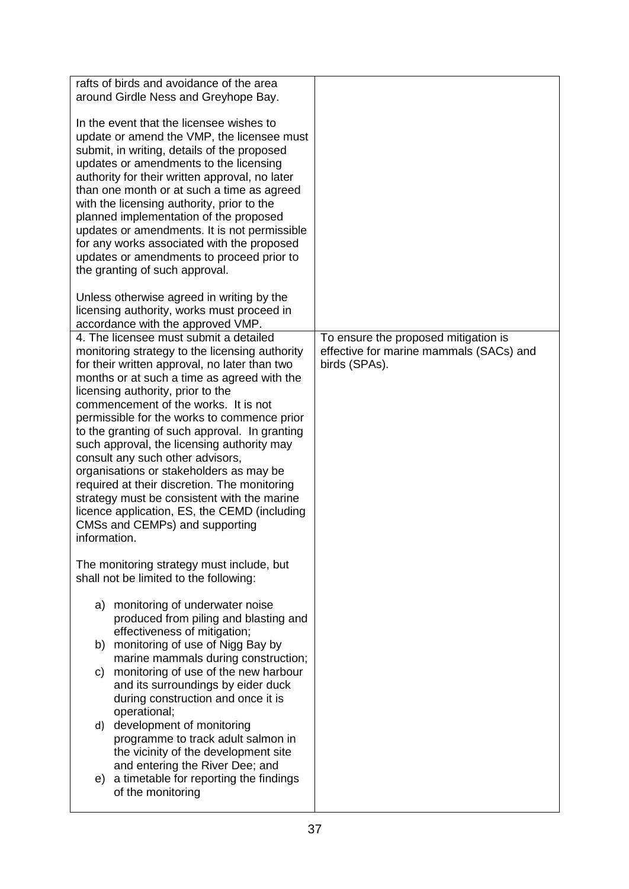| | |
|---|---|
| rafts of birds and avoidance of the area around Girdle Ness and Greyhope Bay.<br><br>In the event that the licensee wishes to update or amend the VMP, the licensee must submit, in writing, details of the proposed updates or amendments to the licensing authority for their written approval, no later than one month or at such a time as agreed with the licensing authority, prior to the planned implementation of the proposed updates or amendments. It is not permissible for any works associated with the proposed updates or amendments to proceed prior to the granting of such approval.<br><br>Unless otherwise agreed in writing by the licensing authority, works must proceed in accordance with the approved VMP. | |
| 4. The licensee must submit a detailed monitoring strategy to the licensing authority for their written approval, no later than two months or at such a time as agreed with the licensing authority, prior to the commencement of the works. It is not permissible for the works to commence prior to the granting of such approval. In granting such approval, the licensing authority may consult any such other advisors, organisations or stakeholders as may be required at their discretion. The monitoring strategy must be consistent with the marine licence application, ES, the CEMD (including CMSs and CEMPs) and supporting information.<br><br>The monitoring strategy must include, but shall not be limited to the following:<br><br>a) monitoring of underwater noise produced from piling and blasting and effectiveness of mitigation;<br>b) monitoring of use of Nigg Bay by marine mammals during construction;<br>c) monitoring of use of the new harbour and its surroundings by eider duck during construction and once it is operational;<br>d) development of monitoring programme to track adult salmon in the vicinity of the development site and entering the River Dee; and<br>e) a timetable for reporting the findings of the monitoring | To ensure the proposed mitigation is effective for marine mammals (SACs) and birds (SPAs). |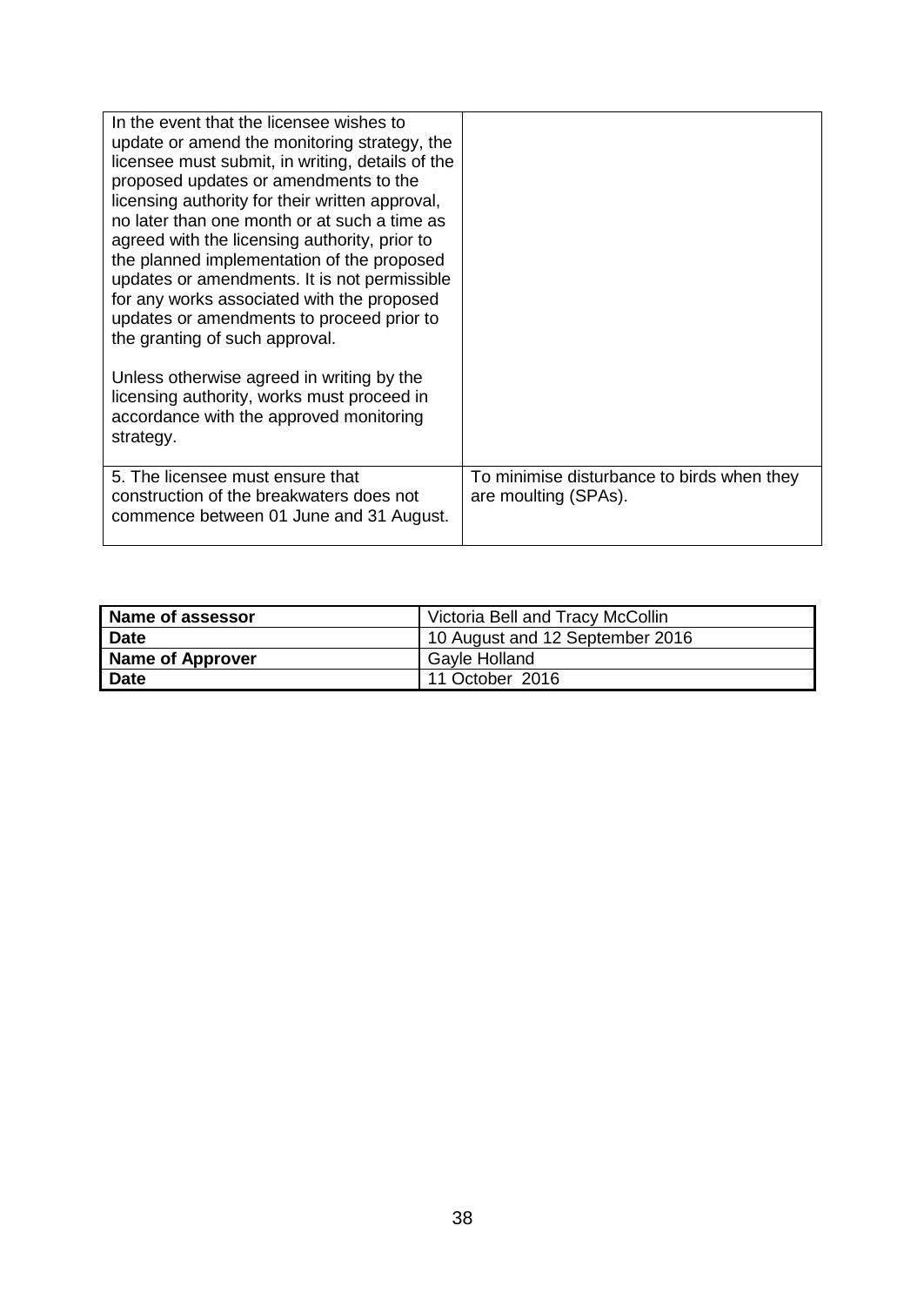| | |
|---|---|
| In the event that the licensee wishes to update or amend the monitoring strategy, the licensee must submit, in writing, details of the proposed updates or amendments to the licensing authority for their written approval, no later than one month or at such a time as agreed with the licensing authority, prior to the planned implementation of the proposed updates or amendments. It is not permissible for any works associated with the proposed updates or amendments to proceed prior to the granting of such approval.<br><br>Unless otherwise agreed in writing by the licensing authority, works must proceed in accordance with the approved monitoring strategy. | |
| 5. The licensee must ensure that construction of the breakwaters does not commence between 01 June and 31 August. | To minimise disturbance to birds when they are moulting (SPAs). |

| **Name of assessor** | Victoria Bell and Tracy McCollin |
|---|---|
| **Date** | 10 August and 12 September 2016 |
| **Name of Approver** | Gayle Holland |
| **Date** | 11 October 2016 |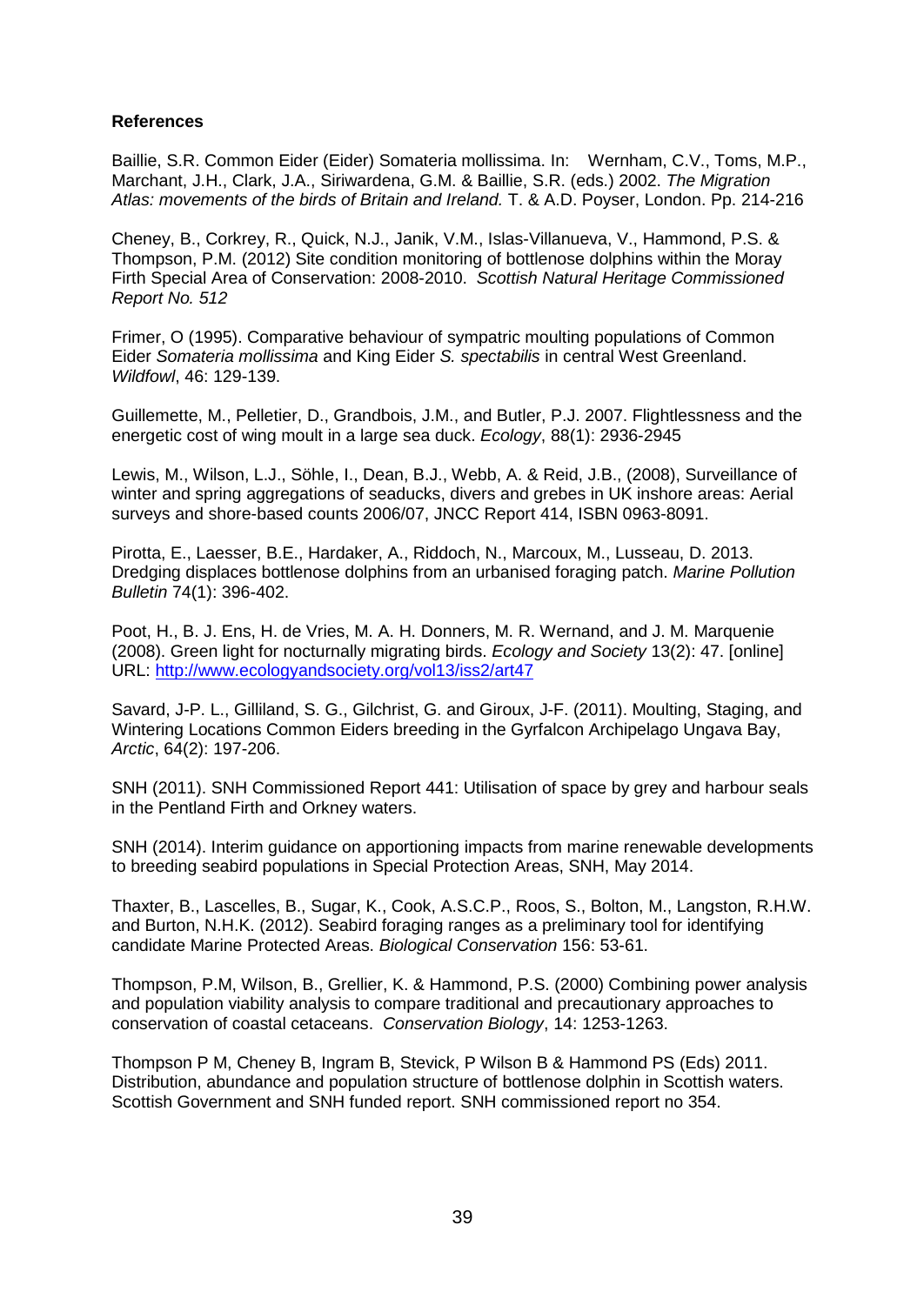**References**

Baillie, S.R. Common Eider (Eider) Somateria mollissima. In: Wernham, C.V., Toms, M.P., Marchant, J.H., Clark, J.A., Siriwardena, G.M. & Baillie, S.R. (eds.) 2002. *The Migration Atlas: movements of the birds of Britain and Ireland.* T. & A.D. Poyser, London. Pp. 214-216

Cheney, B., Corkrey, R., Quick, N.J., Janik, V.M., Islas-Villanueva, V., Hammond, P.S. & Thompson, P.M. (2012) Site condition monitoring of bottlenose dolphins within the Moray Firth Special Area of Conservation: 2008-2010. *Scottish Natural Heritage Commissioned Report No. 512*

Frimer, O (1995). Comparative behaviour of sympatric moulting populations of Common Eider *Somateria mollissima* and King Eider *S. spectabilis* in central West Greenland. *Wildfowl*, 46: 129-139.

Guillemette, M., Pelletier, D., Grandbois, J.M., and Butler, P.J. 2007. Flightlessness and the energetic cost of wing moult in a large sea duck. *Ecology*, 88(1): 2936-2945

Lewis, M., Wilson, L.J., Söhle, I., Dean, B.J., Webb, A. & Reid, J.B., (2008), Surveillance of winter and spring aggregations of seaducks, divers and grebes in UK inshore areas: Aerial surveys and shore-based counts 2006/07, JNCC Report 414, ISBN 0963-8091.

Pirotta, E., Laesser, B.E., Hardaker, A., Riddoch, N., Marcoux, M., Lusseau, D. 2013. Dredging displaces bottlenose dolphins from an urbanised foraging patch. *Marine Pollution Bulletin* 74(1): 396-402.

Poot, H., B. J. Ens, H. de Vries, M. A. H. Donners, M. R. Wernand, and J. M. Marquenie (2008). Green light for nocturnally migrating birds. *Ecology and Society* 13(2): 47. [online] URL: http://www.ecologyandsociety.org/vol13/iss2/art47

Savard, J-P. L., Gilliland, S. G., Gilchrist, G. and Giroux, J-F. (2011). Moulting, Staging, and Wintering Locations Common Eiders breeding in the Gyrfalcon Archipelago Ungava Bay, *Arctic*, 64(2): 197-206.

SNH (2011). SNH Commissioned Report 441: Utilisation of space by grey and harbour seals in the Pentland Firth and Orkney waters.

SNH (2014). Interim guidance on apportioning impacts from marine renewable developments to breeding seabird populations in Special Protection Areas, SNH, May 2014.

Thaxter, B., Lascelles, B., Sugar, K., Cook, A.S.C.P., Roos, S., Bolton, M., Langston, R.H.W. and Burton, N.H.K. (2012). Seabird foraging ranges as a preliminary tool for identifying candidate Marine Protected Areas. *Biological Conservation* 156: 53-61.

Thompson, P.M, Wilson, B., Grellier, K. & Hammond, P.S. (2000) Combining power analysis and population viability analysis to compare traditional and precautionary approaches to conservation of coastal cetaceans. *Conservation Biology*, 14: 1253-1263.

Thompson P M, Cheney B, Ingram B, Stevick, P Wilson B & Hammond PS (Eds) 2011. Distribution, abundance and population structure of bottlenose dolphin in Scottish waters. Scottish Government and SNH funded report. SNH commissioned report no 354.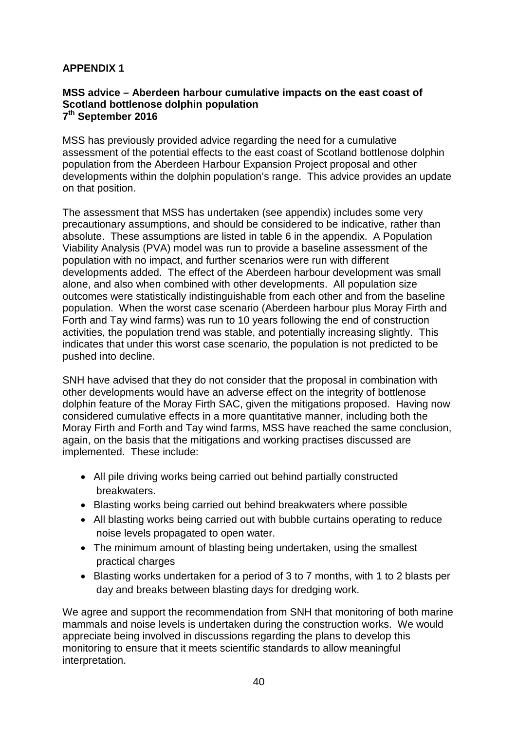## APPENDIX 1

### MSS advice – Aberdeen harbour cumulative impacts on the east coast of Scotland bottlenose dolphin population

**7th September 2016**

MSS has previously provided advice regarding the need for a cumulative assessment of the potential effects to the east coast of Scotland bottlenose dolphin population from the Aberdeen Harbour Expansion Project proposal and other developments within the dolphin population's range. This advice provides an update on that position.

The assessment that MSS has undertaken (see appendix) includes some very precautionary assumptions, and should be considered to be indicative, rather than absolute. These assumptions are listed in table 6 in the appendix. A Population Viability Analysis (PVA) model was run to provide a baseline assessment of the population with no impact, and further scenarios were run with different developments added. The effect of the Aberdeen harbour development was small alone, and also when combined with other developments. All population size outcomes were statistically indistinguishable from each other and from the baseline population. When the worst case scenario (Aberdeen harbour plus Moray Firth and Forth and Tay wind farms) was run to 10 years following the end of construction activities, the population trend was stable, and potentially increasing slightly. This indicates that under this worst case scenario, the population is not predicted to be pushed into decline.

SNH have advised that they do not consider that the proposal in combination with other developments would have an adverse effect on the integrity of bottlenose dolphin feature of the Moray Firth SAC, given the mitigations proposed. Having now considered cumulative effects in a more quantitative manner, including both the Moray Firth and Forth and Tay wind farms, MSS have reached the same conclusion, again, on the basis that the mitigations and working practises discussed are implemented. These include:

- All pile driving works being carried out behind partially constructed breakwaters.
- Blasting works being carried out behind breakwaters where possible
- All blasting works being carried out with bubble curtains operating to reduce noise levels propagated to open water.
- The minimum amount of blasting being undertaken, using the smallest practical charges
- Blasting works undertaken for a period of 3 to 7 months, with 1 to 2 blasts per day and breaks between blasting days for dredging work.

We agree and support the recommendation from SNH that monitoring of both marine mammals and noise levels is undertaken during the construction works. We would appreciate being involved in discussions regarding the plans to develop this monitoring to ensure that it meets scientific standards to allow meaningful interpretation.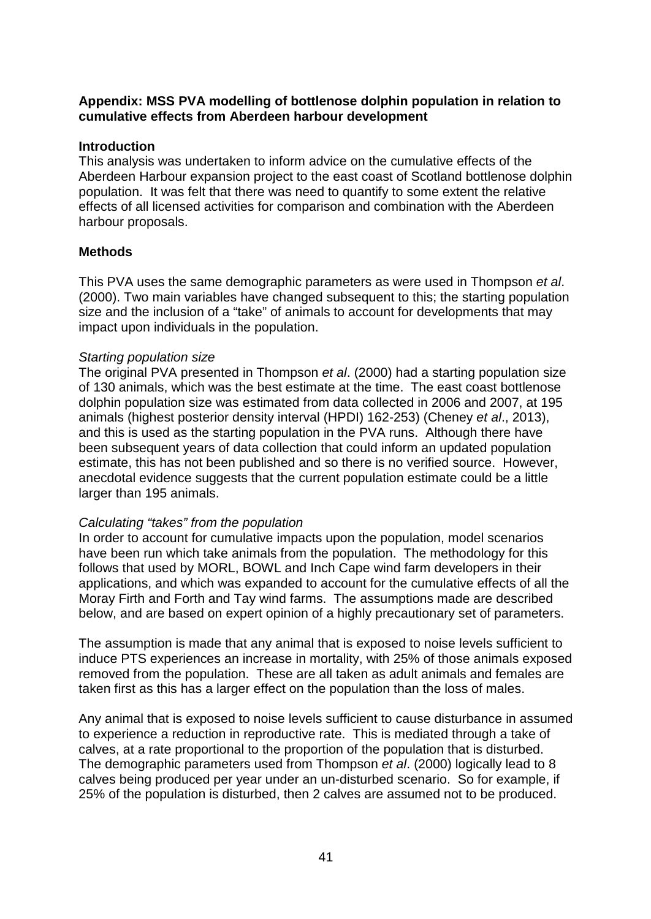**Appendix: MSS PVA modelling of bottlenose dolphin population in relation to cumulative effects from Aberdeen harbour development**

**Introduction**

This analysis was undertaken to inform advice on the cumulative effects of the Aberdeen Harbour expansion project to the east coast of Scotland bottlenose dolphin population. It was felt that there was need to quantify to some extent the relative effects of all licensed activities for comparison and combination with the Aberdeen harbour proposals.

**Methods**

This PVA uses the same demographic parameters as were used in Thompson *et al*. (2000). Two main variables have changed subsequent to this; the starting population size and the inclusion of a "take" of animals to account for developments that may impact upon individuals in the population.

*Starting population size*

The original PVA presented in Thompson *et al*. (2000) had a starting population size of 130 animals, which was the best estimate at the time. The east coast bottlenose dolphin population size was estimated from data collected in 2006 and 2007, at 195 animals (highest posterior density interval (HPDI) 162-253) (Cheney *et al*., 2013), and this is used as the starting population in the PVA runs. Although there have been subsequent years of data collection that could inform an updated population estimate, this has not been published and so there is no verified source. However, anecdotal evidence suggests that the current population estimate could be a little larger than 195 animals.

*Calculating "takes" from the population*

In order to account for cumulative impacts upon the population, model scenarios have been run which take animals from the population. The methodology for this follows that used by MORL, BOWL and Inch Cape wind farm developers in their applications, and which was expanded to account for the cumulative effects of all the Moray Firth and Forth and Tay wind farms. The assumptions made are described below, and are based on expert opinion of a highly precautionary set of parameters.

The assumption is made that any animal that is exposed to noise levels sufficient to induce PTS experiences an increase in mortality, with 25% of those animals exposed removed from the population. These are all taken as adult animals and females are taken first as this has a larger effect on the population than the loss of males.

Any animal that is exposed to noise levels sufficient to cause disturbance in assumed to experience a reduction in reproductive rate. This is mediated through a take of calves, at a rate proportional to the proportion of the population that is disturbed. The demographic parameters used from Thompson *et al*. (2000) logically lead to 8 calves being produced per year under an un-disturbed scenario. So for example, if 25% of the population is disturbed, then 2 calves are assumed not to be produced.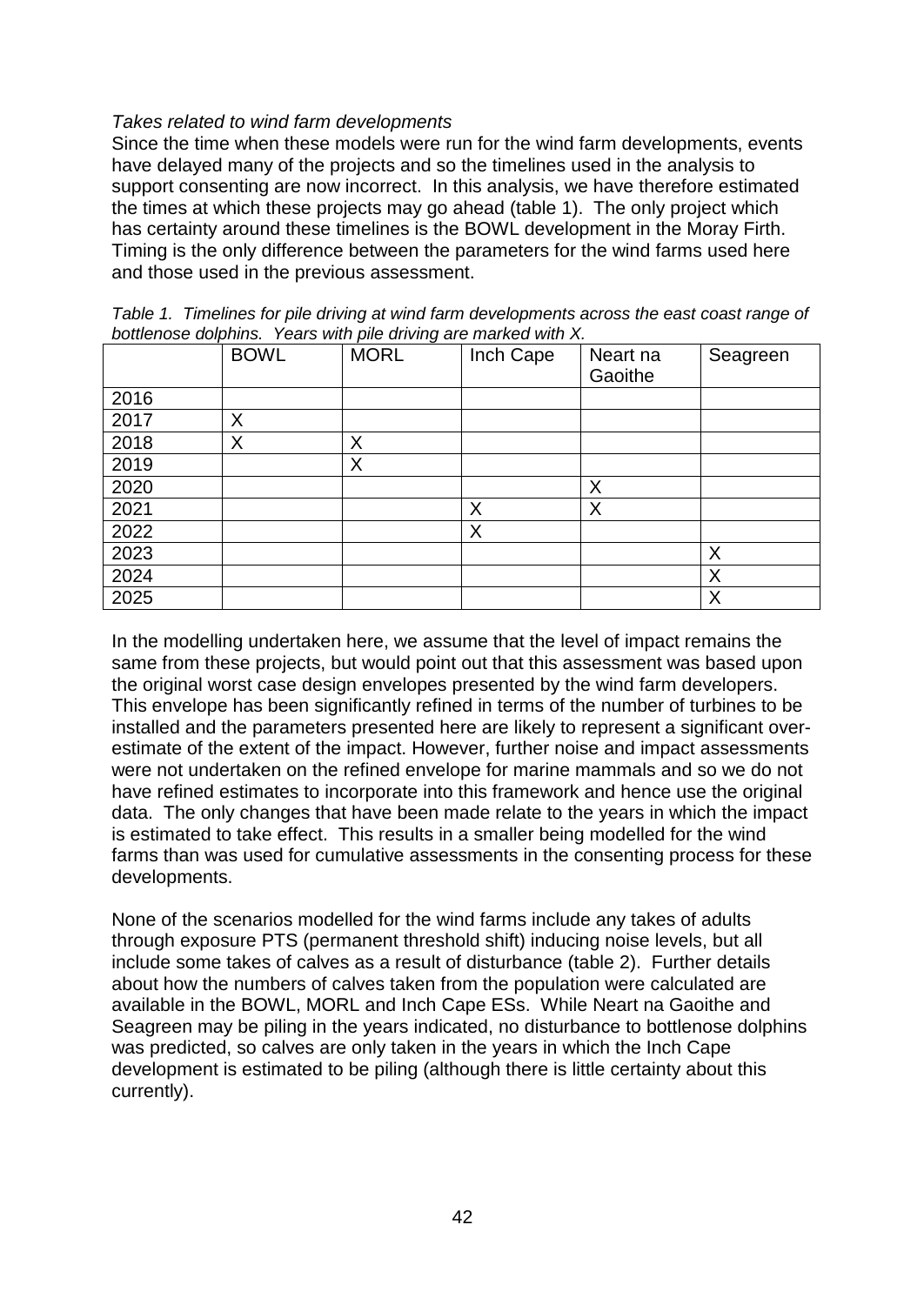*Takes related to wind farm developments*

Since the time when these models were run for the wind farm developments, events have delayed many of the projects and so the timelines used in the analysis to support consenting are now incorrect. In this analysis, we have therefore estimated the times at which these projects may go ahead (table 1). The only project which has certainty around these timelines is the BOWL development in the Moray Firth. Timing is the only difference between the parameters for the wind farms used here and those used in the previous assessment.

*Table 1. Timelines for pile driving at wind farm developments across the east coast range of bottlenose dolphins. Years with pile driving are marked with X.*

| | BOWL | MORL | Inch Cape | Neart na Gaoithe | Seagreen |
|---|---|---|---|---|---|
| 2016 | | | | | |
| 2017 | X | | | | |
| 2018 | X | X | | | |
| 2019 | | X | | | |
| 2020 | | | | X | |
| 2021 | | | X | X | |
| 2022 | | | X | | |
| 2023 | | | | | X |
| 2024 | | | | | X |
| 2025 | | | | | X |

In the modelling undertaken here, we assume that the level of impact remains the same from these projects, but would point out that this assessment was based upon the original worst case design envelopes presented by the wind farm developers. This envelope has been significantly refined in terms of the number of turbines to be installed and the parameters presented here are likely to represent a significant over-estimate of the extent of the impact. However, further noise and impact assessments were not undertaken on the refined envelope for marine mammals and so we do not have refined estimates to incorporate into this framework and hence use the original data. The only changes that have been made relate to the years in which the impact is estimated to take effect. This results in a smaller being modelled for the wind farms than was used for cumulative assessments in the consenting process for these developments.

None of the scenarios modelled for the wind farms include any takes of adults through exposure PTS (permanent threshold shift) inducing noise levels, but all include some takes of calves as a result of disturbance (table 2). Further details about how the numbers of calves taken from the population were calculated are available in the BOWL, MORL and Inch Cape ESs. While Neart na Gaoithe and Seagreen may be piling in the years indicated, no disturbance to bottlenose dolphins was predicted, so calves are only taken in the years in which the Inch Cape development is estimated to be piling (although there is little certainty about this currently).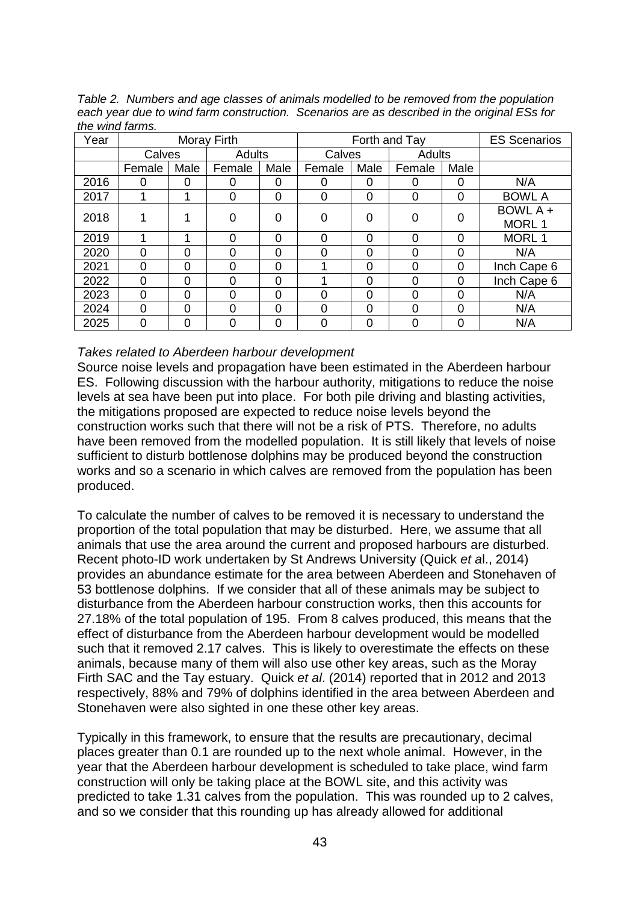*Table 2. Numbers and age classes of animals modelled to be removed from the population each year due to wind farm construction. Scenarios are as described in the original ESs for the wind farms.*

| Year | Moray Firth | | | | Forth and Tay | | | | ES Scenarios |
|---|---|---|---|---|---|---|---|---|---|
| | Calves | | Adults | | Calves | | Adults | | |
| | Female | Male | Female | Male | Female | Male | Female | Male | |
| 2016 | 0 | 0 | 0 | 0 | 0 | 0 | 0 | 0 | N/A |
| 2017 | 1 | 1 | 0 | 0 | 0 | 0 | 0 | 0 | BOWL A |
| 2018 | 1 | 1 | 0 | 0 | 0 | 0 | 0 | 0 | BOWL A + MORL 1 |
| 2019 | 1 | 1 | 0 | 0 | 0 | 0 | 0 | 0 | MORL 1 |
| 2020 | 0 | 0 | 0 | 0 | 0 | 0 | 0 | 0 | N/A |
| 2021 | 0 | 0 | 0 | 0 | 1 | 0 | 0 | 0 | Inch Cape 6 |
| 2022 | 0 | 0 | 0 | 0 | 1 | 0 | 0 | 0 | Inch Cape 6 |
| 2023 | 0 | 0 | 0 | 0 | 0 | 0 | 0 | 0 | N/A |
| 2024 | 0 | 0 | 0 | 0 | 0 | 0 | 0 | 0 | N/A |
| 2025 | 0 | 0 | 0 | 0 | 0 | 0 | 0 | 0 | N/A |

*Takes related to Aberdeen harbour development*

Source noise levels and propagation have been estimated in the Aberdeen harbour ES. Following discussion with the harbour authority, mitigations to reduce the noise levels at sea have been put into place. For both pile driving and blasting activities, the mitigations proposed are expected to reduce noise levels beyond the construction works such that there will not be a risk of PTS. Therefore, no adults have been removed from the modelled population. It is still likely that levels of noise sufficient to disturb bottlenose dolphins may be produced beyond the construction works and so a scenario in which calves are removed from the population has been produced.

To calculate the number of calves to be removed it is necessary to understand the proportion of the total population that may be disturbed. Here, we assume that all animals that use the area around the current and proposed harbours are disturbed. Recent photo-ID work undertaken by St Andrews University (Quick *et a*l., 2014) provides an abundance estimate for the area between Aberdeen and Stonehaven of 53 bottlenose dolphins. If we consider that all of these animals may be subject to disturbance from the Aberdeen harbour construction works, then this accounts for 27.18% of the total population of 195. From 8 calves produced, this means that the effect of disturbance from the Aberdeen harbour development would be modelled such that it removed 2.17 calves. This is likely to overestimate the effects on these animals, because many of them will also use other key areas, such as the Moray Firth SAC and the Tay estuary. Quick *et al*. (2014) reported that in 2012 and 2013 respectively, 88% and 79% of dolphins identified in the area between Aberdeen and Stonehaven were also sighted in one these other key areas.

Typically in this framework, to ensure that the results are precautionary, decimal places greater than 0.1 are rounded up to the next whole animal. However, in the year that the Aberdeen harbour development is scheduled to take place, wind farm construction will only be taking place at the BOWL site, and this activity was predicted to take 1.31 calves from the population. This was rounded up to 2 calves, and so we consider that this rounding up has already allowed for additional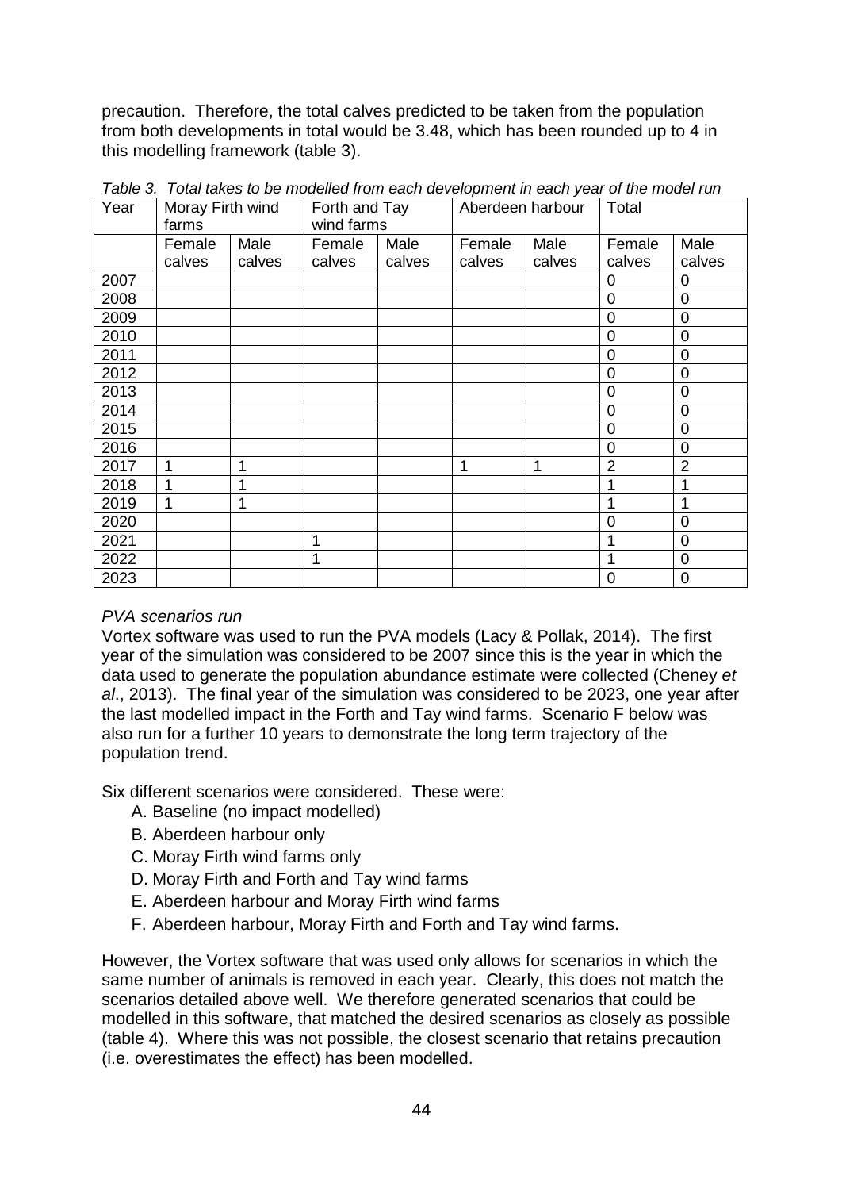precaution. Therefore, the total calves predicted to be taken from the population from both developments in total would be 3.48, which has been rounded up to 4 in this modelling framework (table 3).

*Table 3. Total takes to be modelled from each development in each year of the model run*

| Year | Moray Firth wind farms | | Forth and Tay wind farms | | Aberdeen harbour | | Total | |
|---|---|---|---|---|---|---|---|---|
| | Female calves | Male calves | Female calves | Male calves | Female calves | Male calves | Female calves | Male calves |
| 2007 | | | | | | | 0 | 0 |
| 2008 | | | | | | | 0 | 0 |
| 2009 | | | | | | | 0 | 0 |
| 2010 | | | | | | | 0 | 0 |
| 2011 | | | | | | | 0 | 0 |
| 2012 | | | | | | | 0 | 0 |
| 2013 | | | | | | | 0 | 0 |
| 2014 | | | | | | | 0 | 0 |
| 2015 | | | | | | | 0 | 0 |
| 2016 | | | | | | | 0 | 0 |
| 2017 | 1 | 1 | | | 1 | 1 | 2 | 2 |
| 2018 | 1 | 1 | | | | | 1 | 1 |
| 2019 | 1 | 1 | | | | | 1 | 1 |
| 2020 | | | | | | | 0 | 0 |
| 2021 | | | 1 | | | | 1 | 0 |
| 2022 | | | 1 | | | | 1 | 0 |
| 2023 | | | | | | | 0 | 0 |

*PVA scenarios run*

Vortex software was used to run the PVA models (Lacy & Pollak, 2014). The first year of the simulation was considered to be 2007 since this is the year in which the data used to generate the population abundance estimate were collected (Cheney *et al*., 2013). The final year of the simulation was considered to be 2023, one year after the last modelled impact in the Forth and Tay wind farms. Scenario F below was also run for a further 10 years to demonstrate the long term trajectory of the population trend.

Six different scenarios were considered. These were:

A. Baseline (no impact modelled)
B. Aberdeen harbour only
C. Moray Firth wind farms only
D. Moray Firth and Forth and Tay wind farms
E. Aberdeen harbour and Moray Firth wind farms
F. Aberdeen harbour, Moray Firth and Forth and Tay wind farms.

However, the Vortex software that was used only allows for scenarios in which the same number of animals is removed in each year. Clearly, this does not match the scenarios detailed above well. We therefore generated scenarios that could be modelled in this software, that matched the desired scenarios as closely as possible (table 4). Where this was not possible, the closest scenario that retains precaution (i.e. overestimates the effect) has been modelled.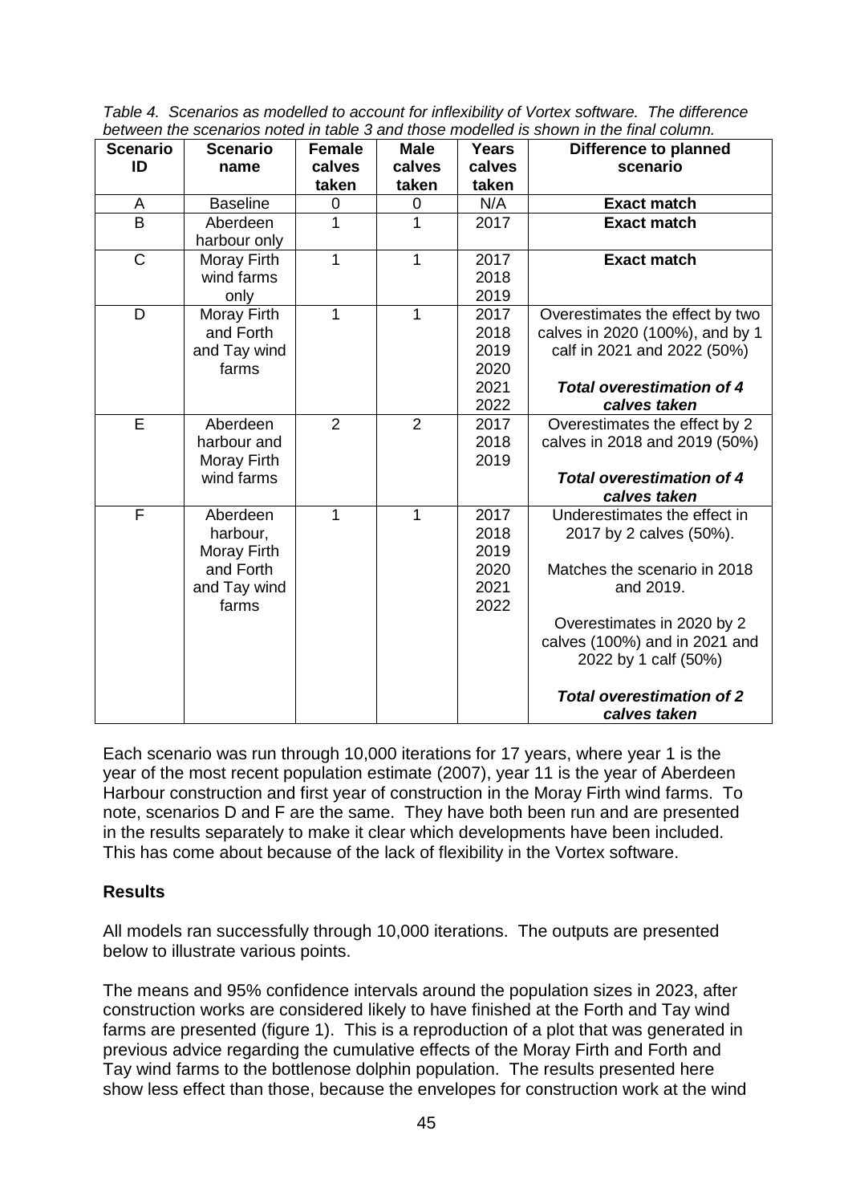*Table 4. Scenarios as modelled to account for inflexibility of Vortex software. The difference between the scenarios noted in table 3 and those modelled is shown in the final column.*

| Scenario ID | Scenario name | Female calves taken | Male calves taken | Years calves taken | Difference to planned scenario |
|---|---|---|---|---|---|
| A | Baseline | 0 | 0 | N/A | **Exact match** |
| B | Aberdeen harbour only | 1 | 1 | 2017 | **Exact match** |
| C | Moray Firth wind farms only | 1 | 1 | 2017 2018 2019 | **Exact match** |
| D | Moray Firth and Forth and Tay wind farms | 1 | 1 | 2017 2018 2019 2020 2021 2022 | Overestimates the effect by two calves in 2020 (100%), and by 1 calf in 2021 and 2022 (50%) ***Total overestimation of 4 calves taken*** |
| E | Aberdeen harbour and Moray Firth wind farms | 2 | 2 | 2017 2018 2019 | Overestimates the effect by 2 calves in 2018 and 2019 (50%) ***Total overestimation of 4 calves taken*** |
| F | Aberdeen harbour, Moray Firth and Forth and Tay wind farms | 1 | 1 | 2017 2018 2019 2020 2021 2022 | Underestimates the effect in 2017 by 2 calves (50%). Matches the scenario in 2018 and 2019. Overestimates in 2020 by 2 calves (100%) and in 2021 and 2022 by 1 calf (50%) ***Total overestimation of 2 calves taken*** |

Each scenario was run through 10,000 iterations for 17 years, where year 1 is the year of the most recent population estimate (2007), year 11 is the year of Aberdeen Harbour construction and first year of construction in the Moray Firth wind farms. To note, scenarios D and F are the same. They have both been run and are presented in the results separately to make it clear which developments have been included. This has come about because of the lack of flexibility in the Vortex software.

## Results

All models ran successfully through 10,000 iterations. The outputs are presented below to illustrate various points.

The means and 95% confidence intervals around the population sizes in 2023, after construction works are considered likely to have finished at the Forth and Tay wind farms are presented (figure 1). This is a reproduction of a plot that was generated in previous advice regarding the cumulative effects of the Moray Firth and Forth and Tay wind farms to the bottlenose dolphin population. The results presented here show less effect than those, because the envelopes for construction work at the wind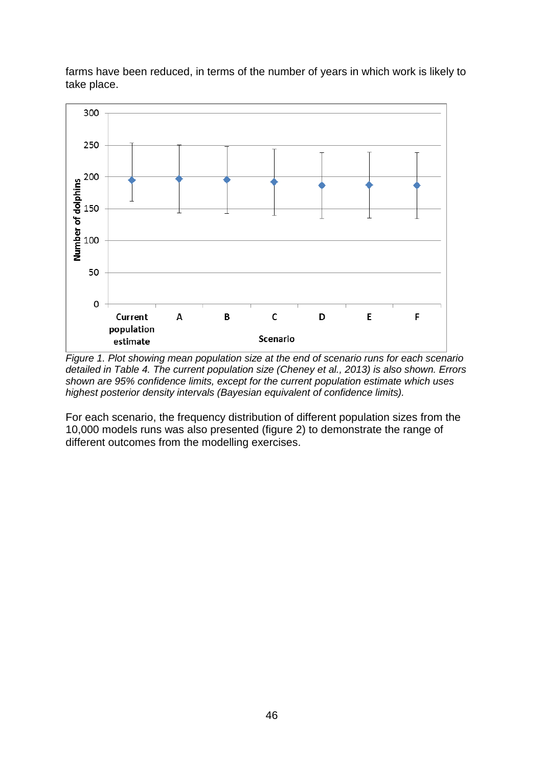farms have been reduced, in terms of the number of years in which work is likely to take place.

*Figure 1. Plot showing mean population size at the end of scenario runs for each scenario detailed in Table 4. The current population size (Cheney et al., 2013) is also shown. Errors shown are 95% confidence limits, except for the current population estimate which uses highest posterior density intervals (Bayesian equivalent of confidence limits).*

For each scenario, the frequency distribution of different population sizes from the 10,000 models runs was also presented (figure 2) to demonstrate the range of different outcomes from the modelling exercises.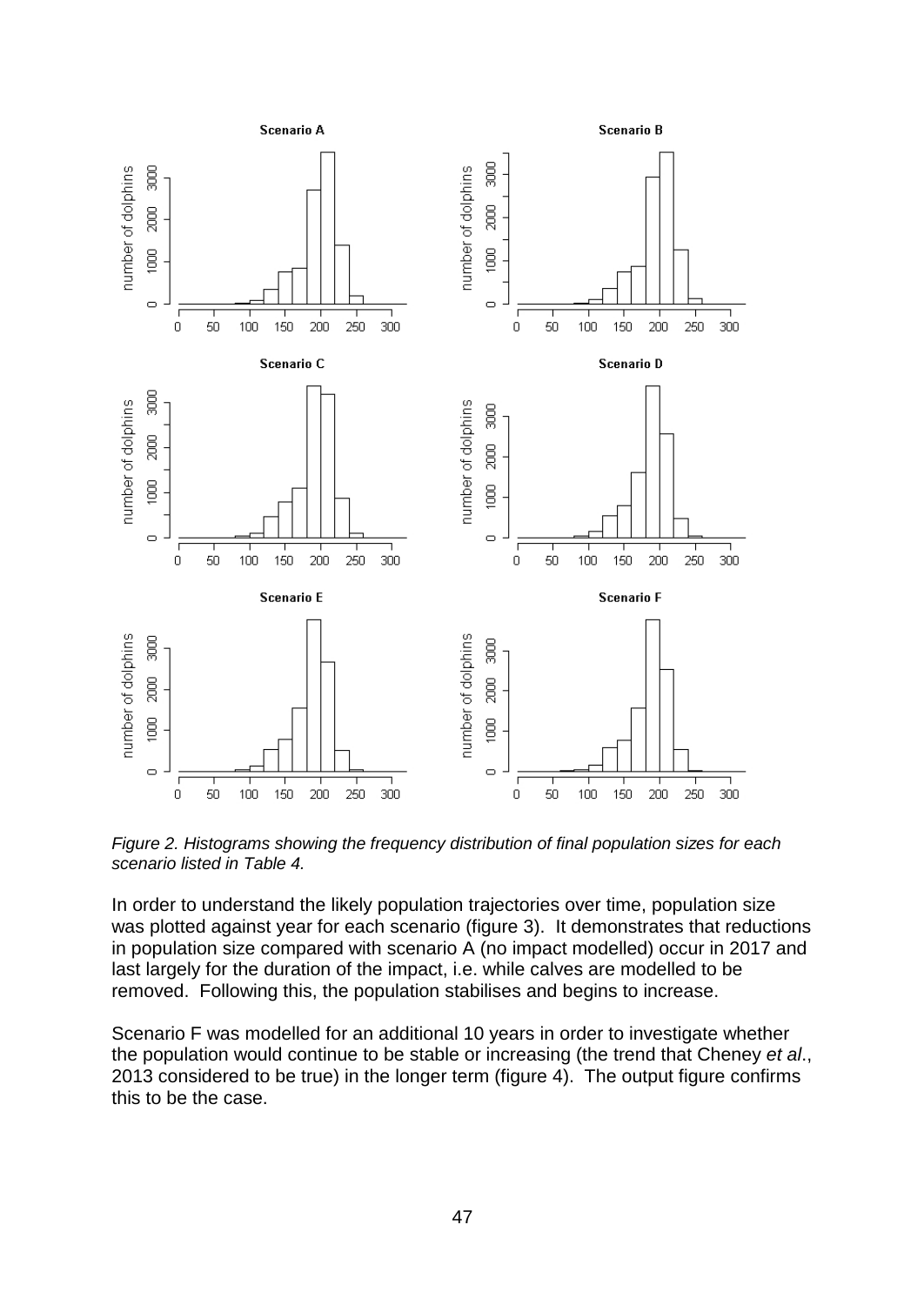*Figure 2. Histograms showing the frequency distribution of final population sizes for each scenario listed in Table 4.*

In order to understand the likely population trajectories over time, population size was plotted against year for each scenario (figure 3). It demonstrates that reductions in population size compared with scenario A (no impact modelled) occur in 2017 and last largely for the duration of the impact, i.e. while calves are modelled to be removed. Following this, the population stabilises and begins to increase.

Scenario F was modelled for an additional 10 years in order to investigate whether the population would continue to be stable or increasing (the trend that Cheney *et al*., 2013 considered to be true) in the longer term (figure 4). The output figure confirms this to be the case.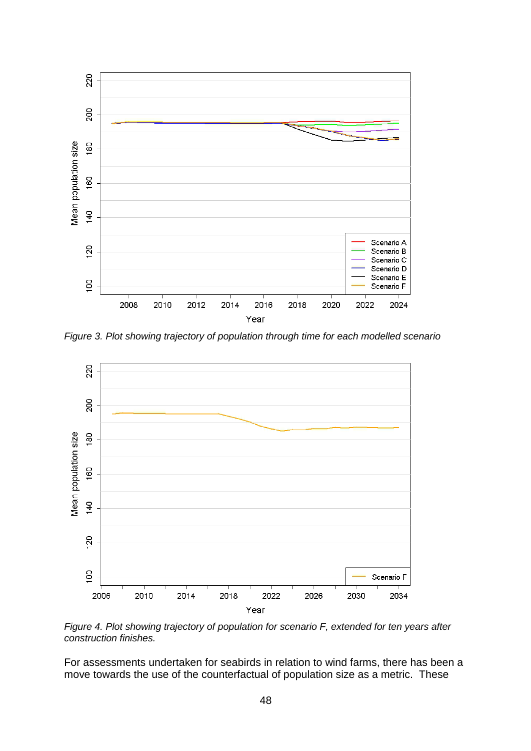Figure 3. Plot showing trajectory of population through time for each modelled scenario

Figure 4. Plot showing trajectory of population for scenario F, extended for ten years after construction finishes.

For assessments undertaken for seabirds in relation to wind farms, there has been a move towards the use of the counterfactual of population size as a metric. These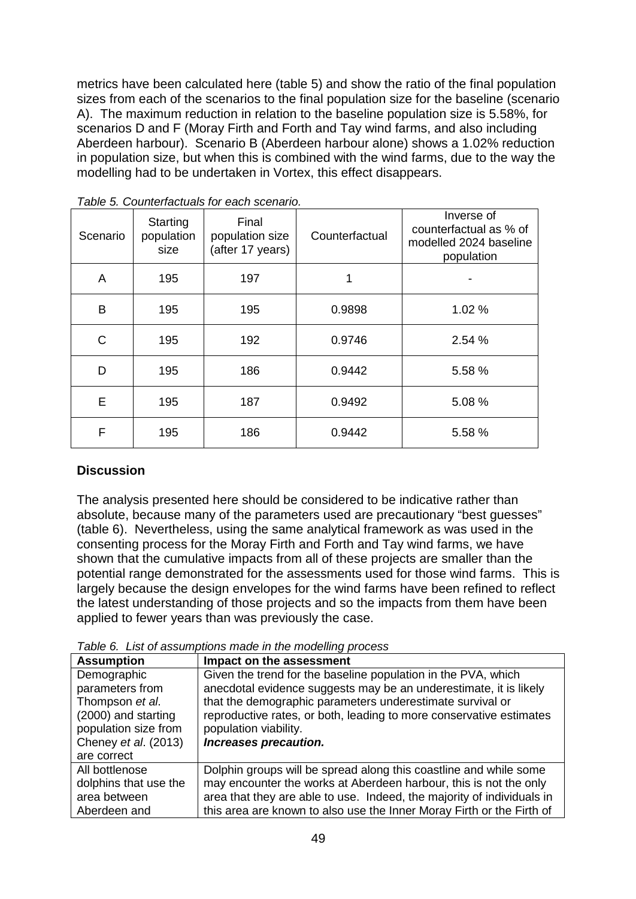metrics have been calculated here (table 5) and show the ratio of the final population sizes from each of the scenarios to the final population size for the baseline (scenario A). The maximum reduction in relation to the baseline population size is 5.58%, for scenarios D and F (Moray Firth and Forth and Tay wind farms, and also including Aberdeen harbour). Scenario B (Aberdeen harbour alone) shows a 1.02% reduction in population size, but when this is combined with the wind farms, due to the way the modelling had to be undertaken in Vortex, this effect disappears.

*Table 5. Counterfactuals for each scenario.*

| Scenario | Starting population size | Final population size (after 17 years) | Counterfactual | Inverse of counterfactual as % of modelled 2024 baseline population |
|---|---|---|---|---|
| A | 195 | 197 | 1 | - |
| B | 195 | 195 | 0.9898 | 1.02 % |
| C | 195 | 192 | 0.9746 | 2.54 % |
| D | 195 | 186 | 0.9442 | 5.58 % |
| E | 195 | 187 | 0.9492 | 5.08 % |
| F | 195 | 186 | 0.9442 | 5.58 % |

## Discussion

The analysis presented here should be considered to be indicative rather than absolute, because many of the parameters used are precautionary "best guesses" (table 6). Nevertheless, using the same analytical framework as was used in the consenting process for the Moray Firth and Forth and Tay wind farms, we have shown that the cumulative impacts from all of these projects are smaller than the potential range demonstrated for the assessments used for those wind farms. This is largely because the design envelopes for the wind farms have been refined to reflect the latest understanding of those projects and so the impacts from them have been applied to fewer years than was previously the case.

*Table 6. List of assumptions made in the modelling process*

| Assumption | Impact on the assessment |
|---|---|
| Demographic parameters from Thompson *et al.* (2000) and starting population size from Cheney *et al.* (2013) are correct | Given the trend for the baseline population in the PVA, which anecdotal evidence suggests may be an underestimate, it is likely that the demographic parameters underestimate survival or reproductive rates, or both, leading to more conservative estimates population viability. ***Increases precaution.*** |
| All bottlenose dolphins that use the area between Aberdeen and | Dolphin groups will be spread along this coastline and while some may encounter the works at Aberdeen harbour, this is not the only area that they are able to use. Indeed, the majority of individuals in this area are known to also use the Inner Moray Firth or the Firth of |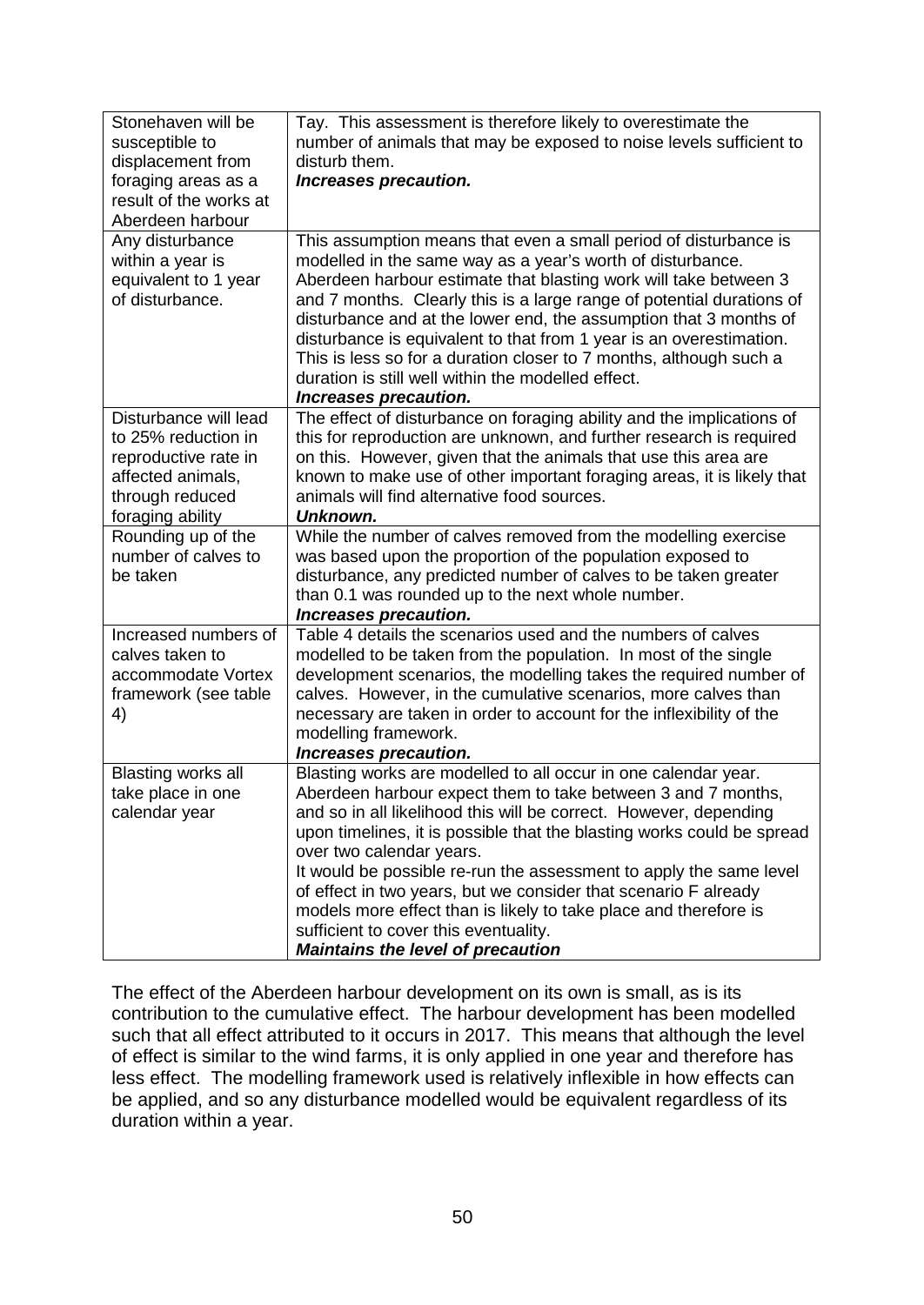| | |
|---|---|
| Stonehaven will be susceptible to displacement from foraging areas as a result of the works at Aberdeen harbour | Tay. This assessment is therefore likely to overestimate the number of animals that may be exposed to noise levels sufficient to disturb them.<br>***Increases precaution.*** |
| Any disturbance within a year is equivalent to 1 year of disturbance. | This assumption means that even a small period of disturbance is modelled in the same way as a year's worth of disturbance. Aberdeen harbour estimate that blasting work will take between 3 and 7 months. Clearly this is a large range of potential durations of disturbance and at the lower end, the assumption that 3 months of disturbance is equivalent to that from 1 year is an overestimation. This is less so for a duration closer to 7 months, although such a duration is still well within the modelled effect.<br>***Increases precaution.*** |
| Disturbance will lead to 25% reduction in reproductive rate in affected animals, through reduced foraging ability | The effect of disturbance on foraging ability and the implications of this for reproduction are unknown, and further research is required on this. However, given that the animals that use this area are known to make use of other important foraging areas, it is likely that animals will find alternative food sources.<br>***Unknown.*** |
| Rounding up of the number of calves to be taken | While the number of calves removed from the modelling exercise was based upon the proportion of the population exposed to disturbance, any predicted number of calves to be taken greater than 0.1 was rounded up to the next whole number.<br>***Increases precaution.*** |
| Increased numbers of calves taken to accommodate Vortex framework (see table 4) | Table 4 details the scenarios used and the numbers of calves modelled to be taken from the population. In most of the single development scenarios, the modelling takes the required number of calves. However, in the cumulative scenarios, more calves than necessary are taken in order to account for the inflexibility of the modelling framework.<br>***Increases precaution.*** |
| Blasting works all take place in one calendar year | Blasting works are modelled to all occur in one calendar year. Aberdeen harbour expect them to take between 3 and 7 months, and so in all likelihood this will be correct. However, depending upon timelines, it is possible that the blasting works could be spread over two calendar years.<br>It would be possible re-run the assessment to apply the same level of effect in two years, but we consider that scenario F already models more effect than is likely to take place and therefore is sufficient to cover this eventuality.<br>***Maintains the level of precaution*** |

The effect of the Aberdeen harbour development on its own is small, as is its contribution to the cumulative effect. The harbour development has been modelled such that all effect attributed to it occurs in 2017. This means that although the level of effect is similar to the wind farms, it is only applied in one year and therefore has less effect. The modelling framework used is relatively inflexible in how effects can be applied, and so any disturbance modelled would be equivalent regardless of its duration within a year.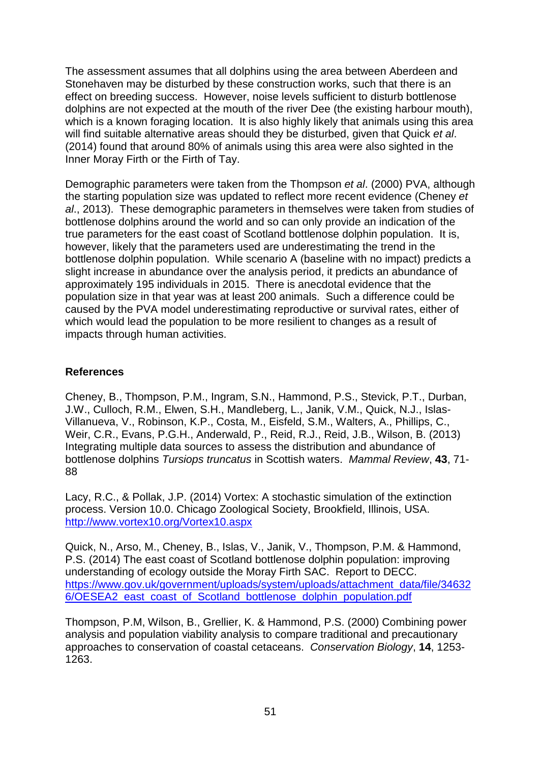The assessment assumes that all dolphins using the area between Aberdeen and Stonehaven may be disturbed by these construction works, such that there is an effect on breeding success. However, noise levels sufficient to disturb bottlenose dolphins are not expected at the mouth of the river Dee (the existing harbour mouth), which is a known foraging location. It is also highly likely that animals using this area will find suitable alternative areas should they be disturbed, given that Quick *et al*. (2014) found that around 80% of animals using this area were also sighted in the Inner Moray Firth or the Firth of Tay.

Demographic parameters were taken from the Thompson *et al*. (2000) PVA, although the starting population size was updated to reflect more recent evidence (Cheney *et al*., 2013). These demographic parameters in themselves were taken from studies of bottlenose dolphins around the world and so can only provide an indication of the true parameters for the east coast of Scotland bottlenose dolphin population. It is, however, likely that the parameters used are underestimating the trend in the bottlenose dolphin population. While scenario A (baseline with no impact) predicts a slight increase in abundance over the analysis period, it predicts an abundance of approximately 195 individuals in 2015. There is anecdotal evidence that the population size in that year was at least 200 animals. Such a difference could be caused by the PVA model underestimating reproductive or survival rates, either of which would lead the population to be more resilient to changes as a result of impacts through human activities.

**References**

Cheney, B., Thompson, P.M., Ingram, S.N., Hammond, P.S., Stevick, P.T., Durban, J.W., Culloch, R.M., Elwen, S.H., Mandleberg, L., Janik, V.M., Quick, N.J., Islas-Villanueva, V., Robinson, K.P., Costa, M., Eisfeld, S.M., Walters, A., Phillips, C., Weir, C.R., Evans, P.G.H., Anderwald, P., Reid, R.J., Reid, J.B., Wilson, B. (2013) Integrating multiple data sources to assess the distribution and abundance of bottlenose dolphins *Tursiops truncatus* in Scottish waters. *Mammal Review*, **43**, 71-88

Lacy, R.C., & Pollak, J.P. (2014) Vortex: A stochastic simulation of the extinction process. Version 10.0. Chicago Zoological Society, Brookfield, Illinois, USA. http://www.vortex10.org/Vortex10.aspx

Quick, N., Arso, M., Cheney, B., Islas, V., Janik, V., Thompson, P.M. & Hammond, P.S. (2014) The east coast of Scotland bottlenose dolphin population: improving understanding of ecology outside the Moray Firth SAC. Report to DECC. https://www.gov.uk/government/uploads/system/uploads/attachment_data/file/346326/OESEA2_east_coast_of_Scotland_bottlenose_dolphin_population.pdf

Thompson, P.M, Wilson, B., Grellier, K. & Hammond, P.S. (2000) Combining power analysis and population viability analysis to compare traditional and precautionary approaches to conservation of coastal cetaceans. *Conservation Biology*, **14**, 1253-1263.